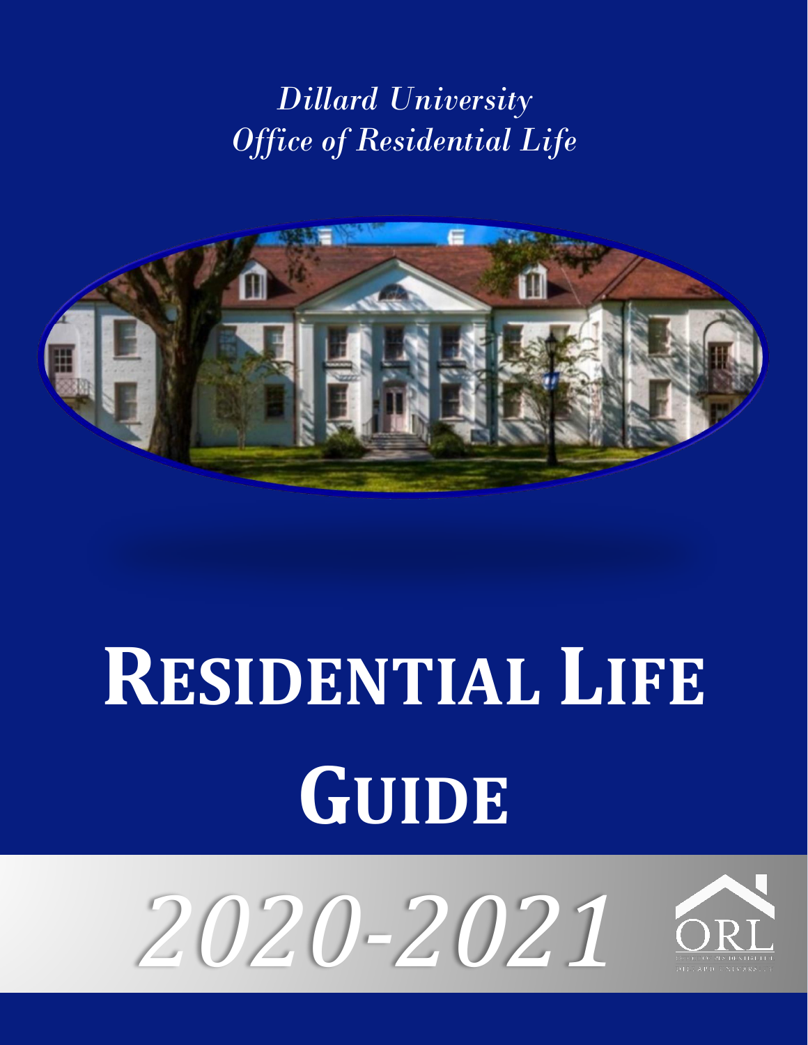*Dillard University*
*Office of Residential Life*

# **Residential Life Guide**

*2020-2021*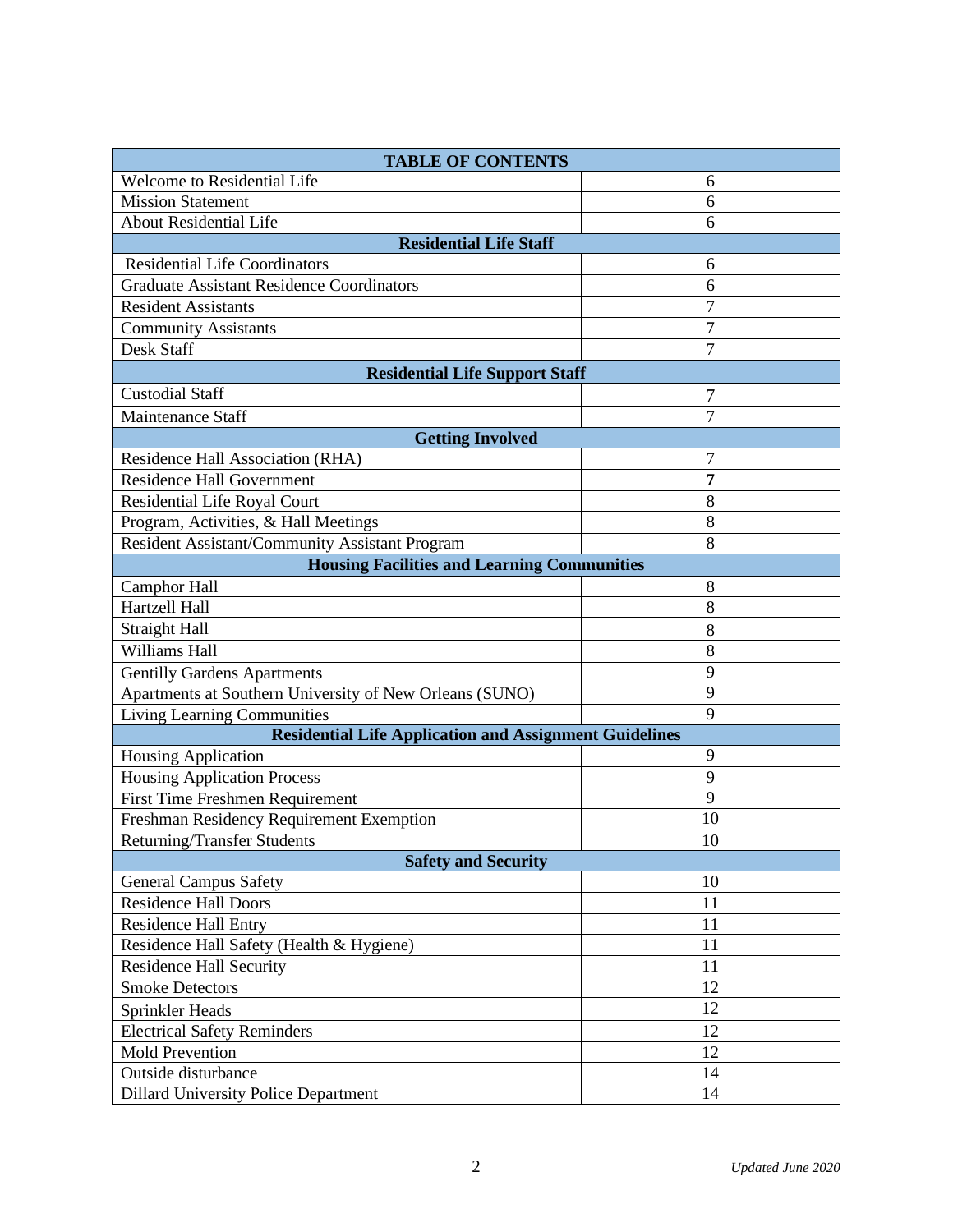| TABLE OF CONTENTS | |
|---|---|
| Welcome to Residential Life | 6 |
| Mission Statement | 6 |
| About Residential Life | 6 |
| **Residential Life Staff** | |
| Residential Life Coordinators | 6 |
| Graduate Assistant Residence Coordinators | 6 |
| Resident Assistants | 7 |
| Community Assistants | 7 |
| Desk Staff | 7 |
| **Residential Life Support Staff** | |
| Custodial Staff | 7 |
| Maintenance Staff | 7 |
| **Getting Involved** | |
| Residence Hall Association (RHA) | 7 |
| Residence Hall Government | **7** |
| Residential Life Royal Court | 8 |
| Program, Activities, & Hall Meetings | 8 |
| Resident Assistant/Community Assistant Program | 8 |
| **Housing Facilities and Learning Communities** | |
| Camphor Hall | 8 |
| Hartzell Hall | 8 |
| Straight Hall | 8 |
| Williams Hall | 8 |
| Gentilly Gardens Apartments | 9 |
| Apartments at Southern University of New Orleans (SUNO) | 9 |
| Living Learning Communities | 9 |
| **Residential Life Application and Assignment Guidelines** | |
| Housing Application | 9 |
| Housing Application Process | 9 |
| First Time Freshmen Requirement | 9 |
| Freshman Residency Requirement Exemption | 10 |
| Returning/Transfer Students | 10 |
| **Safety and Security** | |
| General Campus Safety | 10 |
| Residence Hall Doors | 11 |
| Residence Hall Entry | 11 |
| Residence Hall Safety (Health & Hygiene) | 11 |
| Residence Hall Security | 11 |
| Smoke Detectors | 12 |
| Sprinkler Heads | 12 |
| Electrical Safety Reminders | 12 |
| Mold Prevention | 12 |
| Outside disturbance | 14 |
| Dillard University Police Department | 14 |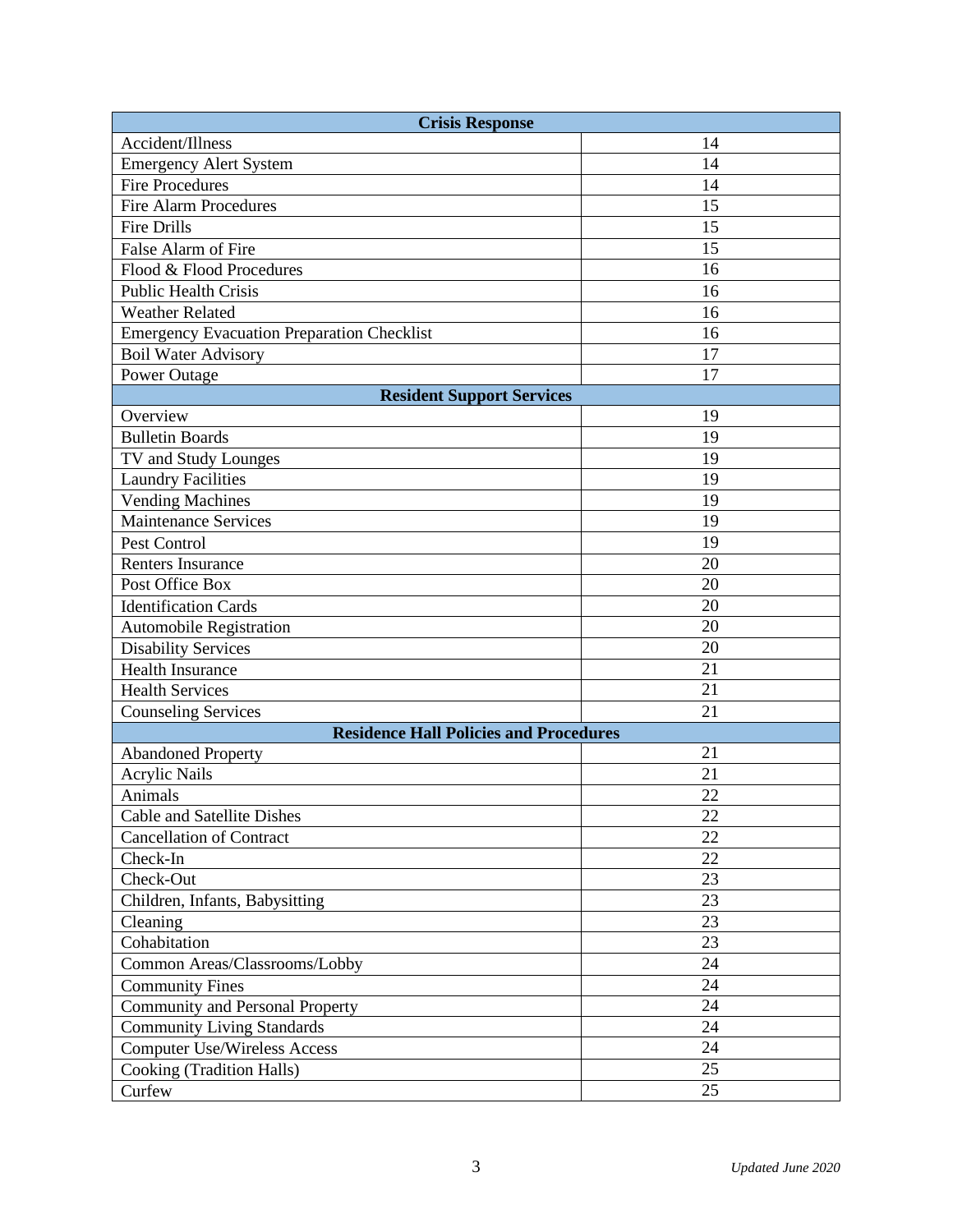| **Crisis Response** | |
|---|---|
| Accident/Illness | 14 |
| Emergency Alert System | 14 |
| Fire Procedures | 14 |
| Fire Alarm Procedures | 15 |
| Fire Drills | 15 |
| False Alarm of Fire | 15 |
| Flood & Flood Procedures | 16 |
| Public Health Crisis | 16 |
| Weather Related | 16 |
| Emergency Evacuation Preparation Checklist | 16 |
| Boil Water Advisory | 17 |
| Power Outage | 17 |
| **Resident Support Services** | |
| Overview | 19 |
| Bulletin Boards | 19 |
| TV and Study Lounges | 19 |
| Laundry Facilities | 19 |
| Vending Machines | 19 |
| Maintenance Services | 19 |
| Pest Control | 19 |
| Renters Insurance | 20 |
| Post Office Box | 20 |
| Identification Cards | 20 |
| Automobile Registration | 20 |
| Disability Services | 20 |
| Health Insurance | 21 |
| Health Services | 21 |
| Counseling Services | 21 |
| **Residence Hall Policies and Procedures** | |
| Abandoned Property | 21 |
| Acrylic Nails | 21 |
| Animals | 22 |
| Cable and Satellite Dishes | 22 |
| Cancellation of Contract | 22 |
| Check-In | 22 |
| Check-Out | 23 |
| Children, Infants, Babysitting | 23 |
| Cleaning | 23 |
| Cohabitation | 23 |
| Common Areas/Classrooms/Lobby | 24 |
| Community Fines | 24 |
| Community and Personal Property | 24 |
| Community Living Standards | 24 |
| Computer Use/Wireless Access | 24 |
| Cooking (Tradition Halls) | 25 |
| Curfew | 25 |

*Updated June 2020*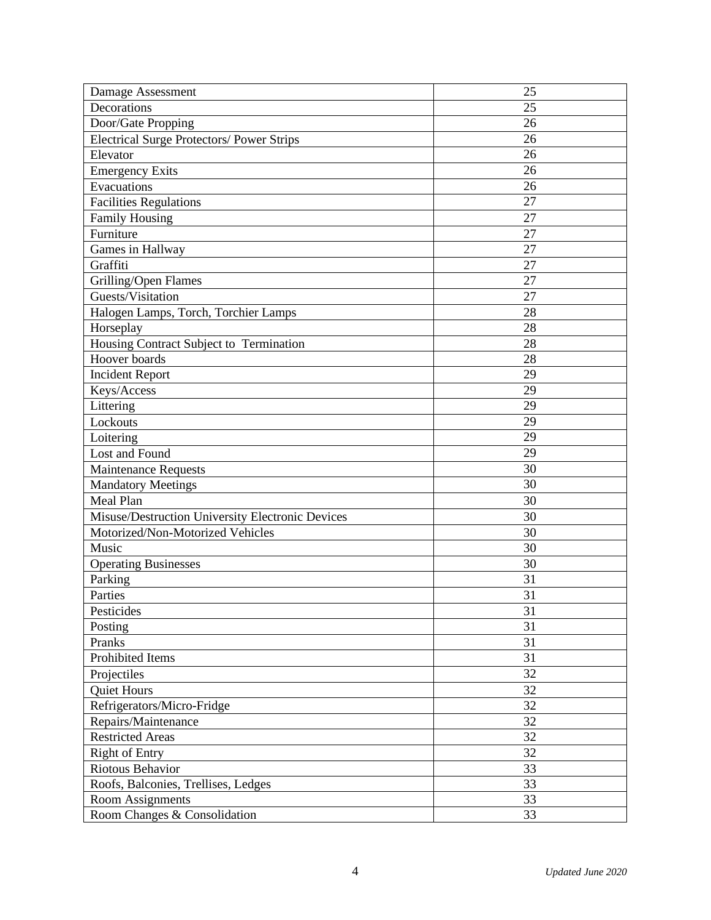| Damage Assessment | 25 |
|---|---|
| Decorations | 25 |
| Door/Gate Propping | 26 |
| Electrical Surge Protectors/ Power Strips | 26 |
| Elevator | 26 |
| Emergency Exits | 26 |
| Evacuations | 26 |
| Facilities Regulations | 27 |
| Family Housing | 27 |
| Furniture | 27 |
| Games in Hallway | 27 |
| Graffiti | 27 |
| Grilling/Open Flames | 27 |
| Guests/Visitation | 27 |
| Halogen Lamps, Torch, Torchier Lamps | 28 |
| Horseplay | 28 |
| Housing Contract Subject to Termination | 28 |
| Hoover boards | 28 |
| Incident Report | 29 |
| Keys/Access | 29 |
| Littering | 29 |
| Lockouts | 29 |
| Loitering | 29 |
| Lost and Found | 29 |
| Maintenance Requests | 30 |
| Mandatory Meetings | 30 |
| Meal Plan | 30 |
| Misuse/Destruction University Electronic Devices | 30 |
| Motorized/Non-Motorized Vehicles | 30 |
| Music | 30 |
| Operating Businesses | 30 |
| Parking | 31 |
| Parties | 31 |
| Pesticides | 31 |
| Posting | 31 |
| Pranks | 31 |
| Prohibited Items | 31 |
| Projectiles | 32 |
| Quiet Hours | 32 |
| Refrigerators/Micro-Fridge | 32 |
| Repairs/Maintenance | 32 |
| Restricted Areas | 32 |
| Right of Entry | 32 |
| Riotous Behavior | 33 |
| Roofs, Balconies, Trellises, Ledges | 33 |
| Room Assignments | 33 |
| Room Changes & Consolidation | 33 |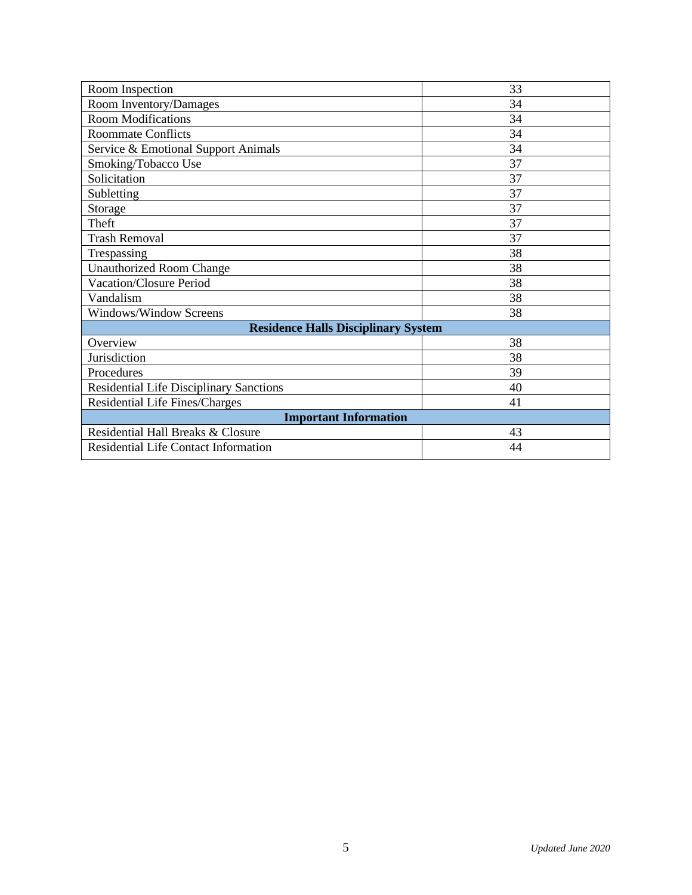| Room Inspection | 33 |
|---|---|
| Room Inventory/Damages | 34 |
| Room Modifications | 34 |
| Roommate Conflicts | 34 |
| Service & Emotional Support Animals | 34 |
| Smoking/Tobacco Use | 37 |
| Solicitation | 37 |
| Subletting | 37 |
| Storage | 37 |
| Theft | 37 |
| Trash Removal | 37 |
| Trespassing | 38 |
| Unauthorized Room Change | 38 |
| Vacation/Closure Period | 38 |
| Vandalism | 38 |
| Windows/Window Screens | 38 |
| **Residence Halls Disciplinary System** | |
| Overview | 38 |
| Jurisdiction | 38 |
| Procedures | 39 |
| Residential Life Disciplinary Sanctions | 40 |
| Residential Life Fines/Charges | 41 |
| **Important Information** | |
| Residential Hall Breaks & Closure | 43 |
| Residential Life Contact Information | 44 |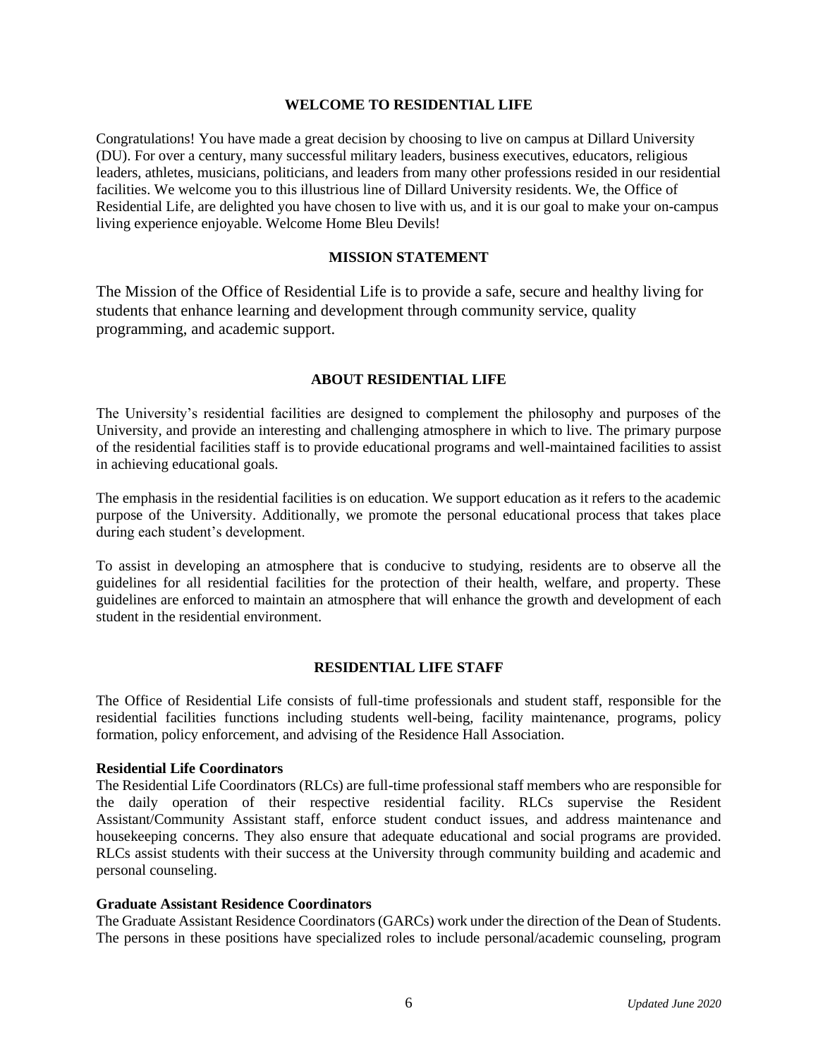## WELCOME TO RESIDENTIAL LIFE

Congratulations! You have made a great decision by choosing to live on campus at Dillard University (DU). For over a century, many successful military leaders, business executives, educators, religious leaders, athletes, musicians, politicians, and leaders from many other professions resided in our residential facilities. We welcome you to this illustrious line of Dillard University residents. We, the Office of Residential Life, are delighted you have chosen to live with us, and it is our goal to make your on-campus living experience enjoyable. Welcome Home Bleu Devils!

## MISSION STATEMENT

The Mission of the Office of Residential Life is to provide a safe, secure and healthy living for students that enhance learning and development through community service, quality programming, and academic support.

## ABOUT RESIDENTIAL LIFE

The University's residential facilities are designed to complement the philosophy and purposes of the University, and provide an interesting and challenging atmosphere in which to live. The primary purpose of the residential facilities staff is to provide educational programs and well-maintained facilities to assist in achieving educational goals.

The emphasis in the residential facilities is on education. We support education as it refers to the academic purpose of the University. Additionally, we promote the personal educational process that takes place during each student's development.

To assist in developing an atmosphere that is conducive to studying, residents are to observe all the guidelines for all residential facilities for the protection of their health, welfare, and property. These guidelines are enforced to maintain an atmosphere that will enhance the growth and development of each student in the residential environment.

## RESIDENTIAL LIFE STAFF

The Office of Residential Life consists of full-time professionals and student staff, responsible for the residential facilities functions including students well-being, facility maintenance, programs, policy formation, policy enforcement, and advising of the Residence Hall Association.

### Residential Life Coordinators

The Residential Life Coordinators (RLCs) are full-time professional staff members who are responsible for the daily operation of their respective residential facility. RLCs supervise the Resident Assistant/Community Assistant staff, enforce student conduct issues, and address maintenance and housekeeping concerns. They also ensure that adequate educational and social programs are provided. RLCs assist students with their success at the University through community building and academic and personal counseling.

### Graduate Assistant Residence Coordinators

The Graduate Assistant Residence Coordinators (GARCs) work under the direction of the Dean of Students. The persons in these positions have specialized roles to include personal/academic counseling, program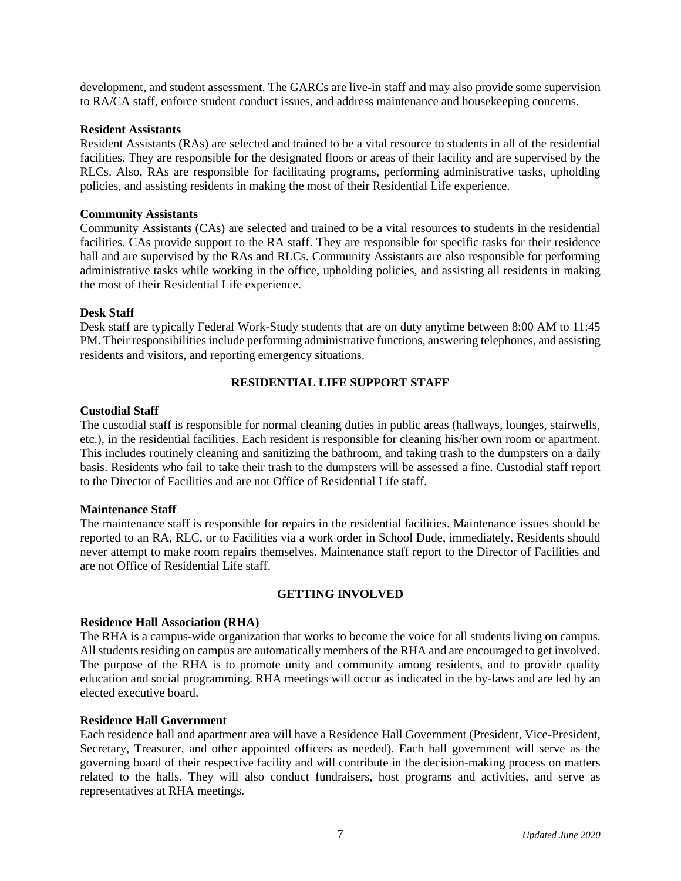development, and student assessment. The GARCs are live-in staff and may also provide some supervision to RA/CA staff, enforce student conduct issues, and address maintenance and housekeeping concerns.

**Resident Assistants**

Resident Assistants (RAs) are selected and trained to be a vital resource to students in all of the residential facilities. They are responsible for the designated floors or areas of their facility and are supervised by the RLCs. Also, RAs are responsible for facilitating programs, performing administrative tasks, upholding policies, and assisting residents in making the most of their Residential Life experience.

**Community Assistants**

Community Assistants (CAs) are selected and trained to be a vital resources to students in the residential facilities. CAs provide support to the RA staff. They are responsible for specific tasks for their residence hall and are supervised by the RAs and RLCs. Community Assistants are also responsible for performing administrative tasks while working in the office, upholding policies, and assisting all residents in making the most of their Residential Life experience.

**Desk Staff**

Desk staff are typically Federal Work-Study students that are on duty anytime between 8:00 AM to 11:45 PM. Their responsibilities include performing administrative functions, answering telephones, and assisting residents and visitors, and reporting emergency situations.

## RESIDENTIAL LIFE SUPPORT STAFF

**Custodial Staff**

The custodial staff is responsible for normal cleaning duties in public areas (hallways, lounges, stairwells, etc.), in the residential facilities. Each resident is responsible for cleaning his/her own room or apartment. This includes routinely cleaning and sanitizing the bathroom, and taking trash to the dumpsters on a daily basis. Residents who fail to take their trash to the dumpsters will be assessed a fine. Custodial staff report to the Director of Facilities and are not Office of Residential Life staff.

**Maintenance Staff**

The maintenance staff is responsible for repairs in the residential facilities. Maintenance issues should be reported to an RA, RLC, or to Facilities via a work order in School Dude, immediately. Residents should never attempt to make room repairs themselves. Maintenance staff report to the Director of Facilities and are not Office of Residential Life staff.

## GETTING INVOLVED

**Residence Hall Association (RHA)**

The RHA is a campus-wide organization that works to become the voice for all students living on campus. All students residing on campus are automatically members of the RHA and are encouraged to get involved. The purpose of the RHA is to promote unity and community among residents, and to provide quality education and social programming. RHA meetings will occur as indicated in the by-laws and are led by an elected executive board.

**Residence Hall Government**

Each residence hall and apartment area will have a Residence Hall Government (President, Vice-President, Secretary, Treasurer, and other appointed officers as needed). Each hall government will serve as the governing board of their respective facility and will contribute in the decision-making process on matters related to the halls. They will also conduct fundraisers, host programs and activities, and serve as representatives at RHA meetings.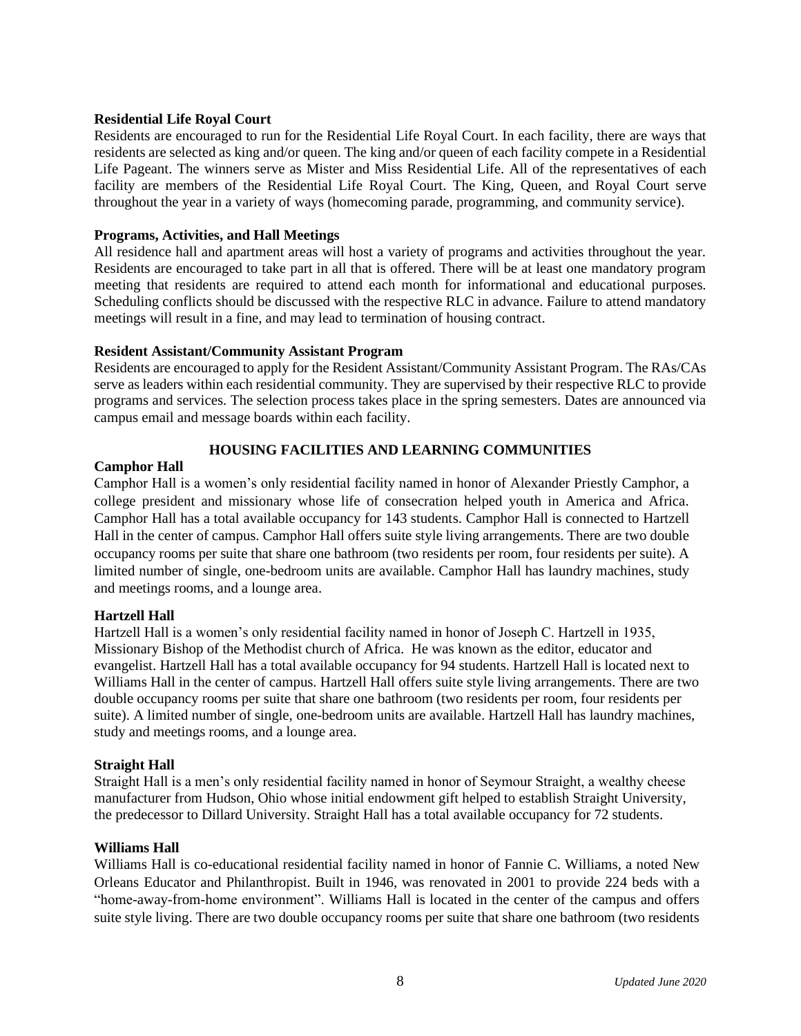**Residential Life Royal Court**

Residents are encouraged to run for the Residential Life Royal Court. In each facility, there are ways that residents are selected as king and/or queen. The king and/or queen of each facility compete in a Residential Life Pageant. The winners serve as Mister and Miss Residential Life. All of the representatives of each facility are members of the Residential Life Royal Court. The King, Queen, and Royal Court serve throughout the year in a variety of ways (homecoming parade, programming, and community service).

**Programs, Activities, and Hall Meetings**

All residence hall and apartment areas will host a variety of programs and activities throughout the year. Residents are encouraged to take part in all that is offered. There will be at least one mandatory program meeting that residents are required to attend each month for informational and educational purposes. Scheduling conflicts should be discussed with the respective RLC in advance. Failure to attend mandatory meetings will result in a fine, and may lead to termination of housing contract.

**Resident Assistant/Community Assistant Program**

Residents are encouraged to apply for the Resident Assistant/Community Assistant Program. The RAs/CAs serve as leaders within each residential community. They are supervised by their respective RLC to provide programs and services. The selection process takes place in the spring semesters. Dates are announced via campus email and message boards within each facility.

## HOUSING FACILITIES AND LEARNING COMMUNITIES

**Camphor Hall**

Camphor Hall is a women's only residential facility named in honor of Alexander Priestly Camphor, a college president and missionary whose life of consecration helped youth in America and Africa. Camphor Hall has a total available occupancy for 143 students. Camphor Hall is connected to Hartzell Hall in the center of campus. Camphor Hall offers suite style living arrangements. There are two double occupancy rooms per suite that share one bathroom (two residents per room, four residents per suite). A limited number of single, one-bedroom units are available. Camphor Hall has laundry machines, study and meetings rooms, and a lounge area.

**Hartzell Hall**

Hartzell Hall is a women's only residential facility named in honor of Joseph C. Hartzell in 1935, Missionary Bishop of the Methodist church of Africa. He was known as the editor, educator and evangelist. Hartzell Hall has a total available occupancy for 94 students. Hartzell Hall is located next to Williams Hall in the center of campus. Hartzell Hall offers suite style living arrangements. There are two double occupancy rooms per suite that share one bathroom (two residents per room, four residents per suite). A limited number of single, one-bedroom units are available. Hartzell Hall has laundry machines, study and meetings rooms, and a lounge area.

**Straight Hall**

Straight Hall is a men's only residential facility named in honor of Seymour Straight, a wealthy cheese manufacturer from Hudson, Ohio whose initial endowment gift helped to establish Straight University, the predecessor to Dillard University. Straight Hall has a total available occupancy for 72 students.

**Williams Hall**

Williams Hall is co-educational residential facility named in honor of Fannie C. Williams, a noted New Orleans Educator and Philanthropist. Built in 1946, was renovated in 2001 to provide 224 beds with a "home-away-from-home environment". Williams Hall is located in the center of the campus and offers suite style living. There are two double occupancy rooms per suite that share one bathroom (two residents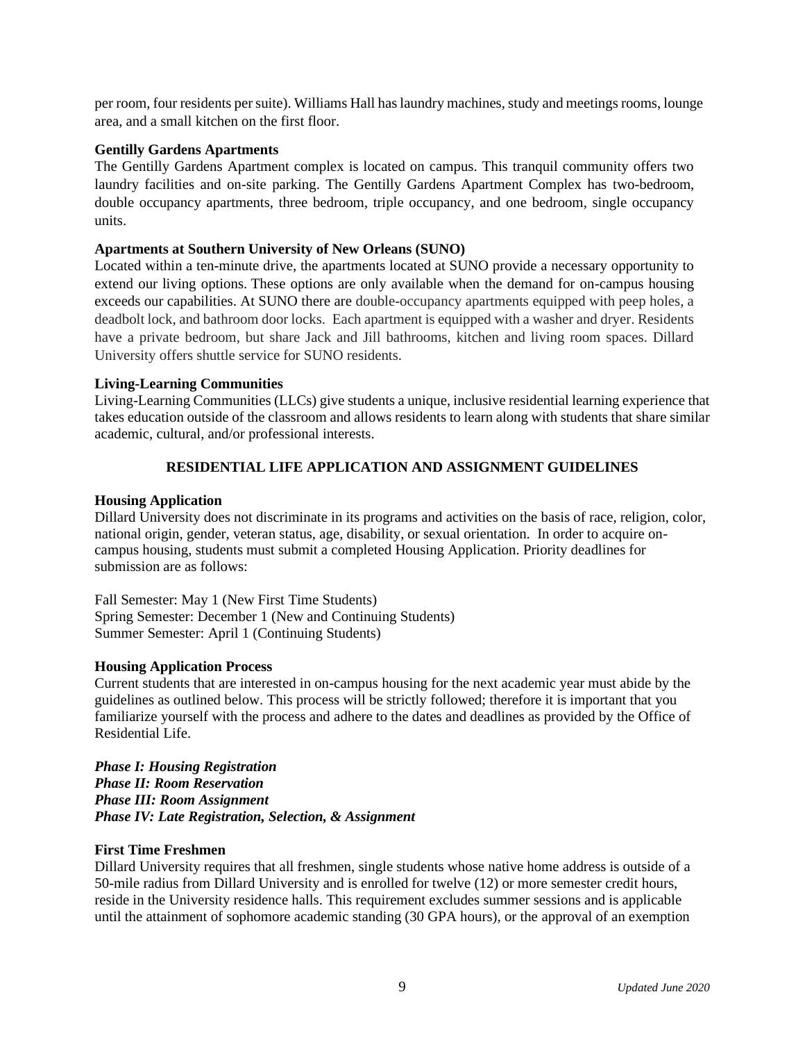per room, four residents per suite). Williams Hall has laundry machines, study and meetings rooms, lounge area, and a small kitchen on the first floor.

**Gentilly Gardens Apartments**

The Gentilly Gardens Apartment complex is located on campus. This tranquil community offers two laundry facilities and on-site parking. The Gentilly Gardens Apartment Complex has two-bedroom, double occupancy apartments, three bedroom, triple occupancy, and one bedroom, single occupancy units.

**Apartments at Southern University of New Orleans (SUNO)**

Located within a ten-minute drive, the apartments located at SUNO provide a necessary opportunity to extend our living options. These options are only available when the demand for on-campus housing exceeds our capabilities. At SUNO there are double-occupancy apartments equipped with peep holes, a deadbolt lock, and bathroom door locks. Each apartment is equipped with a washer and dryer. Residents have a private bedroom, but share Jack and Jill bathrooms, kitchen and living room spaces. Dillard University offers shuttle service for SUNO residents.

**Living-Learning Communities**

Living-Learning Communities (LLCs) give students a unique, inclusive residential learning experience that takes education outside of the classroom and allows residents to learn along with students that share similar academic, cultural, and/or professional interests.

## RESIDENTIAL LIFE APPLICATION AND ASSIGNMENT GUIDELINES

**Housing Application**

Dillard University does not discriminate in its programs and activities on the basis of race, religion, color, national origin, gender, veteran status, age, disability, or sexual orientation. In order to acquire on-campus housing, students must submit a completed Housing Application. Priority deadlines for submission are as follows:

Fall Semester: May 1 (New First Time Students)
Spring Semester: December 1 (New and Continuing Students)
Summer Semester: April 1 (Continuing Students)

**Housing Application Process**

Current students that are interested in on-campus housing for the next academic year must abide by the guidelines as outlined below. This process will be strictly followed; therefore it is important that you familiarize yourself with the process and adhere to the dates and deadlines as provided by the Office of Residential Life.

***Phase I: Housing Registration***
***Phase II: Room Reservation***
***Phase III: Room Assignment***
***Phase IV: Late Registration, Selection, & Assignment***

**First Time Freshmen**

Dillard University requires that all freshmen, single students whose native home address is outside of a 50-mile radius from Dillard University and is enrolled for twelve (12) or more semester credit hours, reside in the University residence halls. This requirement excludes summer sessions and is applicable until the attainment of sophomore academic standing (30 GPA hours), or the approval of an exemption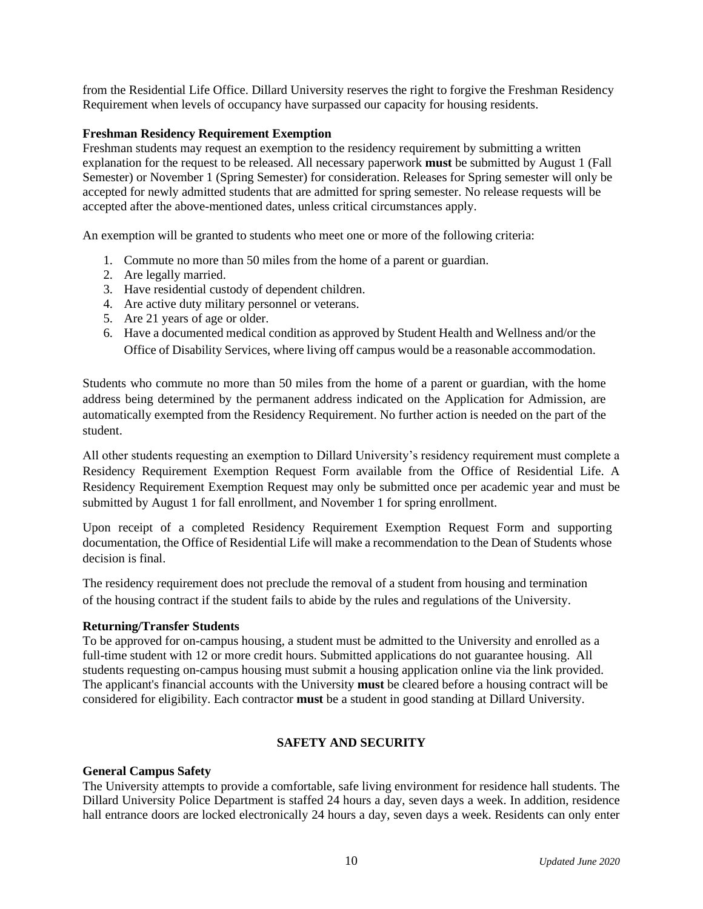from the Residential Life Office. Dillard University reserves the right to forgive the Freshman Residency Requirement when levels of occupancy have surpassed our capacity for housing residents.

**Freshman Residency Requirement Exemption**

Freshman students may request an exemption to the residency requirement by submitting a written explanation for the request to be released. All necessary paperwork **must** be submitted by August 1 (Fall Semester) or November 1 (Spring Semester) for consideration. Releases for Spring semester will only be accepted for newly admitted students that are admitted for spring semester. No release requests will be accepted after the above-mentioned dates, unless critical circumstances apply.

An exemption will be granted to students who meet one or more of the following criteria:

1. Commute no more than 50 miles from the home of a parent or guardian.
2. Are legally married.
3. Have residential custody of dependent children.
4. Are active duty military personnel or veterans.
5. Are 21 years of age or older.
6. Have a documented medical condition as approved by Student Health and Wellness and/or the Office of Disability Services, where living off campus would be a reasonable accommodation.

Students who commute no more than 50 miles from the home of a parent or guardian, with the home address being determined by the permanent address indicated on the Application for Admission, are automatically exempted from the Residency Requirement. No further action is needed on the part of the student.

All other students requesting an exemption to Dillard University's residency requirement must complete a Residency Requirement Exemption Request Form available from the Office of Residential Life. A Residency Requirement Exemption Request may only be submitted once per academic year and must be submitted by August 1 for fall enrollment, and November 1 for spring enrollment.

Upon receipt of a completed Residency Requirement Exemption Request Form and supporting documentation, the Office of Residential Life will make a recommendation to the Dean of Students whose decision is final.

The residency requirement does not preclude the removal of a student from housing and termination of the housing contract if the student fails to abide by the rules and regulations of the University.

**Returning/Transfer Students**

To be approved for on-campus housing, a student must be admitted to the University and enrolled as a full-time student with 12 or more credit hours. Submitted applications do not guarantee housing. All students requesting on-campus housing must submit a housing application online via the link provided. The applicant's financial accounts with the University **must** be cleared before a housing contract will be considered for eligibility. Each contractor **must** be a student in good standing at Dillard University.

## SAFETY AND SECURITY

**General Campus Safety**

The University attempts to provide a comfortable, safe living environment for residence hall students. The Dillard University Police Department is staffed 24 hours a day, seven days a week. In addition, residence hall entrance doors are locked electronically 24 hours a day, seven days a week. Residents can only enter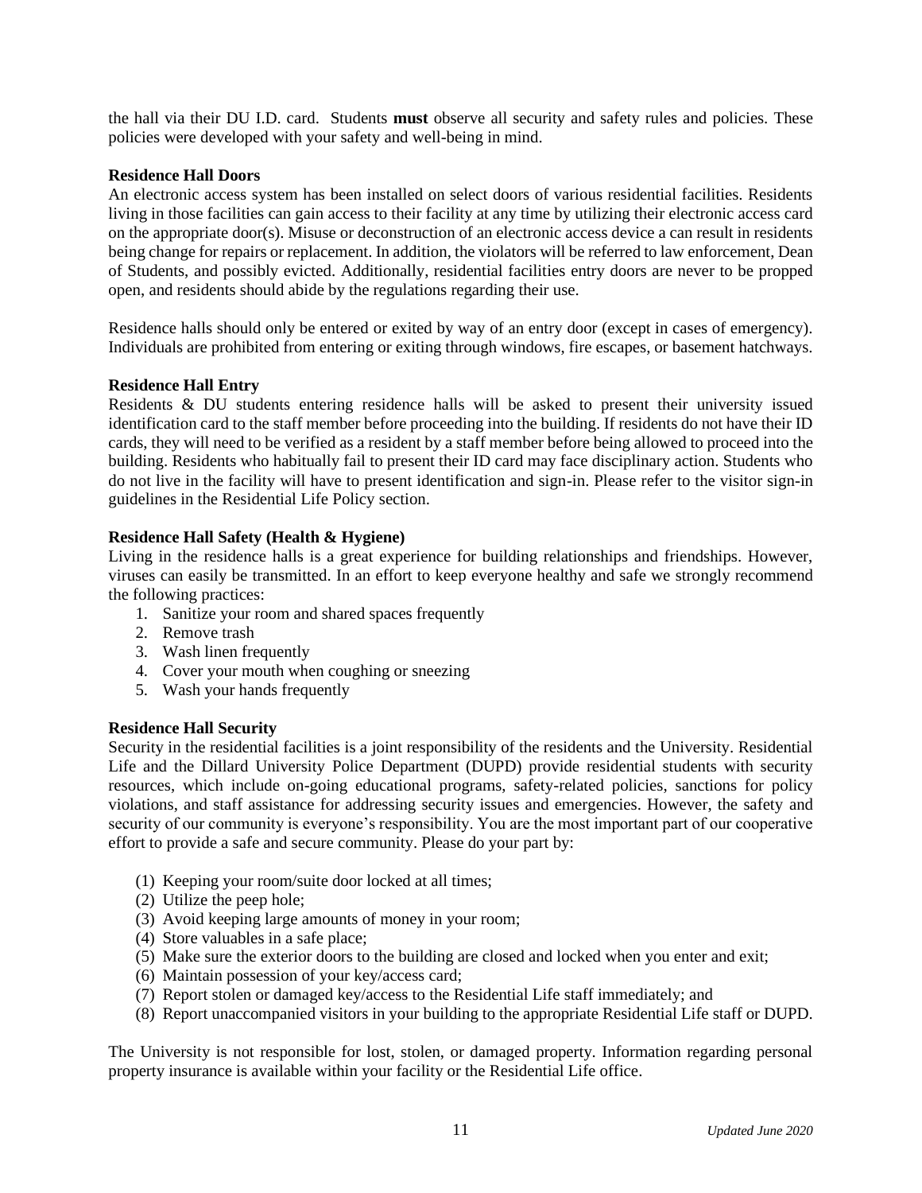the hall via their DU I.D. card. Students **must** observe all security and safety rules and policies. These policies were developed with your safety and well-being in mind.

**Residence Hall Doors**

An electronic access system has been installed on select doors of various residential facilities. Residents living in those facilities can gain access to their facility at any time by utilizing their electronic access card on the appropriate door(s). Misuse or deconstruction of an electronic access device a can result in residents being change for repairs or replacement. In addition, the violators will be referred to law enforcement, Dean of Students, and possibly evicted. Additionally, residential facilities entry doors are never to be propped open, and residents should abide by the regulations regarding their use.

Residence halls should only be entered or exited by way of an entry door (except in cases of emergency). Individuals are prohibited from entering or exiting through windows, fire escapes, or basement hatchways.

**Residence Hall Entry**

Residents & DU students entering residence halls will be asked to present their university issued identification card to the staff member before proceeding into the building. If residents do not have their ID cards, they will need to be verified as a resident by a staff member before being allowed to proceed into the building. Residents who habitually fail to present their ID card may face disciplinary action. Students who do not live in the facility will have to present identification and sign-in. Please refer to the visitor sign-in guidelines in the Residential Life Policy section.

**Residence Hall Safety (Health & Hygiene)**

Living in the residence halls is a great experience for building relationships and friendships. However, viruses can easily be transmitted. In an effort to keep everyone healthy and safe we strongly recommend the following practices:

1. Sanitize your room and shared spaces frequently
2. Remove trash
3. Wash linen frequently
4. Cover your mouth when coughing or sneezing
5. Wash your hands frequently

**Residence Hall Security**

Security in the residential facilities is a joint responsibility of the residents and the University. Residential Life and the Dillard University Police Department (DUPD) provide residential students with security resources, which include on-going educational programs, safety-related policies, sanctions for policy violations, and staff assistance for addressing security issues and emergencies. However, the safety and security of our community is everyone's responsibility. You are the most important part of our cooperative effort to provide a safe and secure community. Please do your part by:

(1) Keeping your room/suite door locked at all times;
(2) Utilize the peep hole;
(3) Avoid keeping large amounts of money in your room;
(4) Store valuables in a safe place;
(5) Make sure the exterior doors to the building are closed and locked when you enter and exit;
(6) Maintain possession of your key/access card;
(7) Report stolen or damaged key/access to the Residential Life staff immediately; and
(8) Report unaccompanied visitors in your building to the appropriate Residential Life staff or DUPD.

The University is not responsible for lost, stolen, or damaged property. Information regarding personal property insurance is available within your facility or the Residential Life office.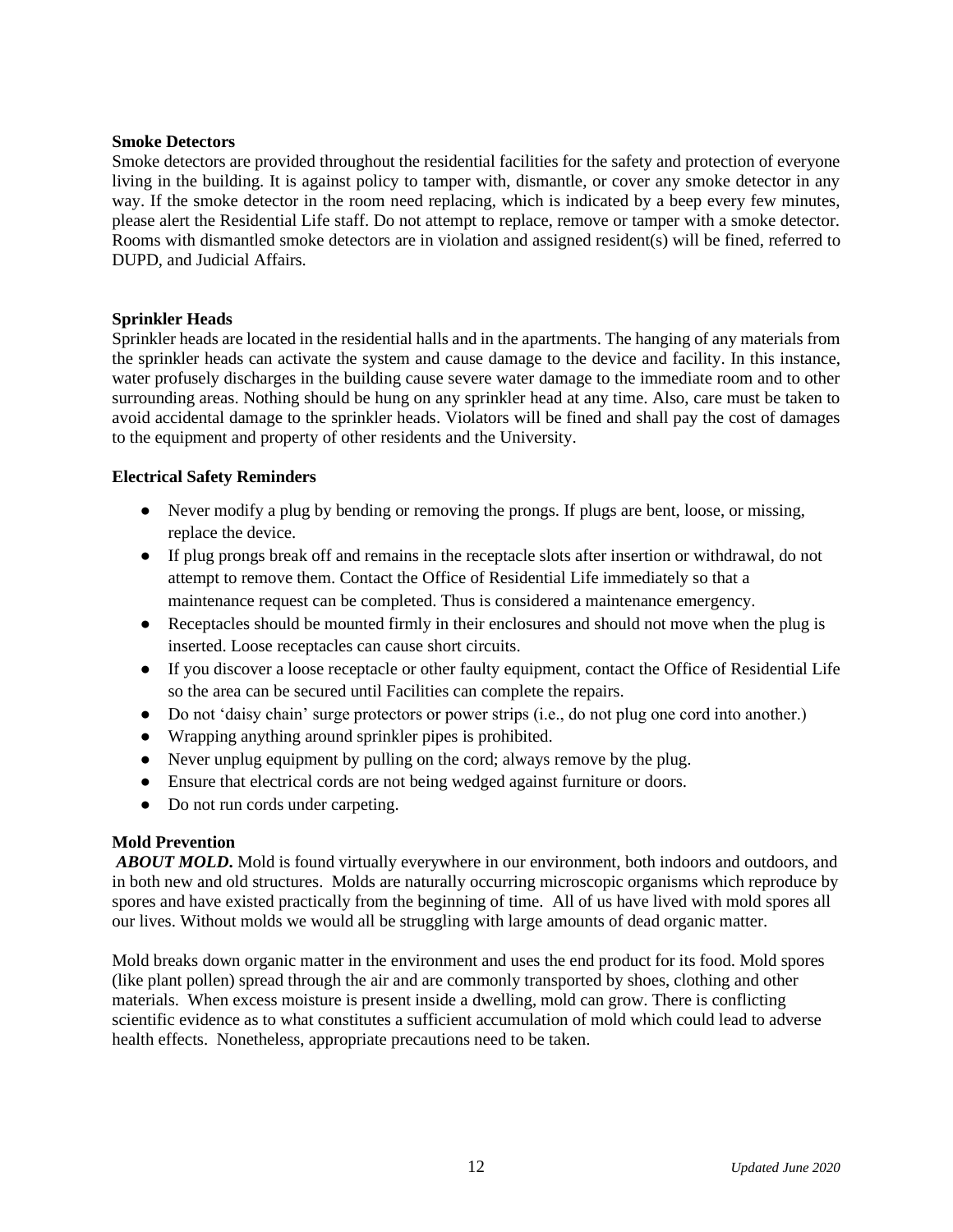**Smoke Detectors**

Smoke detectors are provided throughout the residential facilities for the safety and protection of everyone living in the building. It is against policy to tamper with, dismantle, or cover any smoke detector in any way. If the smoke detector in the room need replacing, which is indicated by a beep every few minutes, please alert the Residential Life staff. Do not attempt to replace, remove or tamper with a smoke detector. Rooms with dismantled smoke detectors are in violation and assigned resident(s) will be fined, referred to DUPD, and Judicial Affairs.

**Sprinkler Heads**

Sprinkler heads are located in the residential halls and in the apartments. The hanging of any materials from the sprinkler heads can activate the system and cause damage to the device and facility. In this instance, water profusely discharges in the building cause severe water damage to the immediate room and to other surrounding areas. Nothing should be hung on any sprinkler head at any time. Also, care must be taken to avoid accidental damage to the sprinkler heads. Violators will be fined and shall pay the cost of damages to the equipment and property of other residents and the University.

**Electrical Safety Reminders**

- Never modify a plug by bending or removing the prongs. If plugs are bent, loose, or missing, replace the device.
- If plug prongs break off and remains in the receptacle slots after insertion or withdrawal, do not attempt to remove them. Contact the Office of Residential Life immediately so that a maintenance request can be completed. Thus is considered a maintenance emergency.
- Receptacles should be mounted firmly in their enclosures and should not move when the plug is inserted. Loose receptacles can cause short circuits.
- If you discover a loose receptacle or other faulty equipment, contact the Office of Residential Life so the area can be secured until Facilities can complete the repairs.
- Do not 'daisy chain' surge protectors or power strips (i.e., do not plug one cord into another.)
- Wrapping anything around sprinkler pipes is prohibited.
- Never unplug equipment by pulling on the cord; always remove by the plug.
- Ensure that electrical cords are not being wedged against furniture or doors.
- Do not run cords under carpeting.

**Mold Prevention**

***ABOUT MOLD.*** Mold is found virtually everywhere in our environment, both indoors and outdoors, and in both new and old structures. Molds are naturally occurring microscopic organisms which reproduce by spores and have existed practically from the beginning of time. All of us have lived with mold spores all our lives. Without molds we would all be struggling with large amounts of dead organic matter.

Mold breaks down organic matter in the environment and uses the end product for its food. Mold spores (like plant pollen) spread through the air and are commonly transported by shoes, clothing and other materials. When excess moisture is present inside a dwelling, mold can grow. There is conflicting scientific evidence as to what constitutes a sufficient accumulation of mold which could lead to adverse health effects. Nonetheless, appropriate precautions need to be taken.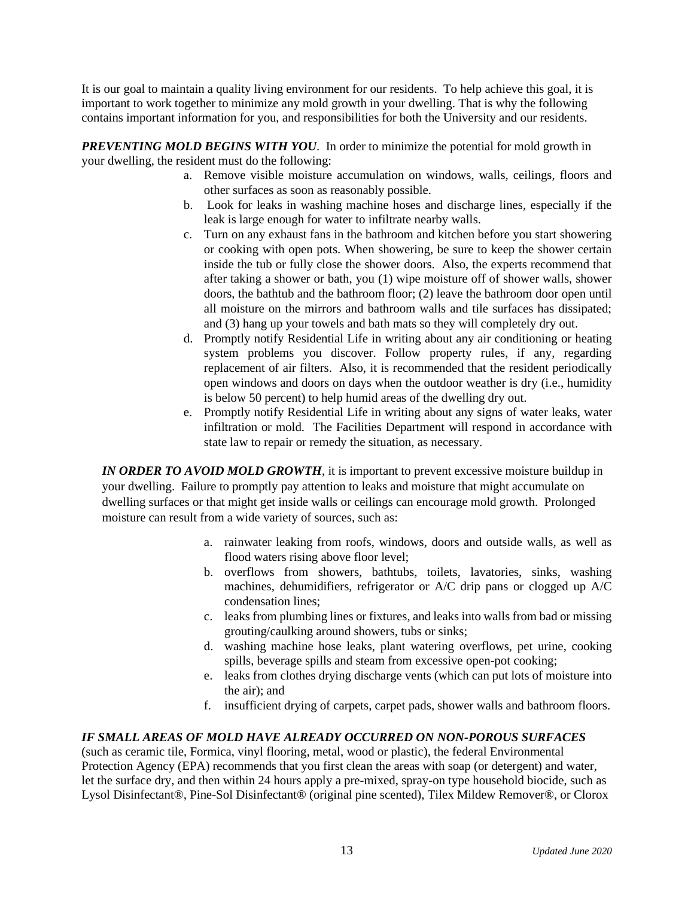It is our goal to maintain a quality living environment for our residents. To help achieve this goal, it is important to work together to minimize any mold growth in your dwelling. That is why the following contains important information for you, and responsibilities for both the University and our residents.

***PREVENTING MOLD BEGINS WITH YOU***. In order to minimize the potential for mold growth in your dwelling, the resident must do the following:

a. Remove visible moisture accumulation on windows, walls, ceilings, floors and other surfaces as soon as reasonably possible.
b. Look for leaks in washing machine hoses and discharge lines, especially if the leak is large enough for water to infiltrate nearby walls.
c. Turn on any exhaust fans in the bathroom and kitchen before you start showering or cooking with open pots. When showering, be sure to keep the shower certain inside the tub or fully close the shower doors. Also, the experts recommend that after taking a shower or bath, you (1) wipe moisture off of shower walls, shower doors, the bathtub and the bathroom floor; (2) leave the bathroom door open until all moisture on the mirrors and bathroom walls and tile surfaces has dissipated; and (3) hang up your towels and bath mats so they will completely dry out.
d. Promptly notify Residential Life in writing about any air conditioning or heating system problems you discover. Follow property rules, if any, regarding replacement of air filters. Also, it is recommended that the resident periodically open windows and doors on days when the outdoor weather is dry (i.e., humidity is below 50 percent) to help humid areas of the dwelling dry out.
e. Promptly notify Residential Life in writing about any signs of water leaks, water infiltration or mold. The Facilities Department will respond in accordance with state law to repair or remedy the situation, as necessary.

***IN ORDER TO AVOID MOLD GROWTH***, it is important to prevent excessive moisture buildup in your dwelling. Failure to promptly pay attention to leaks and moisture that might accumulate on dwelling surfaces or that might get inside walls or ceilings can encourage mold growth. Prolonged moisture can result from a wide variety of sources, such as:

a. rainwater leaking from roofs, windows, doors and outside walls, as well as flood waters rising above floor level;
b. overflows from showers, bathtubs, toilets, lavatories, sinks, washing machines, dehumidifiers, refrigerator or A/C drip pans or clogged up A/C condensation lines;
c. leaks from plumbing lines or fixtures, and leaks into walls from bad or missing grouting/caulking around showers, tubs or sinks;
d. washing machine hose leaks, plant watering overflows, pet urine, cooking spills, beverage spills and steam from excessive open-pot cooking;
e. leaks from clothes drying discharge vents (which can put lots of moisture into the air); and
f. insufficient drying of carpets, carpet pads, shower walls and bathroom floors.

***IF SMALL AREAS OF MOLD HAVE ALREADY OCCURRED ON NON-POROUS SURFACES*** (such as ceramic tile, Formica, vinyl flooring, metal, wood or plastic), the federal Environmental Protection Agency (EPA) recommends that you first clean the areas with soap (or detergent) and water, let the surface dry, and then within 24 hours apply a pre-mixed, spray-on type household biocide, such as Lysol Disinfectant®, Pine-Sol Disinfectant® (original pine scented), Tilex Mildew Remover®, or Clorox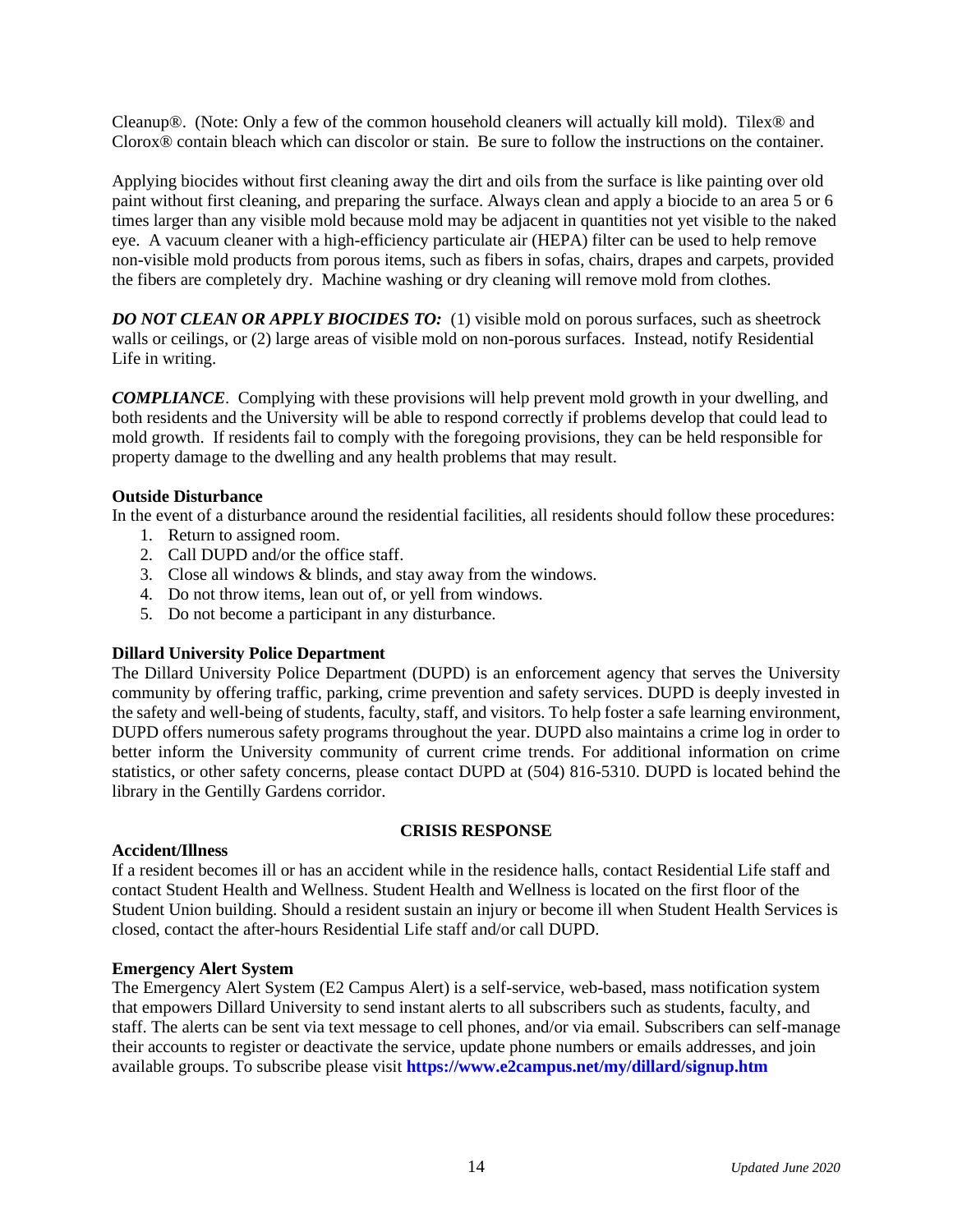Cleanup®. (Note: Only a few of the common household cleaners will actually kill mold). Tilex® and Clorox® contain bleach which can discolor or stain. Be sure to follow the instructions on the container.

Applying biocides without first cleaning away the dirt and oils from the surface is like painting over old paint without first cleaning, and preparing the surface. Always clean and apply a biocide to an area 5 or 6 times larger than any visible mold because mold may be adjacent in quantities not yet visible to the naked eye. A vacuum cleaner with a high-efficiency particulate air (HEPA) filter can be used to help remove non-visible mold products from porous items, such as fibers in sofas, chairs, drapes and carpets, provided the fibers are completely dry. Machine washing or dry cleaning will remove mold from clothes.

***DO NOT CLEAN OR APPLY BIOCIDES TO:*** (1) visible mold on porous surfaces, such as sheetrock walls or ceilings, or (2) large areas of visible mold on non-porous surfaces. Instead, notify Residential Life in writing.

***COMPLIANCE***. Complying with these provisions will help prevent mold growth in your dwelling, and both residents and the University will be able to respond correctly if problems develop that could lead to mold growth. If residents fail to comply with the foregoing provisions, they can be held responsible for property damage to the dwelling and any health problems that may result.

**Outside Disturbance**

In the event of a disturbance around the residential facilities, all residents should follow these procedures:

1. Return to assigned room.
2. Call DUPD and/or the office staff.
3. Close all windows & blinds, and stay away from the windows.
4. Do not throw items, lean out of, or yell from windows.
5. Do not become a participant in any disturbance.

**Dillard University Police Department**

The Dillard University Police Department (DUPD) is an enforcement agency that serves the University community by offering traffic, parking, crime prevention and safety services. DUPD is deeply invested in the safety and well-being of students, faculty, staff, and visitors. To help foster a safe learning environment, DUPD offers numerous safety programs throughout the year. DUPD also maintains a crime log in order to better inform the University community of current crime trends. For additional information on crime statistics, or other safety concerns, please contact DUPD at (504) 816-5310. DUPD is located behind the library in the Gentilly Gardens corridor.

## CRISIS RESPONSE

**Accident/Illness**

If a resident becomes ill or has an accident while in the residence halls, contact Residential Life staff and contact Student Health and Wellness. Student Health and Wellness is located on the first floor of the Student Union building. Should a resident sustain an injury or become ill when Student Health Services is closed, contact the after-hours Residential Life staff and/or call DUPD.

**Emergency Alert System**

The Emergency Alert System (E2 Campus Alert) is a self-service, web-based, mass notification system that empowers Dillard University to send instant alerts to all subscribers such as students, faculty, and staff. The alerts can be sent via text message to cell phones, and/or via email. Subscribers can self-manage their accounts to register or deactivate the service, update phone numbers or emails addresses, and join available groups. To subscribe please visit **https://www.e2campus.net/my/dillard/signup.htm**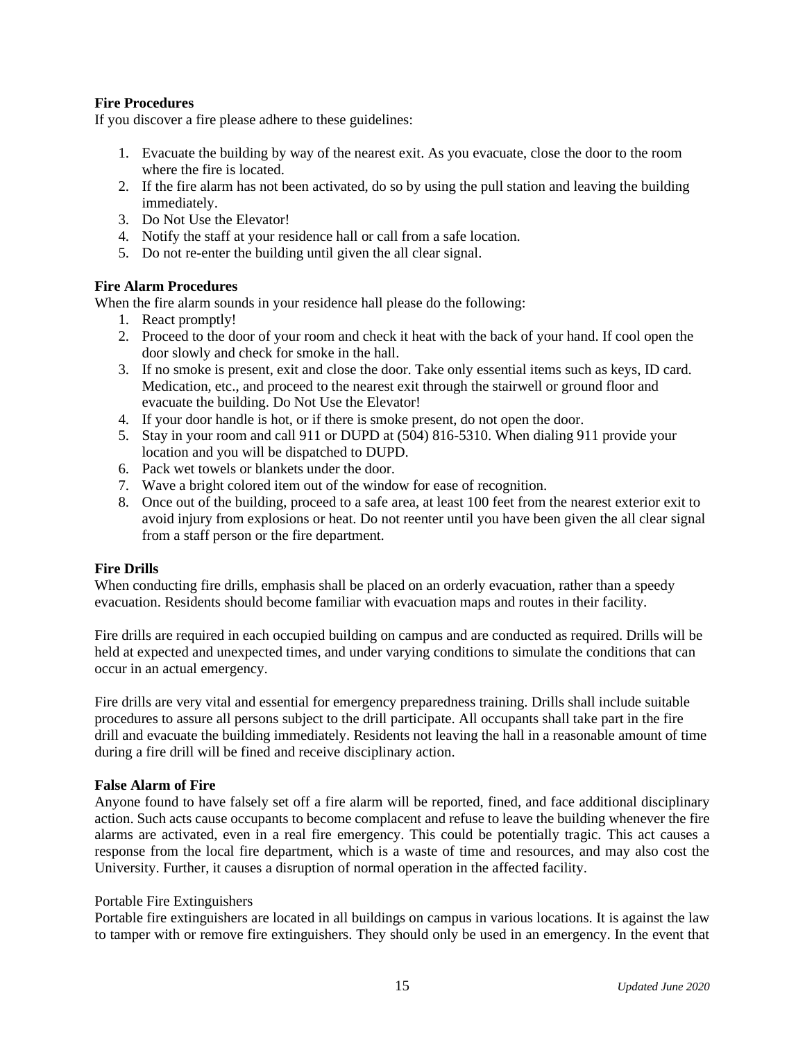**Fire Procedures**

If you discover a fire please adhere to these guidelines:

1. Evacuate the building by way of the nearest exit. As you evacuate, close the door to the room where the fire is located.
2. If the fire alarm has not been activated, do so by using the pull station and leaving the building immediately.
3. Do Not Use the Elevator!
4. Notify the staff at your residence hall or call from a safe location.
5. Do not re-enter the building until given the all clear signal.

**Fire Alarm Procedures**

When the fire alarm sounds in your residence hall please do the following:

1. React promptly!
2. Proceed to the door of your room and check it heat with the back of your hand. If cool open the door slowly and check for smoke in the hall.
3. If no smoke is present, exit and close the door. Take only essential items such as keys, ID card. Medication, etc., and proceed to the nearest exit through the stairwell or ground floor and evacuate the building. Do Not Use the Elevator!
4. If your door handle is hot, or if there is smoke present, do not open the door.
5. Stay in your room and call 911 or DUPD at (504) 816-5310. When dialing 911 provide your location and you will be dispatched to DUPD.
6. Pack wet towels or blankets under the door.
7. Wave a bright colored item out of the window for ease of recognition.
8. Once out of the building, proceed to a safe area, at least 100 feet from the nearest exterior exit to avoid injury from explosions or heat. Do not reenter until you have been given the all clear signal from a staff person or the fire department.

**Fire Drills**

When conducting fire drills, emphasis shall be placed on an orderly evacuation, rather than a speedy evacuation. Residents should become familiar with evacuation maps and routes in their facility.

Fire drills are required in each occupied building on campus and are conducted as required. Drills will be held at expected and unexpected times, and under varying conditions to simulate the conditions that can occur in an actual emergency.

Fire drills are very vital and essential for emergency preparedness training. Drills shall include suitable procedures to assure all persons subject to the drill participate. All occupants shall take part in the fire drill and evacuate the building immediately. Residents not leaving the hall in a reasonable amount of time during a fire drill will be fined and receive disciplinary action.

**False Alarm of Fire**

Anyone found to have falsely set off a fire alarm will be reported, fined, and face additional disciplinary action. Such acts cause occupants to become complacent and refuse to leave the building whenever the fire alarms are activated, even in a real fire emergency. This could be potentially tragic. This act causes a response from the local fire department, which is a waste of time and resources, and may also cost the University. Further, it causes a disruption of normal operation in the affected facility.

Portable Fire Extinguishers

Portable fire extinguishers are located in all buildings on campus in various locations. It is against the law to tamper with or remove fire extinguishers. They should only be used in an emergency. In the event that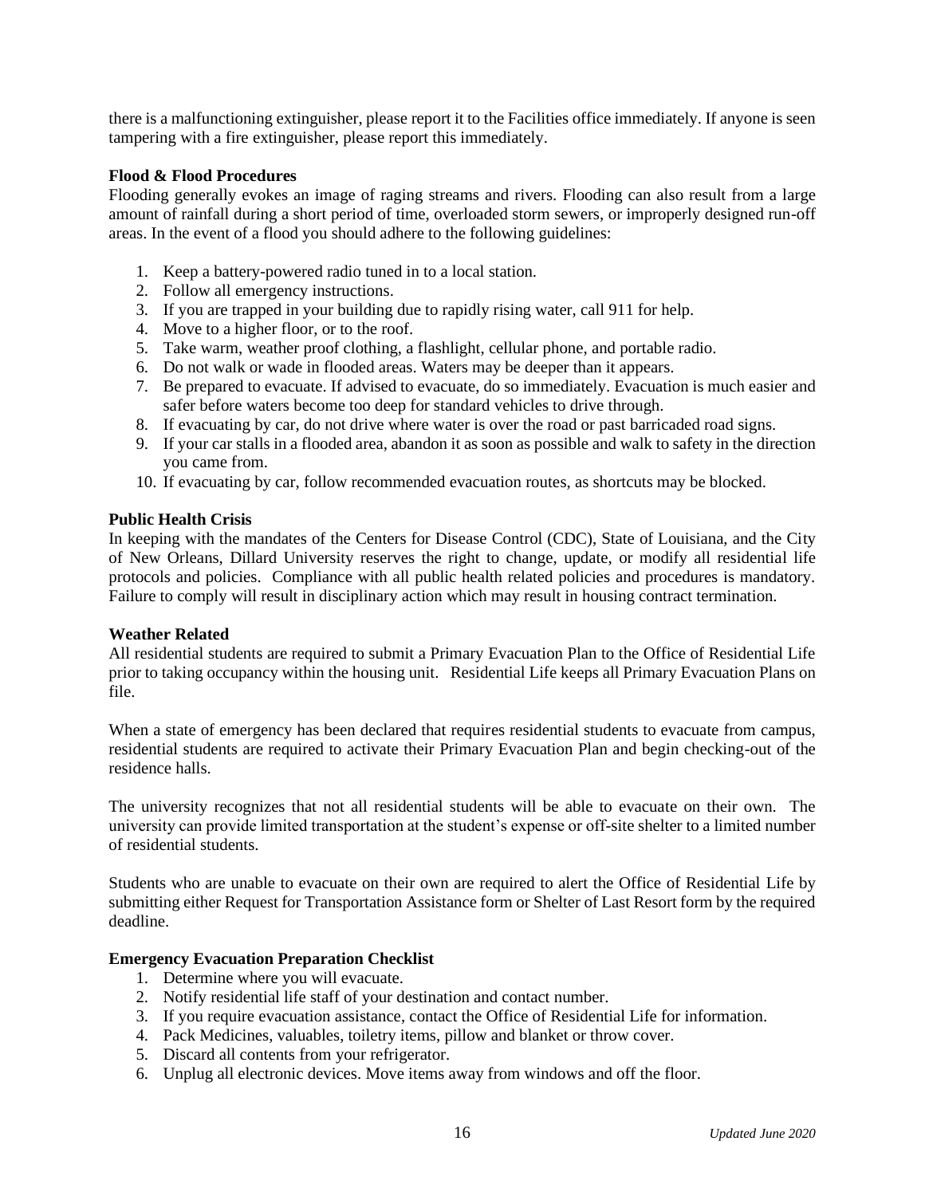there is a malfunctioning extinguisher, please report it to the Facilities office immediately. If anyone is seen tampering with a fire extinguisher, please report this immediately.

**Flood & Flood Procedures**

Flooding generally evokes an image of raging streams and rivers. Flooding can also result from a large amount of rainfall during a short period of time, overloaded storm sewers, or improperly designed run-off areas. In the event of a flood you should adhere to the following guidelines:

1. Keep a battery-powered radio tuned in to a local station.
2. Follow all emergency instructions.
3. If you are trapped in your building due to rapidly rising water, call 911 for help.
4. Move to a higher floor, or to the roof.
5. Take warm, weather proof clothing, a flashlight, cellular phone, and portable radio.
6. Do not walk or wade in flooded areas. Waters may be deeper than it appears.
7. Be prepared to evacuate. If advised to evacuate, do so immediately. Evacuation is much easier and safer before waters become too deep for standard vehicles to drive through.
8. If evacuating by car, do not drive where water is over the road or past barricaded road signs.
9. If your car stalls in a flooded area, abandon it as soon as possible and walk to safety in the direction you came from.
10. If evacuating by car, follow recommended evacuation routes, as shortcuts may be blocked.

**Public Health Crisis**

In keeping with the mandates of the Centers for Disease Control (CDC), State of Louisiana, and the City of New Orleans, Dillard University reserves the right to change, update, or modify all residential life protocols and policies. Compliance with all public health related policies and procedures is mandatory. Failure to comply will result in disciplinary action which may result in housing contract termination.

**Weather Related**

All residential students are required to submit a Primary Evacuation Plan to the Office of Residential Life prior to taking occupancy within the housing unit. Residential Life keeps all Primary Evacuation Plans on file.

When a state of emergency has been declared that requires residential students to evacuate from campus, residential students are required to activate their Primary Evacuation Plan and begin checking-out of the residence halls.

The university recognizes that not all residential students will be able to evacuate on their own. The university can provide limited transportation at the student's expense or off-site shelter to a limited number of residential students.

Students who are unable to evacuate on their own are required to alert the Office of Residential Life by submitting either Request for Transportation Assistance form or Shelter of Last Resort form by the required deadline.

**Emergency Evacuation Preparation Checklist**

1. Determine where you will evacuate.
2. Notify residential life staff of your destination and contact number.
3. If you require evacuation assistance, contact the Office of Residential Life for information.
4. Pack Medicines, valuables, toiletry items, pillow and blanket or throw cover.
5. Discard all contents from your refrigerator.
6. Unplug all electronic devices. Move items away from windows and off the floor.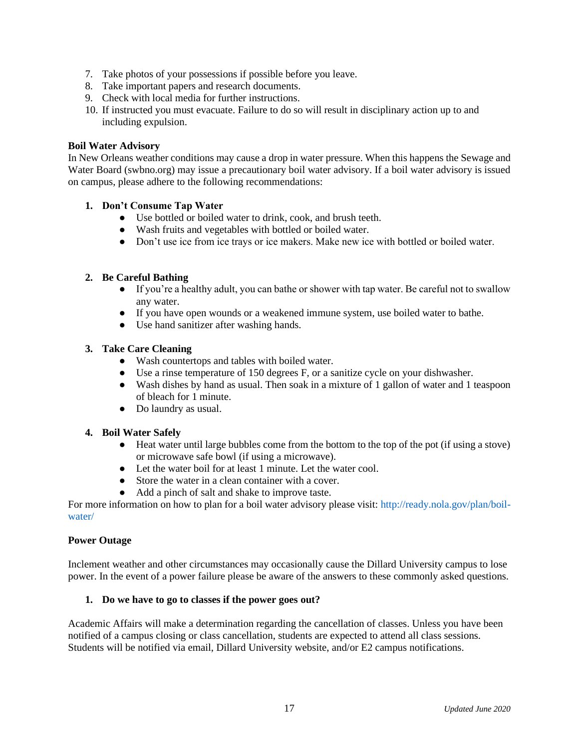7. Take photos of your possessions if possible before you leave.
8. Take important papers and research documents.
9. Check with local media for further instructions.
10. If instructed you must evacuate. Failure to do so will result in disciplinary action up to and including expulsion.

**Boil Water Advisory**

In New Orleans weather conditions may cause a drop in water pressure. When this happens the Sewage and Water Board (swbno.org) may issue a precautionary boil water advisory. If a boil water advisory is issued on campus, please adhere to the following recommendations:

1. **Don't Consume Tap Water**
   - Use bottled or boiled water to drink, cook, and brush teeth.
   - Wash fruits and vegetables with bottled or boiled water.
   - Don't use ice from ice trays or ice makers. Make new ice with bottled or boiled water.

2. **Be Careful Bathing**
   - If you're a healthy adult, you can bathe or shower with tap water. Be careful not to swallow any water.
   - If you have open wounds or a weakened immune system, use boiled water to bathe.
   - Use hand sanitizer after washing hands.

3. **Take Care Cleaning**
   - Wash countertops and tables with boiled water.
   - Use a rinse temperature of 150 degrees F, or a sanitize cycle on your dishwasher.
   - Wash dishes by hand as usual. Then soak in a mixture of 1 gallon of water and 1 teaspoon of bleach for 1 minute.
   - Do laundry as usual.

4. **Boil Water Safely**
   - Heat water until large bubbles come from the bottom to the top of the pot (if using a stove) or microwave safe bowl (if using a microwave).
   - Let the water boil for at least 1 minute. Let the water cool.
   - Store the water in a clean container with a cover.
   - Add a pinch of salt and shake to improve taste.

For more information on how to plan for a boil water advisory please visit: http://ready.nola.gov/plan/boil-water/

**Power Outage**

Inclement weather and other circumstances may occasionally cause the Dillard University campus to lose power. In the event of a power failure please be aware of the answers to these commonly asked questions.

1. **Do we have to go to classes if the power goes out?**

Academic Affairs will make a determination regarding the cancellation of classes. Unless you have been notified of a campus closing or class cancellation, students are expected to attend all class sessions. Students will be notified via email, Dillard University website, and/or E2 campus notifications.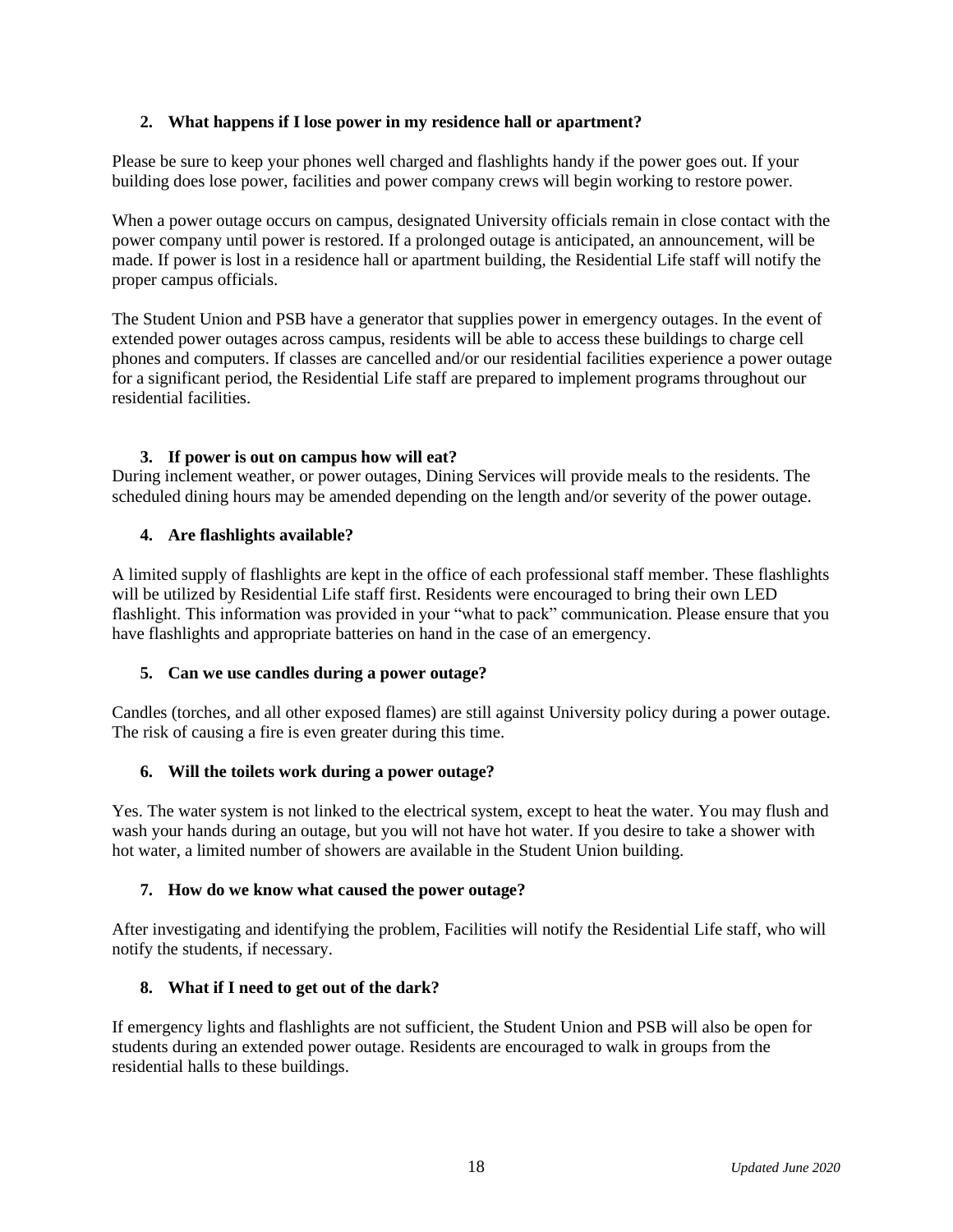**2. What happens if I lose power in my residence hall or apartment?**

Please be sure to keep your phones well charged and flashlights handy if the power goes out. If your building does lose power, facilities and power company crews will begin working to restore power.

When a power outage occurs on campus, designated University officials remain in close contact with the power company until power is restored. If a prolonged outage is anticipated, an announcement, will be made. If power is lost in a residence hall or apartment building, the Residential Life staff will notify the proper campus officials.

The Student Union and PSB have a generator that supplies power in emergency outages. In the event of extended power outages across campus, residents will be able to access these buildings to charge cell phones and computers. If classes are cancelled and/or our residential facilities experience a power outage for a significant period, the Residential Life staff are prepared to implement programs throughout our residential facilities.

**3. If power is out on campus how will eat?**

During inclement weather, or power outages, Dining Services will provide meals to the residents. The scheduled dining hours may be amended depending on the length and/or severity of the power outage.

**4. Are flashlights available?**

A limited supply of flashlights are kept in the office of each professional staff member. These flashlights will be utilized by Residential Life staff first. Residents were encouraged to bring their own LED flashlight. This information was provided in your "what to pack" communication. Please ensure that you have flashlights and appropriate batteries on hand in the case of an emergency.

**5. Can we use candles during a power outage?**

Candles (torches, and all other exposed flames) are still against University policy during a power outage. The risk of causing a fire is even greater during this time.

**6. Will the toilets work during a power outage?**

Yes. The water system is not linked to the electrical system, except to heat the water. You may flush and wash your hands during an outage, but you will not have hot water. If you desire to take a shower with hot water, a limited number of showers are available in the Student Union building.

**7. How do we know what caused the power outage?**

After investigating and identifying the problem, Facilities will notify the Residential Life staff, who will notify the students, if necessary.

**8. What if I need to get out of the dark?**

If emergency lights and flashlights are not sufficient, the Student Union and PSB will also be open for students during an extended power outage. Residents are encouraged to walk in groups from the residential halls to these buildings.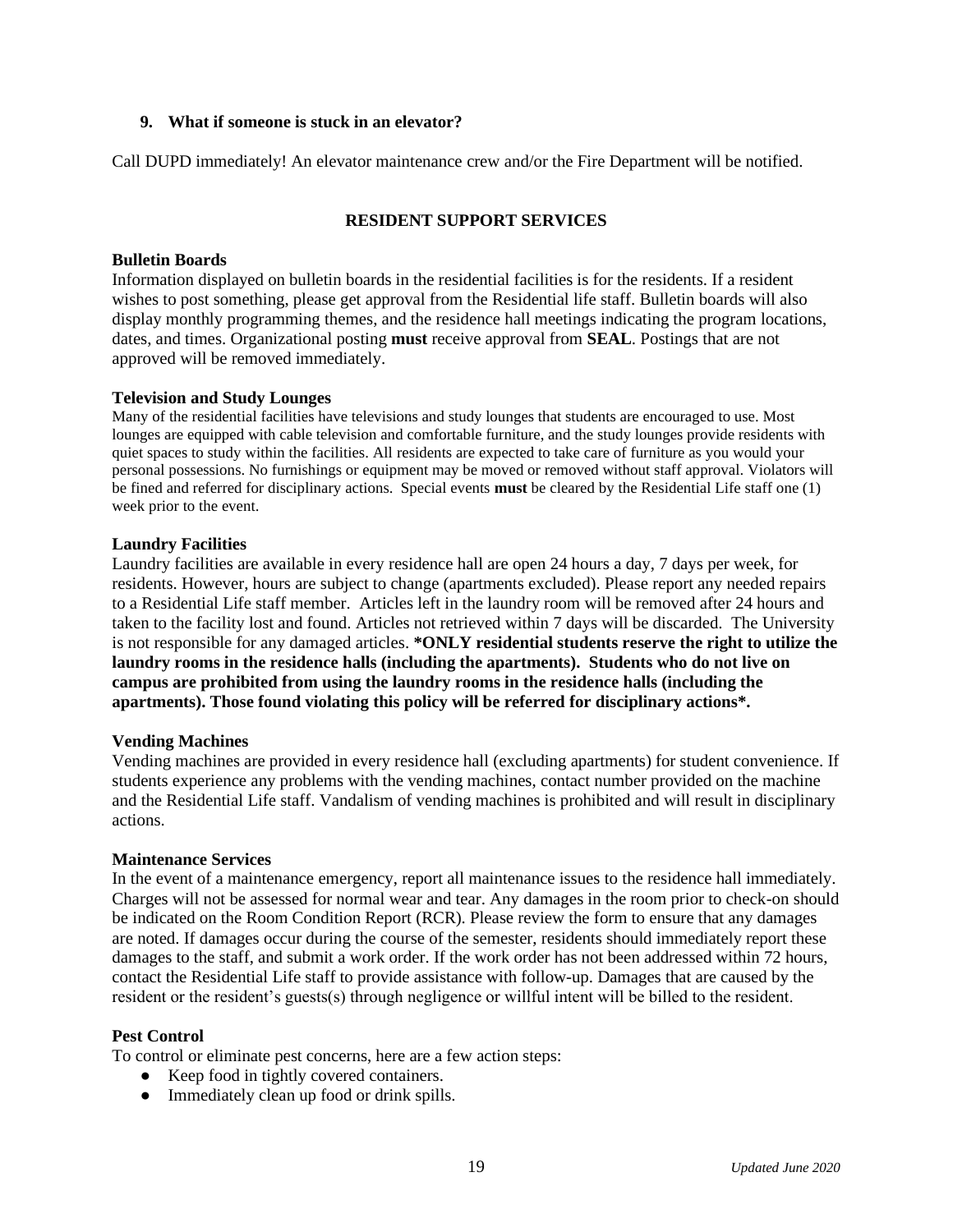**9. What if someone is stuck in an elevator?**

Call DUPD immediately! An elevator maintenance crew and/or the Fire Department will be notified.

## RESIDENT SUPPORT SERVICES

**Bulletin Boards**

Information displayed on bulletin boards in the residential facilities is for the residents. If a resident wishes to post something, please get approval from the Residential life staff. Bulletin boards will also display monthly programming themes, and the residence hall meetings indicating the program locations, dates, and times. Organizational posting **must** receive approval from **SEAL**. Postings that are not approved will be removed immediately.

**Television and Study Lounges**

Many of the residential facilities have televisions and study lounges that students are encouraged to use. Most lounges are equipped with cable television and comfortable furniture, and the study lounges provide residents with quiet spaces to study within the facilities. All residents are expected to take care of furniture as you would your personal possessions. No furnishings or equipment may be moved or removed without staff approval. Violators will be fined and referred for disciplinary actions. Special events **must** be cleared by the Residential Life staff one (1) week prior to the event.

**Laundry Facilities**

Laundry facilities are available in every residence hall are open 24 hours a day, 7 days per week, for residents. However, hours are subject to change (apartments excluded). Please report any needed repairs to a Residential Life staff member. Articles left in the laundry room will be removed after 24 hours and taken to the facility lost and found. Articles not retrieved within 7 days will be discarded. The University is not responsible for any damaged articles. **\*ONLY residential students reserve the right to utilize the laundry rooms in the residence halls (including the apartments). Students who do not live on campus are prohibited from using the laundry rooms in the residence halls (including the apartments). Those found violating this policy will be referred for disciplinary actions\*.**

**Vending Machines**

Vending machines are provided in every residence hall (excluding apartments) for student convenience. If students experience any problems with the vending machines, contact number provided on the machine and the Residential Life staff. Vandalism of vending machines is prohibited and will result in disciplinary actions.

**Maintenance Services**

In the event of a maintenance emergency, report all maintenance issues to the residence hall immediately. Charges will not be assessed for normal wear and tear. Any damages in the room prior to check-on should be indicated on the Room Condition Report (RCR). Please review the form to ensure that any damages are noted. If damages occur during the course of the semester, residents should immediately report these damages to the staff, and submit a work order. If the work order has not been addressed within 72 hours, contact the Residential Life staff to provide assistance with follow-up. Damages that are caused by the resident or the resident's guests(s) through negligence or willful intent will be billed to the resident.

**Pest Control**

To control or eliminate pest concerns, here are a few action steps:

- Keep food in tightly covered containers.
- Immediately clean up food or drink spills.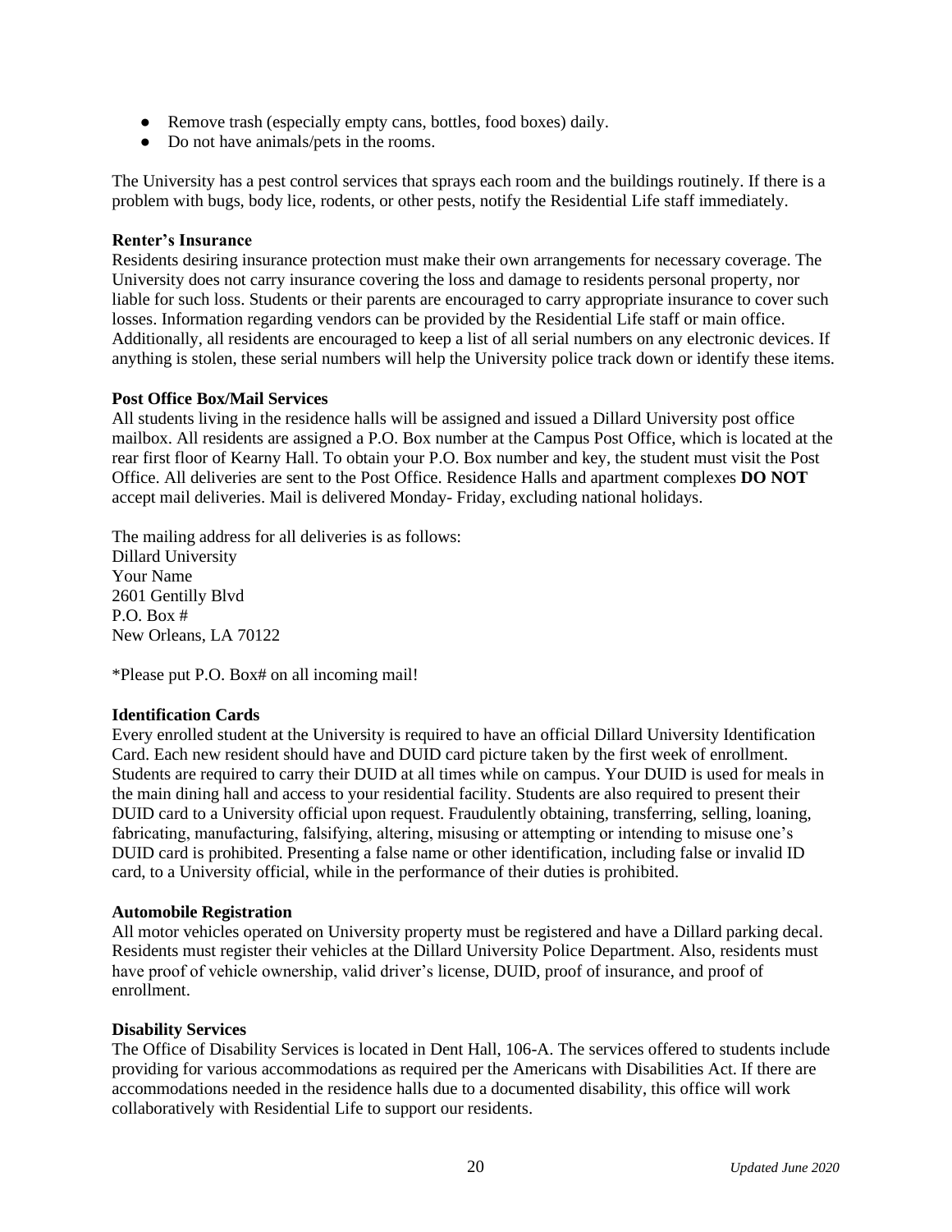- Remove trash (especially empty cans, bottles, food boxes) daily.
- Do not have animals/pets in the rooms.

The University has a pest control services that sprays each room and the buildings routinely. If there is a problem with bugs, body lice, rodents, or other pests, notify the Residential Life staff immediately.

**Renter's Insurance**

Residents desiring insurance protection must make their own arrangements for necessary coverage. The University does not carry insurance covering the loss and damage to residents personal property, nor liable for such loss. Students or their parents are encouraged to carry appropriate insurance to cover such losses. Information regarding vendors can be provided by the Residential Life staff or main office. Additionally, all residents are encouraged to keep a list of all serial numbers on any electronic devices. If anything is stolen, these serial numbers will help the University police track down or identify these items.

**Post Office Box/Mail Services**

All students living in the residence halls will be assigned and issued a Dillard University post office mailbox. All residents are assigned a P.O. Box number at the Campus Post Office, which is located at the rear first floor of Kearny Hall. To obtain your P.O. Box number and key, the student must visit the Post Office. All deliveries are sent to the Post Office. Residence Halls and apartment complexes **DO NOT** accept mail deliveries. Mail is delivered Monday- Friday, excluding national holidays.

The mailing address for all deliveries is as follows:
Dillard University
Your Name
2601 Gentilly Blvd
P.O. Box #
New Orleans, LA 70122

*Please put P.O. Box# on all incoming mail!

**Identification Cards**

Every enrolled student at the University is required to have an official Dillard University Identification Card. Each new resident should have and DUID card picture taken by the first week of enrollment. Students are required to carry their DUID at all times while on campus. Your DUID is used for meals in the main dining hall and access to your residential facility. Students are also required to present their DUID card to a University official upon request. Fraudulently obtaining, transferring, selling, loaning, fabricating, manufacturing, falsifying, altering, misusing or attempting or intending to misuse one's DUID card is prohibited. Presenting a false name or other identification, including false or invalid ID card, to a University official, while in the performance of their duties is prohibited.

**Automobile Registration**

All motor vehicles operated on University property must be registered and have a Dillard parking decal. Residents must register their vehicles at the Dillard University Police Department. Also, residents must have proof of vehicle ownership, valid driver's license, DUID, proof of insurance, and proof of enrollment.

**Disability Services**

The Office of Disability Services is located in Dent Hall, 106-A. The services offered to students include providing for various accommodations as required per the Americans with Disabilities Act. If there are accommodations needed in the residence halls due to a documented disability, this office will work collaboratively with Residential Life to support our residents.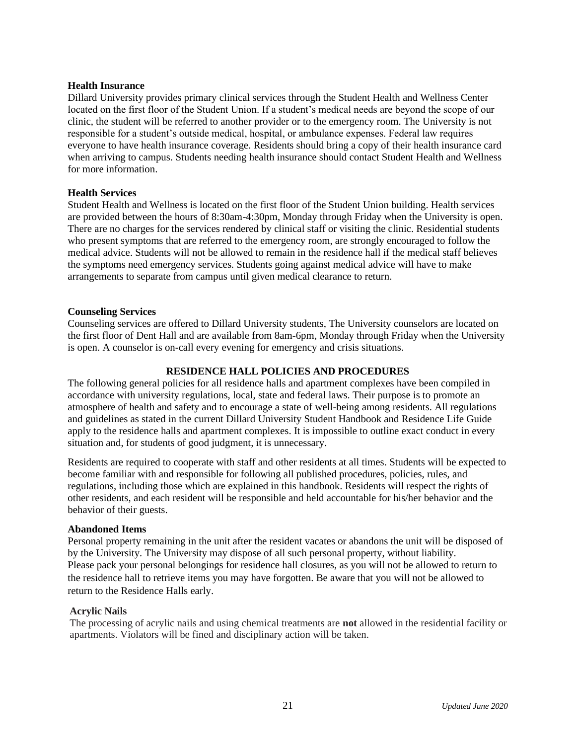**Health Insurance**

Dillard University provides primary clinical services through the Student Health and Wellness Center located on the first floor of the Student Union. If a student's medical needs are beyond the scope of our clinic, the student will be referred to another provider or to the emergency room. The University is not responsible for a student's outside medical, hospital, or ambulance expenses. Federal law requires everyone to have health insurance coverage. Residents should bring a copy of their health insurance card when arriving to campus. Students needing health insurance should contact Student Health and Wellness for more information.

**Health Services**

Student Health and Wellness is located on the first floor of the Student Union building. Health services are provided between the hours of 8:30am-4:30pm, Monday through Friday when the University is open. There are no charges for the services rendered by clinical staff or visiting the clinic. Residential students who present symptoms that are referred to the emergency room, are strongly encouraged to follow the medical advice. Students will not be allowed to remain in the residence hall if the medical staff believes the symptoms need emergency services. Students going against medical advice will have to make arrangements to separate from campus until given medical clearance to return.

**Counseling Services**

Counseling services are offered to Dillard University students, The University counselors are located on the first floor of Dent Hall and are available from 8am-6pm, Monday through Friday when the University is open. A counselor is on-call every evening for emergency and crisis situations.

## RESIDENCE HALL POLICIES AND PROCEDURES

The following general policies for all residence halls and apartment complexes have been compiled in accordance with university regulations, local, state and federal laws. Their purpose is to promote an atmosphere of health and safety and to encourage a state of well-being among residents. All regulations and guidelines as stated in the current Dillard University Student Handbook and Residence Life Guide apply to the residence halls and apartment complexes. It is impossible to outline exact conduct in every situation and, for students of good judgment, it is unnecessary.

Residents are required to cooperate with staff and other residents at all times. Students will be expected to become familiar with and responsible for following all published procedures, policies, rules, and regulations, including those which are explained in this handbook. Residents will respect the rights of other residents, and each resident will be responsible and held accountable for his/her behavior and the behavior of their guests.

**Abandoned Items**

Personal property remaining in the unit after the resident vacates or abandons the unit will be disposed of by the University. The University may dispose of all such personal property, without liability. Please pack your personal belongings for residence hall closures, as you will not be allowed to return to the residence hall to retrieve items you may have forgotten. Be aware that you will not be allowed to return to the Residence Halls early.

**Acrylic Nails**

The processing of acrylic nails and using chemical treatments are **not** allowed in the residential facility or apartments. Violators will be fined and disciplinary action will be taken.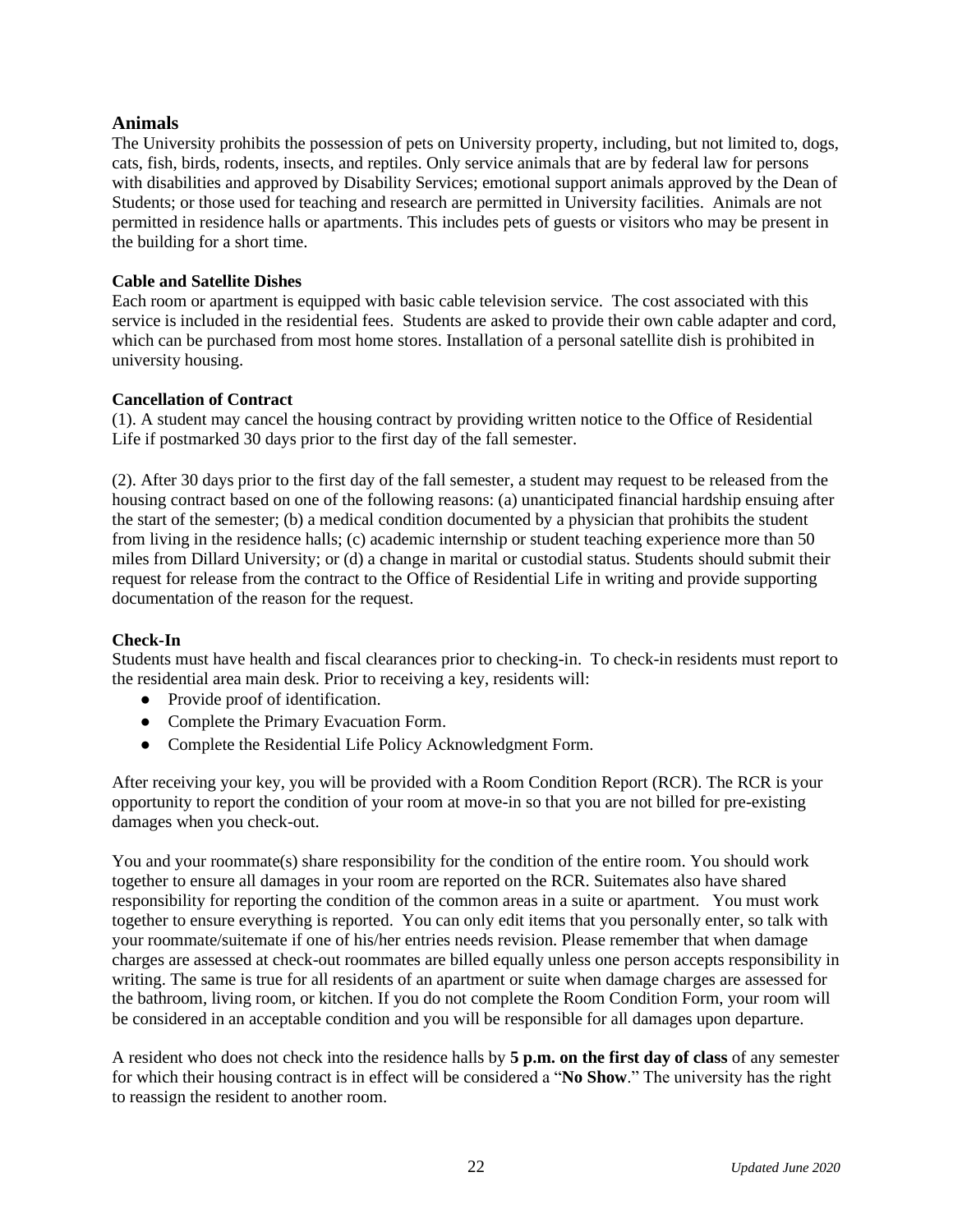## Animals

The University prohibits the possession of pets on University property, including, but not limited to, dogs, cats, fish, birds, rodents, insects, and reptiles. Only service animals that are by federal law for persons with disabilities and approved by Disability Services; emotional support animals approved by the Dean of Students; or those used for teaching and research are permitted in University facilities. Animals are not permitted in residence halls or apartments. This includes pets of guests or visitors who may be present in the building for a short time.

### Cable and Satellite Dishes

Each room or apartment is equipped with basic cable television service. The cost associated with this service is included in the residential fees. Students are asked to provide their own cable adapter and cord, which can be purchased from most home stores. Installation of a personal satellite dish is prohibited in university housing.

### Cancellation of Contract

(1). A student may cancel the housing contract by providing written notice to the Office of Residential Life if postmarked 30 days prior to the first day of the fall semester.

(2). After 30 days prior to the first day of the fall semester, a student may request to be released from the housing contract based on one of the following reasons: (a) unanticipated financial hardship ensuing after the start of the semester; (b) a medical condition documented by a physician that prohibits the student from living in the residence halls; (c) academic internship or student teaching experience more than 50 miles from Dillard University; or (d) a change in marital or custodial status. Students should submit their request for release from the contract to the Office of Residential Life in writing and provide supporting documentation of the reason for the request.

### Check-In

Students must have health and fiscal clearances prior to checking-in. To check-in residents must report to the residential area main desk. Prior to receiving a key, residents will:

- Provide proof of identification.
- Complete the Primary Evacuation Form.
- Complete the Residential Life Policy Acknowledgment Form.

After receiving your key, you will be provided with a Room Condition Report (RCR). The RCR is your opportunity to report the condition of your room at move-in so that you are not billed for pre-existing damages when you check-out.

You and your roommate(s) share responsibility for the condition of the entire room. You should work together to ensure all damages in your room are reported on the RCR. Suitemates also have shared responsibility for reporting the condition of the common areas in a suite or apartment. You must work together to ensure everything is reported. You can only edit items that you personally enter, so talk with your roommate/suitemate if one of his/her entries needs revision. Please remember that when damage charges are assessed at check-out roommates are billed equally unless one person accepts responsibility in writing. The same is true for all residents of an apartment or suite when damage charges are assessed for the bathroom, living room, or kitchen. If you do not complete the Room Condition Form, your room will be considered in an acceptable condition and you will be responsible for all damages upon departure.

A resident who does not check into the residence halls by **5 p.m. on the first day of class** of any semester for which their housing contract is in effect will be considered a "**No Show**." The university has the right to reassign the resident to another room.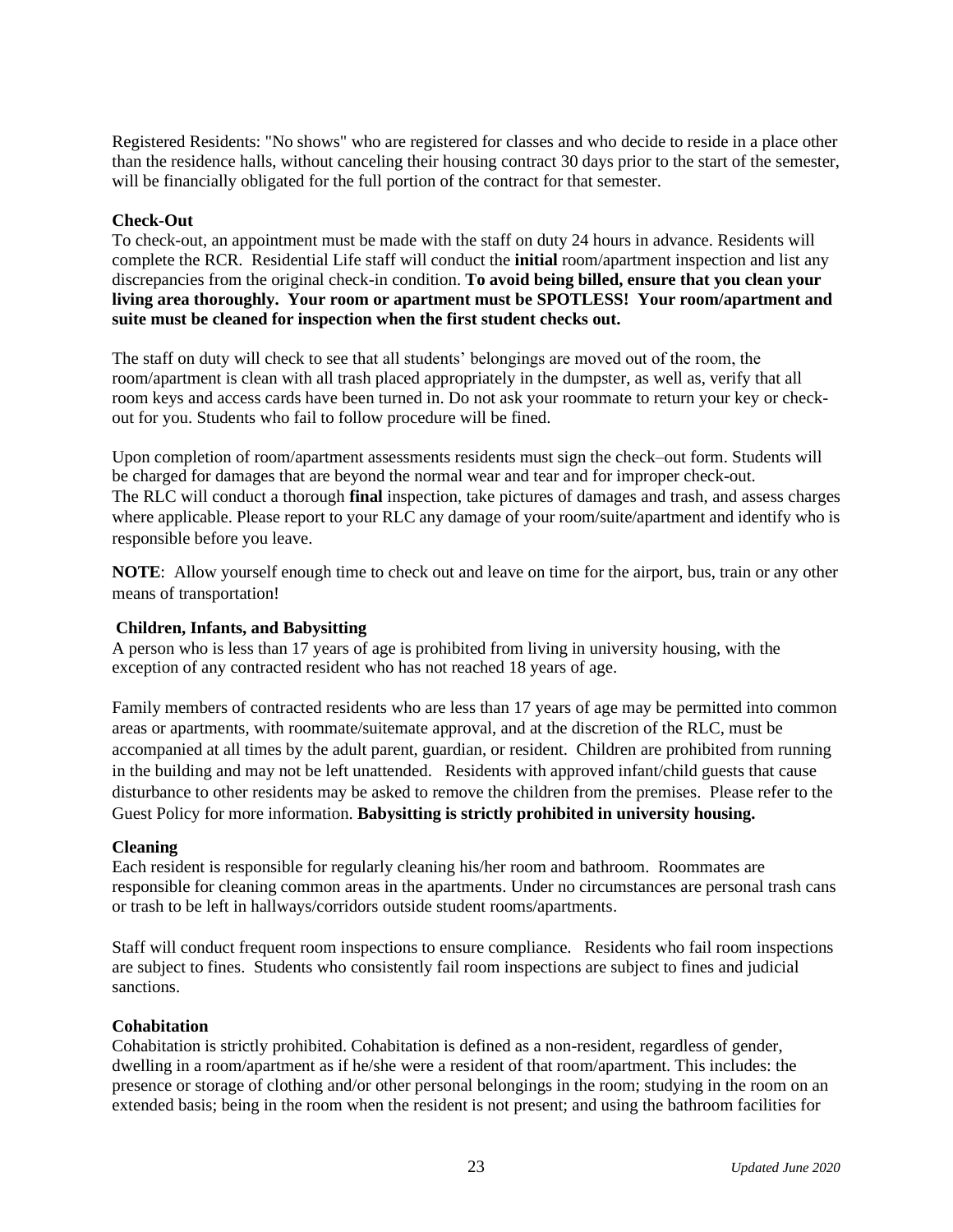Registered Residents: "No shows" who are registered for classes and who decide to reside in a place other than the residence halls, without canceling their housing contract 30 days prior to the start of the semester, will be financially obligated for the full portion of the contract for that semester.

**Check-Out**

To check-out, an appointment must be made with the staff on duty 24 hours in advance. Residents will complete the RCR. Residential Life staff will conduct the **initial** room/apartment inspection and list any discrepancies from the original check-in condition. **To avoid being billed, ensure that you clean your living area thoroughly. Your room or apartment must be SPOTLESS! Your room/apartment and suite must be cleaned for inspection when the first student checks out.**

The staff on duty will check to see that all students' belongings are moved out of the room, the room/apartment is clean with all trash placed appropriately in the dumpster, as well as, verify that all room keys and access cards have been turned in. Do not ask your roommate to return your key or check-out for you. Students who fail to follow procedure will be fined.

Upon completion of room/apartment assessments residents must sign the check–out form. Students will be charged for damages that are beyond the normal wear and tear and for improper check-out. The RLC will conduct a thorough **final** inspection, take pictures of damages and trash, and assess charges where applicable. Please report to your RLC any damage of your room/suite/apartment and identify who is responsible before you leave.

**NOTE**: Allow yourself enough time to check out and leave on time for the airport, bus, train or any other means of transportation!

**Children, Infants, and Babysitting**

A person who is less than 17 years of age is prohibited from living in university housing, with the exception of any contracted resident who has not reached 18 years of age.

Family members of contracted residents who are less than 17 years of age may be permitted into common areas or apartments, with roommate/suitemate approval, and at the discretion of the RLC, must be accompanied at all times by the adult parent, guardian, or resident. Children are prohibited from running in the building and may not be left unattended. Residents with approved infant/child guests that cause disturbance to other residents may be asked to remove the children from the premises. Please refer to the Guest Policy for more information. **Babysitting is strictly prohibited in university housing.**

**Cleaning**

Each resident is responsible for regularly cleaning his/her room and bathroom. Roommates are responsible for cleaning common areas in the apartments. Under no circumstances are personal trash cans or trash to be left in hallways/corridors outside student rooms/apartments.

Staff will conduct frequent room inspections to ensure compliance. Residents who fail room inspections are subject to fines. Students who consistently fail room inspections are subject to fines and judicial sanctions.

**Cohabitation**

Cohabitation is strictly prohibited. Cohabitation is defined as a non-resident, regardless of gender, dwelling in a room/apartment as if he/she were a resident of that room/apartment. This includes: the presence or storage of clothing and/or other personal belongings in the room; studying in the room on an extended basis; being in the room when the resident is not present; and using the bathroom facilities for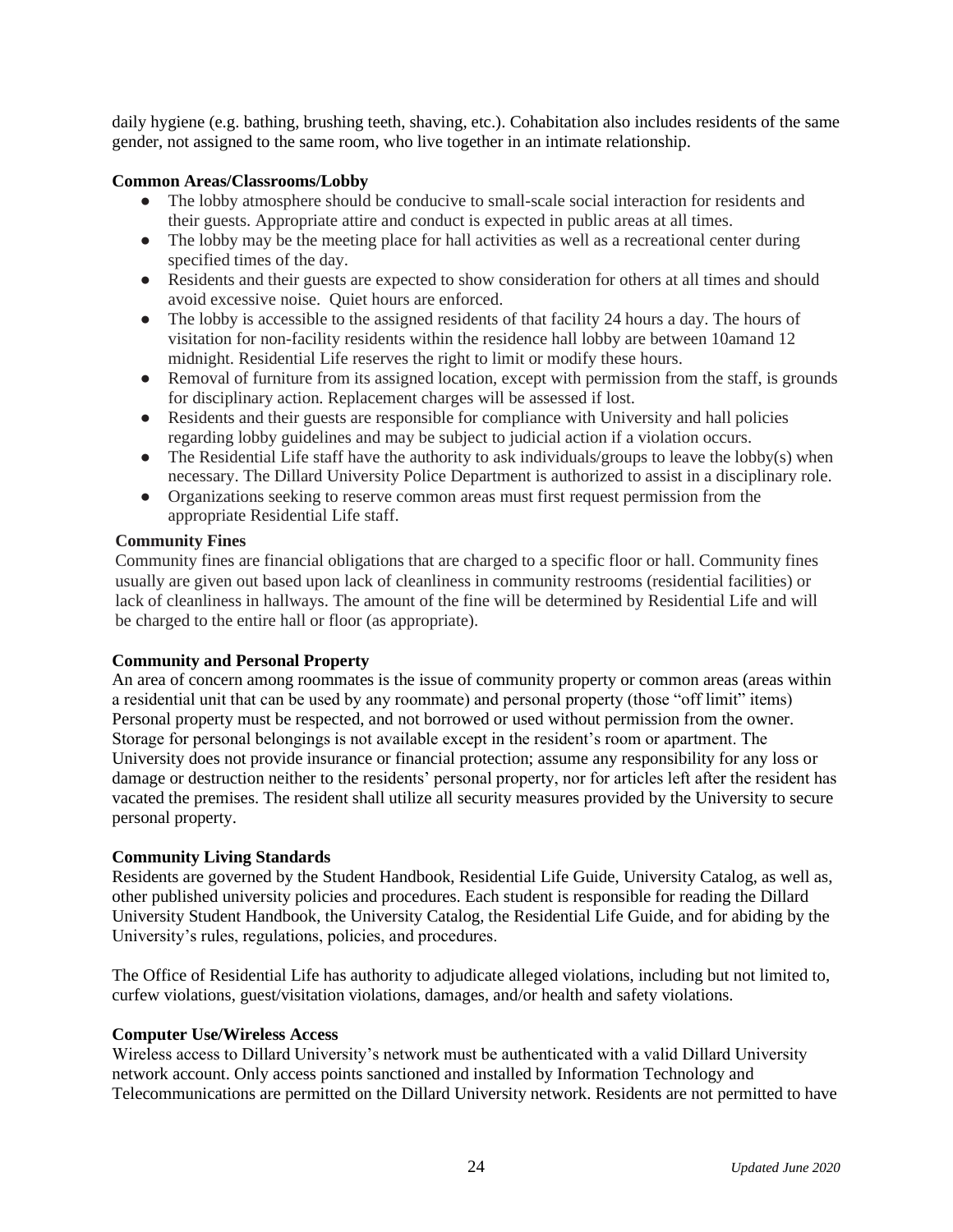daily hygiene (e.g. bathing, brushing teeth, shaving, etc.). Cohabitation also includes residents of the same gender, not assigned to the same room, who live together in an intimate relationship.

**Common Areas/Classrooms/Lobby**

- The lobby atmosphere should be conducive to small-scale social interaction for residents and their guests. Appropriate attire and conduct is expected in public areas at all times.
- The lobby may be the meeting place for hall activities as well as a recreational center during specified times of the day.
- Residents and their guests are expected to show consideration for others at all times and should avoid excessive noise. Quiet hours are enforced.
- The lobby is accessible to the assigned residents of that facility 24 hours a day. The hours of visitation for non-facility residents within the residence hall lobby are between 10amand 12 midnight. Residential Life reserves the right to limit or modify these hours.
- Removal of furniture from its assigned location, except with permission from the staff, is grounds for disciplinary action. Replacement charges will be assessed if lost.
- Residents and their guests are responsible for compliance with University and hall policies regarding lobby guidelines and may be subject to judicial action if a violation occurs.
- The Residential Life staff have the authority to ask individuals/groups to leave the lobby(s) when necessary. The Dillard University Police Department is authorized to assist in a disciplinary role.
- Organizations seeking to reserve common areas must first request permission from the appropriate Residential Life staff.

**Community Fines**

Community fines are financial obligations that are charged to a specific floor or hall. Community fines usually are given out based upon lack of cleanliness in community restrooms (residential facilities) or lack of cleanliness in hallways. The amount of the fine will be determined by Residential Life and will be charged to the entire hall or floor (as appropriate).

**Community and Personal Property**

An area of concern among roommates is the issue of community property or common areas (areas within a residential unit that can be used by any roommate) and personal property (those "off limit" items) Personal property must be respected, and not borrowed or used without permission from the owner. Storage for personal belongings is not available except in the resident's room or apartment. The University does not provide insurance or financial protection; assume any responsibility for any loss or damage or destruction neither to the residents' personal property, nor for articles left after the resident has vacated the premises. The resident shall utilize all security measures provided by the University to secure personal property.

**Community Living Standards**

Residents are governed by the Student Handbook, Residential Life Guide, University Catalog, as well as, other published university policies and procedures. Each student is responsible for reading the Dillard University Student Handbook, the University Catalog, the Residential Life Guide, and for abiding by the University's rules, regulations, policies, and procedures.

The Office of Residential Life has authority to adjudicate alleged violations, including but not limited to, curfew violations, guest/visitation violations, damages, and/or health and safety violations.

**Computer Use/Wireless Access**

Wireless access to Dillard University's network must be authenticated with a valid Dillard University network account. Only access points sanctioned and installed by Information Technology and Telecommunications are permitted on the Dillard University network. Residents are not permitted to have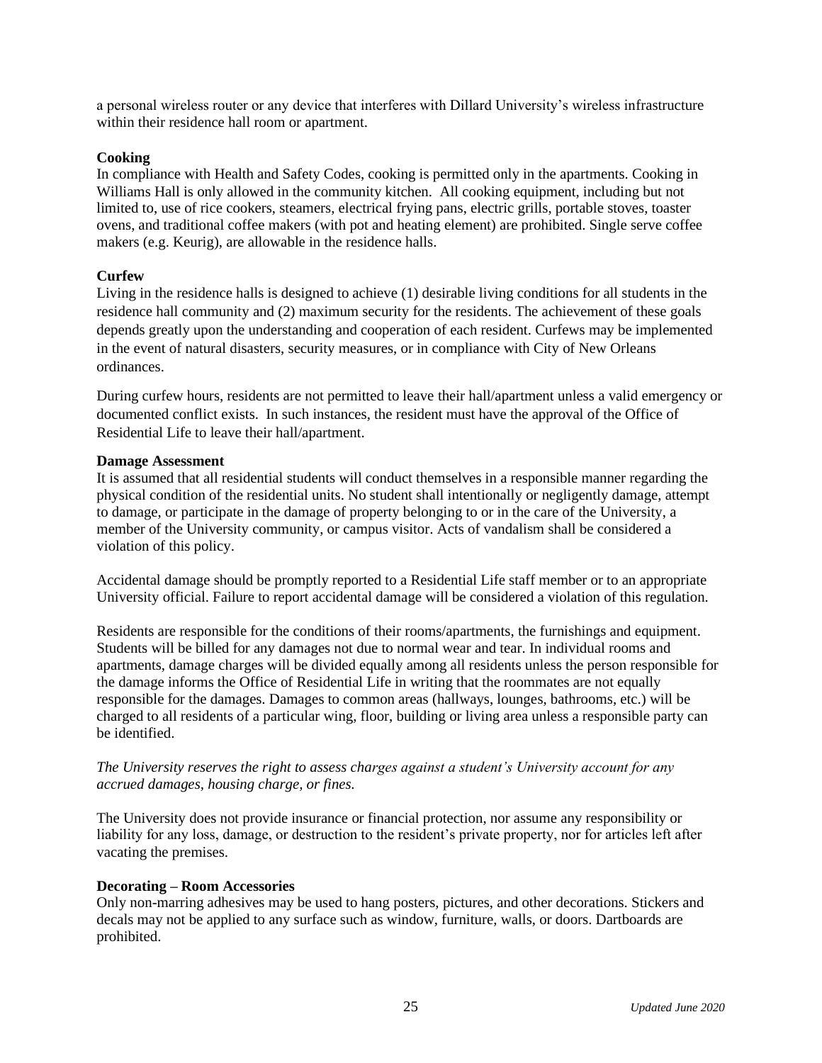a personal wireless router or any device that interferes with Dillard University's wireless infrastructure within their residence hall room or apartment.

**Cooking**

In compliance with Health and Safety Codes, cooking is permitted only in the apartments. Cooking in Williams Hall is only allowed in the community kitchen. All cooking equipment, including but not limited to, use of rice cookers, steamers, electrical frying pans, electric grills, portable stoves, toaster ovens, and traditional coffee makers (with pot and heating element) are prohibited. Single serve coffee makers (e.g. Keurig), are allowable in the residence halls.

**Curfew**

Living in the residence halls is designed to achieve (1) desirable living conditions for all students in the residence hall community and (2) maximum security for the residents. The achievement of these goals depends greatly upon the understanding and cooperation of each resident. Curfews may be implemented in the event of natural disasters, security measures, or in compliance with City of New Orleans ordinances.

During curfew hours, residents are not permitted to leave their hall/apartment unless a valid emergency or documented conflict exists. In such instances, the resident must have the approval of the Office of Residential Life to leave their hall/apartment.

**Damage Assessment**

It is assumed that all residential students will conduct themselves in a responsible manner regarding the physical condition of the residential units. No student shall intentionally or negligently damage, attempt to damage, or participate in the damage of property belonging to or in the care of the University, a member of the University community, or campus visitor. Acts of vandalism shall be considered a violation of this policy.

Accidental damage should be promptly reported to a Residential Life staff member or to an appropriate University official. Failure to report accidental damage will be considered a violation of this regulation.

Residents are responsible for the conditions of their rooms/apartments, the furnishings and equipment. Students will be billed for any damages not due to normal wear and tear. In individual rooms and apartments, damage charges will be divided equally among all residents unless the person responsible for the damage informs the Office of Residential Life in writing that the roommates are not equally responsible for the damages. Damages to common areas (hallways, lounges, bathrooms, etc.) will be charged to all residents of a particular wing, floor, building or living area unless a responsible party can be identified.

*The University reserves the right to assess charges against a student's University account for any accrued damages, housing charge, or fines.*

The University does not provide insurance or financial protection, nor assume any responsibility or liability for any loss, damage, or destruction to the resident's private property, nor for articles left after vacating the premises.

**Decorating – Room Accessories**

Only non-marring adhesives may be used to hang posters, pictures, and other decorations. Stickers and decals may not be applied to any surface such as window, furniture, walls, or doors. Dartboards are prohibited.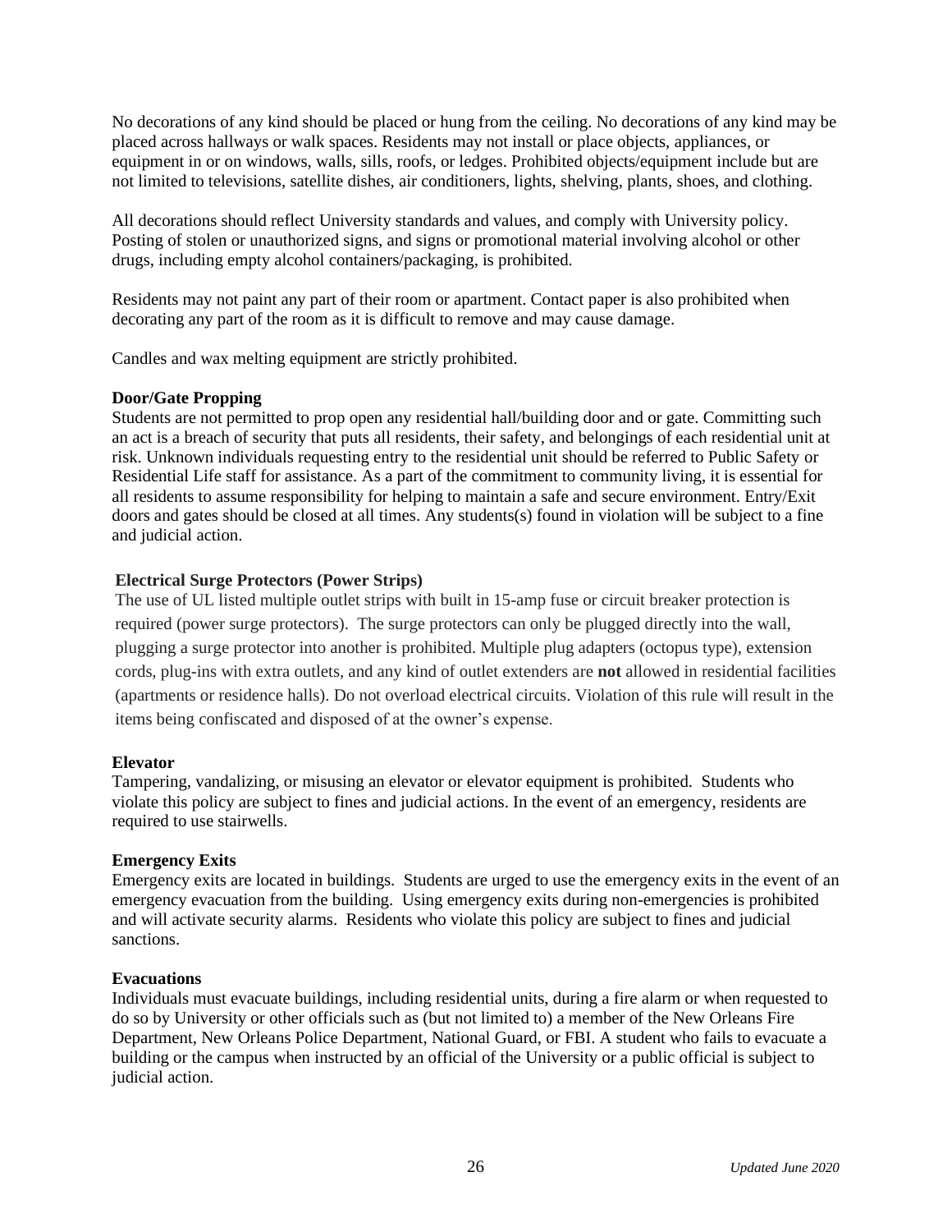No decorations of any kind should be placed or hung from the ceiling. No decorations of any kind may be placed across hallways or walk spaces. Residents may not install or place objects, appliances, or equipment in or on windows, walls, sills, roofs, or ledges. Prohibited objects/equipment include but are not limited to televisions, satellite dishes, air conditioners, lights, shelving, plants, shoes, and clothing.

All decorations should reflect University standards and values, and comply with University policy. Posting of stolen or unauthorized signs, and signs or promotional material involving alcohol or other drugs, including empty alcohol containers/packaging, is prohibited.

Residents may not paint any part of their room or apartment. Contact paper is also prohibited when decorating any part of the room as it is difficult to remove and may cause damage.

Candles and wax melting equipment are strictly prohibited.

**Door/Gate Propping**

Students are not permitted to prop open any residential hall/building door and or gate. Committing such an act is a breach of security that puts all residents, their safety, and belongings of each residential unit at risk. Unknown individuals requesting entry to the residential unit should be referred to Public Safety or Residential Life staff for assistance. As a part of the commitment to community living, it is essential for all residents to assume responsibility for helping to maintain a safe and secure environment. Entry/Exit doors and gates should be closed at all times. Any students(s) found in violation will be subject to a fine and judicial action.

**Electrical Surge Protectors (Power Strips)**

The use of UL listed multiple outlet strips with built in 15-amp fuse or circuit breaker protection is required (power surge protectors). The surge protectors can only be plugged directly into the wall, plugging a surge protector into another is prohibited. Multiple plug adapters (octopus type), extension cords, plug-ins with extra outlets, and any kind of outlet extenders are **not** allowed in residential facilities (apartments or residence halls). Do not overload electrical circuits. Violation of this rule will result in the items being confiscated and disposed of at the owner's expense.

**Elevator**

Tampering, vandalizing, or misusing an elevator or elevator equipment is prohibited. Students who violate this policy are subject to fines and judicial actions. In the event of an emergency, residents are required to use stairwells.

**Emergency Exits**

Emergency exits are located in buildings. Students are urged to use the emergency exits in the event of an emergency evacuation from the building. Using emergency exits during non-emergencies is prohibited and will activate security alarms. Residents who violate this policy are subject to fines and judicial sanctions.

**Evacuations**

Individuals must evacuate buildings, including residential units, during a fire alarm or when requested to do so by University or other officials such as (but not limited to) a member of the New Orleans Fire Department, New Orleans Police Department, National Guard, or FBI. A student who fails to evacuate a building or the campus when instructed by an official of the University or a public official is subject to judicial action.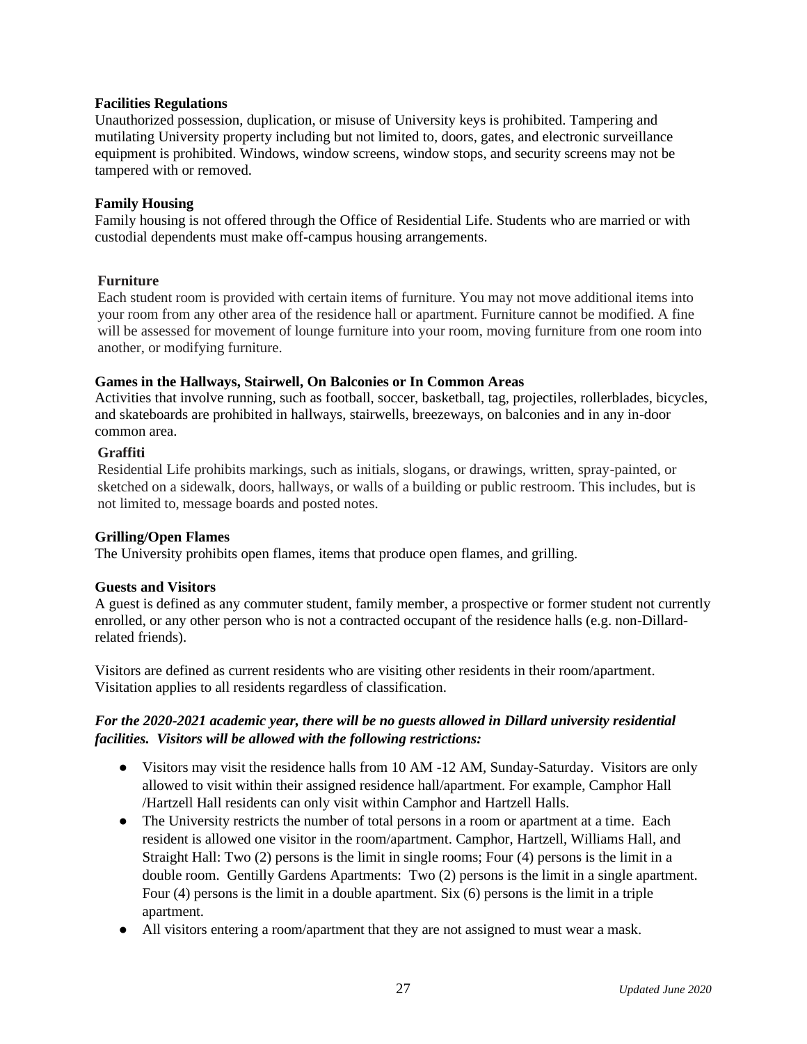**Facilities Regulations**

Unauthorized possession, duplication, or misuse of University keys is prohibited. Tampering and mutilating University property including but not limited to, doors, gates, and electronic surveillance equipment is prohibited. Windows, window screens, window stops, and security screens may not be tampered with or removed.

**Family Housing**

Family housing is not offered through the Office of Residential Life. Students who are married or with custodial dependents must make off-campus housing arrangements.

**Furniture**

Each student room is provided with certain items of furniture. You may not move additional items into your room from any other area of the residence hall or apartment. Furniture cannot be modified. A fine will be assessed for movement of lounge furniture into your room, moving furniture from one room into another, or modifying furniture.

**Games in the Hallways, Stairwell, On Balconies or In Common Areas**

Activities that involve running, such as football, soccer, basketball, tag, projectiles, rollerblades, bicycles, and skateboards are prohibited in hallways, stairwells, breezeways, on balconies and in any in-door common area.

**Graffiti**

Residential Life prohibits markings, such as initials, slogans, or drawings, written, spray-painted, or sketched on a sidewalk, doors, hallways, or walls of a building or public restroom. This includes, but is not limited to, message boards and posted notes.

**Grilling/Open Flames**

The University prohibits open flames, items that produce open flames, and grilling.

**Guests and Visitors**

A guest is defined as any commuter student, family member, a prospective or former student not currently enrolled, or any other person who is not a contracted occupant of the residence halls (e.g. non-Dillard-related friends).

Visitors are defined as current residents who are visiting other residents in their room/apartment. Visitation applies to all residents regardless of classification.

***For the 2020-2021 academic year, there will be no guests allowed in Dillard university residential facilities. Visitors will be allowed with the following restrictions:***

- Visitors may visit the residence halls from 10 AM -12 AM, Sunday-Saturday. Visitors are only allowed to visit within their assigned residence hall/apartment. For example, Camphor Hall /Hartzell Hall residents can only visit within Camphor and Hartzell Halls.
- The University restricts the number of total persons in a room or apartment at a time. Each resident is allowed one visitor in the room/apartment. Camphor, Hartzell, Williams Hall, and Straight Hall: Two (2) persons is the limit in single rooms; Four (4) persons is the limit in a double room. Gentilly Gardens Apartments: Two (2) persons is the limit in a single apartment. Four (4) persons is the limit in a double apartment. Six (6) persons is the limit in a triple apartment.
- All visitors entering a room/apartment that they are not assigned to must wear a mask.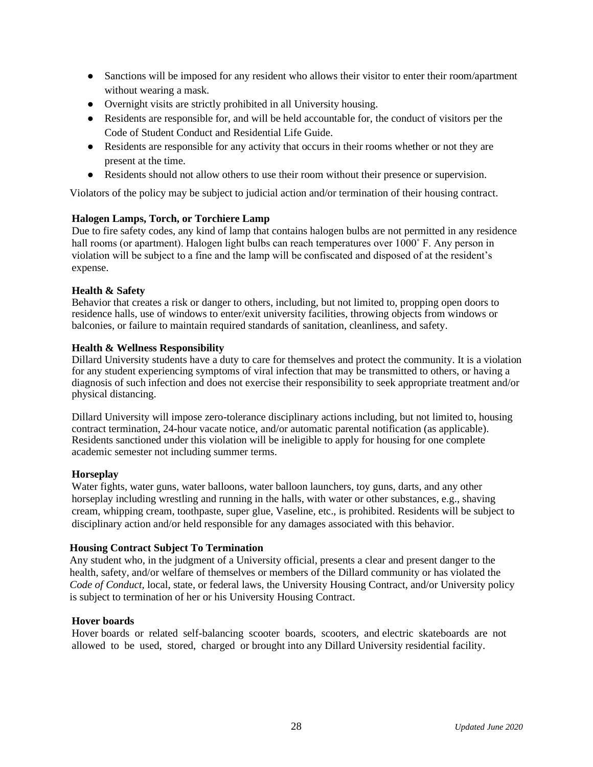- Sanctions will be imposed for any resident who allows their visitor to enter their room/apartment without wearing a mask.
- Overnight visits are strictly prohibited in all University housing.
- Residents are responsible for, and will be held accountable for, the conduct of visitors per the Code of Student Conduct and Residential Life Guide.
- Residents are responsible for any activity that occurs in their rooms whether or not they are present at the time.
- Residents should not allow others to use their room without their presence or supervision.

Violators of the policy may be subject to judicial action and/or termination of their housing contract.

**Halogen Lamps, Torch, or Torchiere Lamp**

Due to fire safety codes, any kind of lamp that contains halogen bulbs are not permitted in any residence hall rooms (or apartment). Halogen light bulbs can reach temperatures over 1000˚ F. Any person in violation will be subject to a fine and the lamp will be confiscated and disposed of at the resident's expense.

**Health & Safety**

Behavior that creates a risk or danger to others, including, but not limited to, propping open doors to residence halls, use of windows to enter/exit university facilities, throwing objects from windows or balconies, or failure to maintain required standards of sanitation, cleanliness, and safety.

**Health & Wellness Responsibility**

Dillard University students have a duty to care for themselves and protect the community. It is a violation for any student experiencing symptoms of viral infection that may be transmitted to others, or having a diagnosis of such infection and does not exercise their responsibility to seek appropriate treatment and/or physical distancing.

Dillard University will impose zero-tolerance disciplinary actions including, but not limited to, housing contract termination, 24-hour vacate notice, and/or automatic parental notification (as applicable). Residents sanctioned under this violation will be ineligible to apply for housing for one complete academic semester not including summer terms.

**Horseplay**

Water fights, water guns, water balloons, water balloon launchers, toy guns, darts, and any other horseplay including wrestling and running in the halls, with water or other substances, e.g., shaving cream, whipping cream, toothpaste, super glue, Vaseline, etc., is prohibited. Residents will be subject to disciplinary action and/or held responsible for any damages associated with this behavior.

**Housing Contract Subject To Termination**

Any student who, in the judgment of a University official, presents a clear and present danger to the health, safety, and/or welfare of themselves or members of the Dillard community or has violated the *Code of Conduct*, local, state, or federal laws, the University Housing Contract, and/or University policy is subject to termination of her or his University Housing Contract.

**Hover boards**

Hover boards or related self-balancing scooter boards, scooters, and electric skateboards are not allowed to be used, stored, charged or brought into any Dillard University residential facility.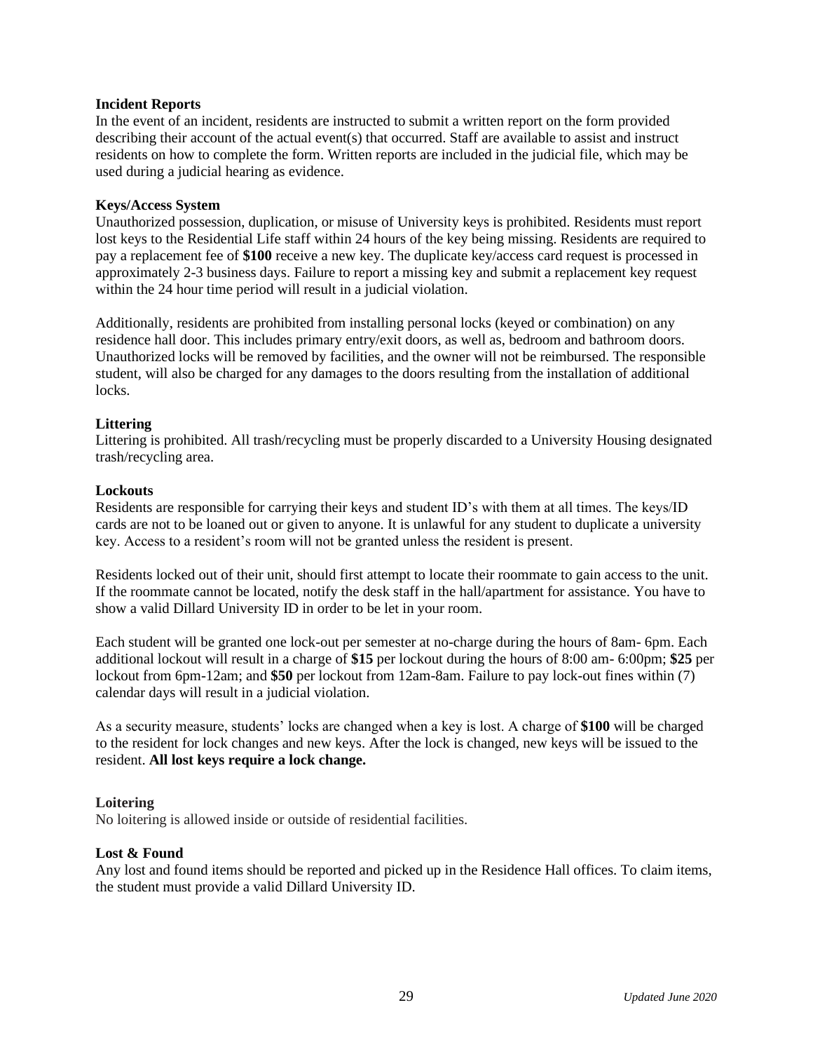**Incident Reports**
In the event of an incident, residents are instructed to submit a written report on the form provided describing their account of the actual event(s) that occurred. Staff are available to assist and instruct residents on how to complete the form. Written reports are included in the judicial file, which may be used during a judicial hearing as evidence.

**Keys/Access System**
Unauthorized possession, duplication, or misuse of University keys is prohibited. Residents must report lost keys to the Residential Life staff within 24 hours of the key being missing. Residents are required to pay a replacement fee of **$100** receive a new key. The duplicate key/access card request is processed in approximately 2-3 business days. Failure to report a missing key and submit a replacement key request within the 24 hour time period will result in a judicial violation.

Additionally, residents are prohibited from installing personal locks (keyed or combination) on any residence hall door. This includes primary entry/exit doors, as well as, bedroom and bathroom doors. Unauthorized locks will be removed by facilities, and the owner will not be reimbursed. The responsible student, will also be charged for any damages to the doors resulting from the installation of additional locks.

**Littering**
Littering is prohibited. All trash/recycling must be properly discarded to a University Housing designated trash/recycling area.

**Lockouts**
Residents are responsible for carrying their keys and student ID's with them at all times. The keys/ID cards are not to be loaned out or given to anyone. It is unlawful for any student to duplicate a university key. Access to a resident's room will not be granted unless the resident is present.

Residents locked out of their unit, should first attempt to locate their roommate to gain access to the unit. If the roommate cannot be located, notify the desk staff in the hall/apartment for assistance. You have to show a valid Dillard University ID in order to be let in your room.

Each student will be granted one lock-out per semester at no-charge during the hours of 8am- 6pm. Each additional lockout will result in a charge of **$15** per lockout during the hours of 8:00 am- 6:00pm; **$25** per lockout from 6pm-12am; and **$50** per lockout from 12am-8am. Failure to pay lock-out fines within (7) calendar days will result in a judicial violation.

As a security measure, students' locks are changed when a key is lost. A charge of **$100** will be charged to the resident for lock changes and new keys. After the lock is changed, new keys will be issued to the resident. **All lost keys require a lock change.**

**Loitering**
No loitering is allowed inside or outside of residential facilities.

**Lost & Found**
Any lost and found items should be reported and picked up in the Residence Hall offices. To claim items, the student must provide a valid Dillard University ID.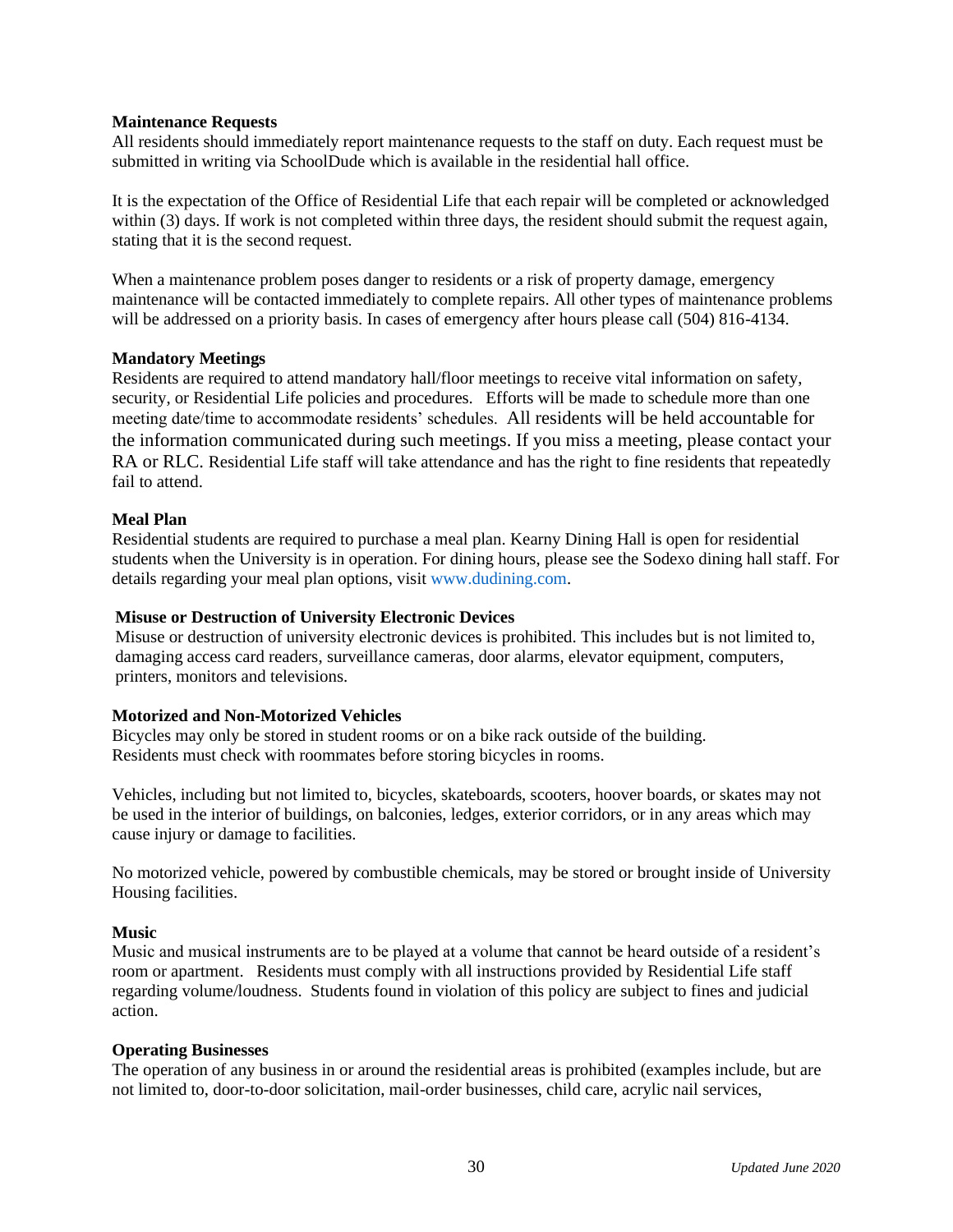**Maintenance Requests**

All residents should immediately report maintenance requests to the staff on duty. Each request must be submitted in writing via SchoolDude which is available in the residential hall office.

It is the expectation of the Office of Residential Life that each repair will be completed or acknowledged within (3) days. If work is not completed within three days, the resident should submit the request again, stating that it is the second request.

When a maintenance problem poses danger to residents or a risk of property damage, emergency maintenance will be contacted immediately to complete repairs. All other types of maintenance problems will be addressed on a priority basis. In cases of emergency after hours please call (504) 816-4134.

**Mandatory Meetings**

Residents are required to attend mandatory hall/floor meetings to receive vital information on safety, security, or Residential Life policies and procedures. Efforts will be made to schedule more than one meeting date/time to accommodate residents' schedules. All residents will be held accountable for the information communicated during such meetings. If you miss a meeting, please contact your RA or RLC. Residential Life staff will take attendance and has the right to fine residents that repeatedly fail to attend.

**Meal Plan**

Residential students are required to purchase a meal plan. Kearny Dining Hall is open for residential students when the University is in operation. For dining hours, please see the Sodexo dining hall staff. For details regarding your meal plan options, visit www.dudining.com.

**Misuse or Destruction of University Electronic Devices**

Misuse or destruction of university electronic devices is prohibited. This includes but is not limited to, damaging access card readers, surveillance cameras, door alarms, elevator equipment, computers, printers, monitors and televisions.

**Motorized and Non-Motorized Vehicles**

Bicycles may only be stored in student rooms or on a bike rack outside of the building. Residents must check with roommates before storing bicycles in rooms.

Vehicles, including but not limited to, bicycles, skateboards, scooters, hoover boards, or skates may not be used in the interior of buildings, on balconies, ledges, exterior corridors, or in any areas which may cause injury or damage to facilities.

No motorized vehicle, powered by combustible chemicals, may be stored or brought inside of University Housing facilities.

**Music**

Music and musical instruments are to be played at a volume that cannot be heard outside of a resident's room or apartment. Residents must comply with all instructions provided by Residential Life staff regarding volume/loudness. Students found in violation of this policy are subject to fines and judicial action.

**Operating Businesses**

The operation of any business in or around the residential areas is prohibited (examples include, but are not limited to, door-to-door solicitation, mail-order businesses, child care, acrylic nail services,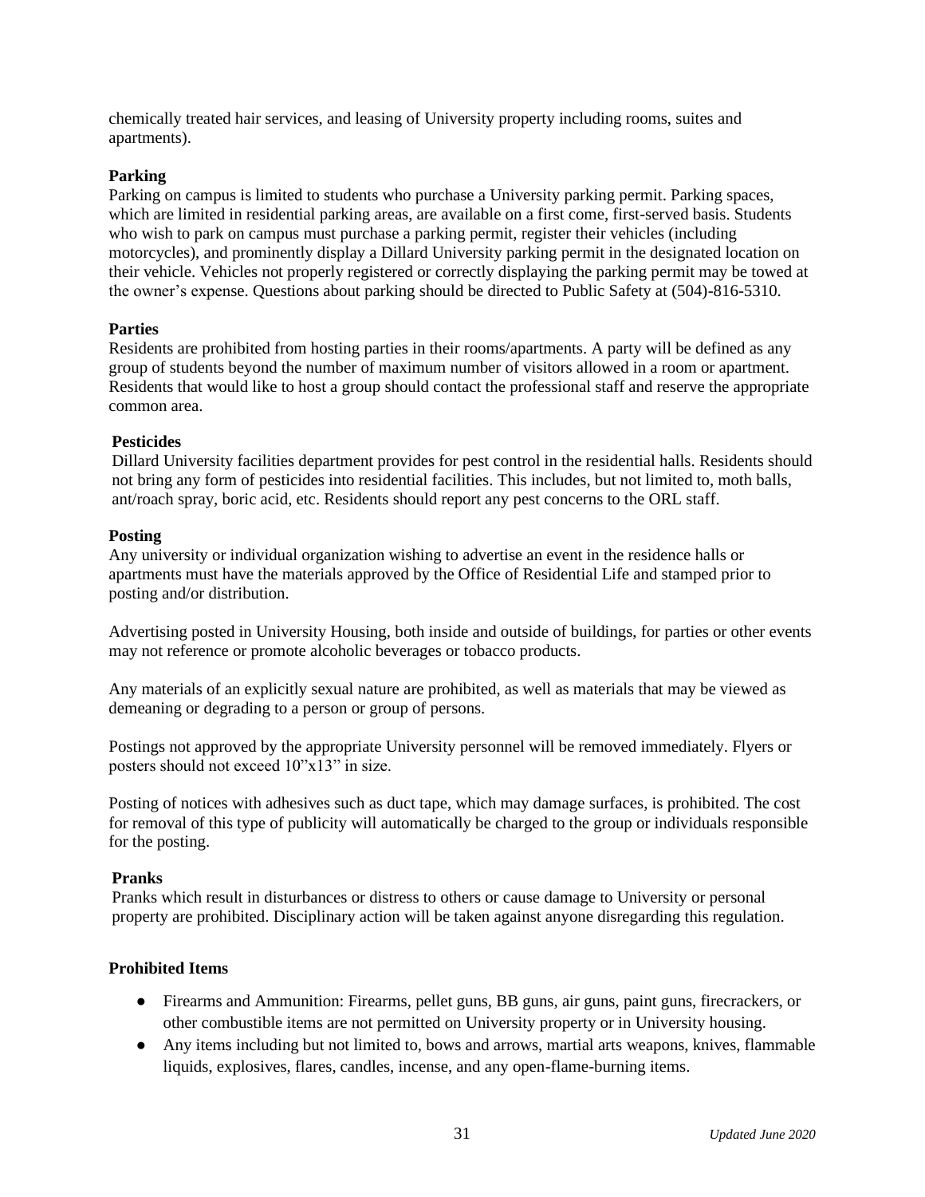chemically treated hair services, and leasing of University property including rooms, suites and apartments).

**Parking**

Parking on campus is limited to students who purchase a University parking permit. Parking spaces, which are limited in residential parking areas, are available on a first come, first-served basis. Students who wish to park on campus must purchase a parking permit, register their vehicles (including motorcycles), and prominently display a Dillard University parking permit in the designated location on their vehicle. Vehicles not properly registered or correctly displaying the parking permit may be towed at the owner's expense. Questions about parking should be directed to Public Safety at (504)-816-5310.

**Parties**

Residents are prohibited from hosting parties in their rooms/apartments. A party will be defined as any group of students beyond the number of maximum number of visitors allowed in a room or apartment. Residents that would like to host a group should contact the professional staff and reserve the appropriate common area.

**Pesticides**

Dillard University facilities department provides for pest control in the residential halls. Residents should not bring any form of pesticides into residential facilities. This includes, but not limited to, moth balls, ant/roach spray, boric acid, etc. Residents should report any pest concerns to the ORL staff.

**Posting**

Any university or individual organization wishing to advertise an event in the residence halls or apartments must have the materials approved by the Office of Residential Life and stamped prior to posting and/or distribution.

Advertising posted in University Housing, both inside and outside of buildings, for parties or other events may not reference or promote alcoholic beverages or tobacco products.

Any materials of an explicitly sexual nature are prohibited, as well as materials that may be viewed as demeaning or degrading to a person or group of persons.

Postings not approved by the appropriate University personnel will be removed immediately. Flyers or posters should not exceed 10"x13" in size.

Posting of notices with adhesives such as duct tape, which may damage surfaces, is prohibited. The cost for removal of this type of publicity will automatically be charged to the group or individuals responsible for the posting.

**Pranks**

Pranks which result in disturbances or distress to others or cause damage to University or personal property are prohibited. Disciplinary action will be taken against anyone disregarding this regulation.

**Prohibited Items**

- Firearms and Ammunition: Firearms, pellet guns, BB guns, air guns, paint guns, firecrackers, or other combustible items are not permitted on University property or in University housing.
- Any items including but not limited to, bows and arrows, martial arts weapons, knives, flammable liquids, explosives, flares, candles, incense, and any open-flame-burning items.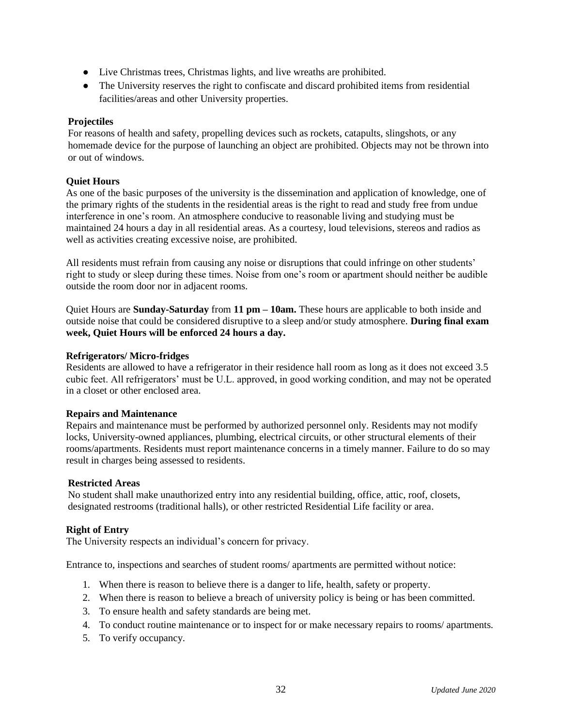- Live Christmas trees, Christmas lights, and live wreaths are prohibited.
- The University reserves the right to confiscate and discard prohibited items from residential facilities/areas and other University properties.

**Projectiles**

For reasons of health and safety, propelling devices such as rockets, catapults, slingshots, or any homemade device for the purpose of launching an object are prohibited. Objects may not be thrown into or out of windows.

**Quiet Hours**

As one of the basic purposes of the university is the dissemination and application of knowledge, one of the primary rights of the students in the residential areas is the right to read and study free from undue interference in one's room. An atmosphere conducive to reasonable living and studying must be maintained 24 hours a day in all residential areas. As a courtesy, loud televisions, stereos and radios as well as activities creating excessive noise, are prohibited.

All residents must refrain from causing any noise or disruptions that could infringe on other students' right to study or sleep during these times. Noise from one's room or apartment should neither be audible outside the room door nor in adjacent rooms.

Quiet Hours are **Sunday-Saturday** from **11 pm – 10am.** These hours are applicable to both inside and outside noise that could be considered disruptive to a sleep and/or study atmosphere. **During final exam week, Quiet Hours will be enforced 24 hours a day.**

**Refrigerators/ Micro-fridges**

Residents are allowed to have a refrigerator in their residence hall room as long as it does not exceed 3.5 cubic feet. All refrigerators' must be U.L. approved, in good working condition, and may not be operated in a closet or other enclosed area.

**Repairs and Maintenance**

Repairs and maintenance must be performed by authorized personnel only. Residents may not modify locks, University-owned appliances, plumbing, electrical circuits, or other structural elements of their rooms/apartments. Residents must report maintenance concerns in a timely manner. Failure to do so may result in charges being assessed to residents.

**Restricted Areas**

No student shall make unauthorized entry into any residential building, office, attic, roof, closets, designated restrooms (traditional halls), or other restricted Residential Life facility or area.

**Right of Entry**

The University respects an individual's concern for privacy.

Entrance to, inspections and searches of student rooms/ apartments are permitted without notice:

1. When there is reason to believe there is a danger to life, health, safety or property.
2. When there is reason to believe a breach of university policy is being or has been committed.
3. To ensure health and safety standards are being met.
4. To conduct routine maintenance or to inspect for or make necessary repairs to rooms/ apartments.
5. To verify occupancy.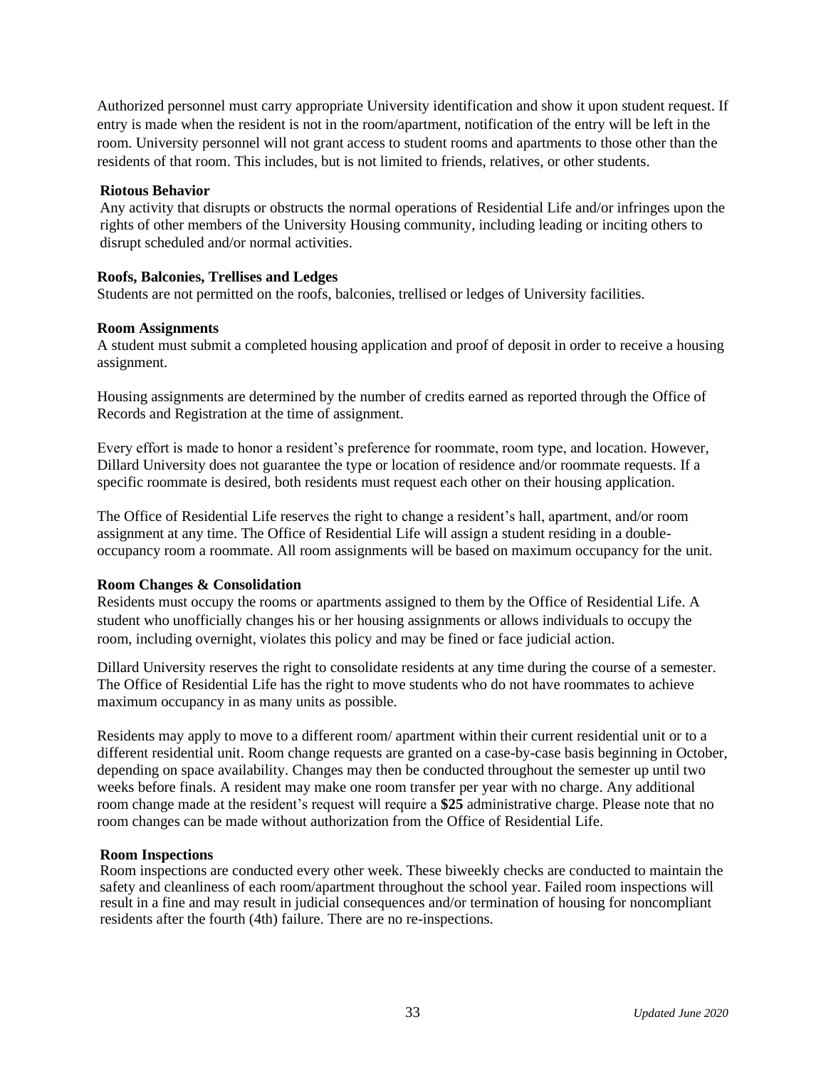Authorized personnel must carry appropriate University identification and show it upon student request. If entry is made when the resident is not in the room/apartment, notification of the entry will be left in the room. University personnel will not grant access to student rooms and apartments to those other than the residents of that room. This includes, but is not limited to friends, relatives, or other students.

**Riotous Behavior**

Any activity that disrupts or obstructs the normal operations of Residential Life and/or infringes upon the rights of other members of the University Housing community, including leading or inciting others to disrupt scheduled and/or normal activities.

**Roofs, Balconies, Trellises and Ledges**

Students are not permitted on the roofs, balconies, trellised or ledges of University facilities.

**Room Assignments**

A student must submit a completed housing application and proof of deposit in order to receive a housing assignment.

Housing assignments are determined by the number of credits earned as reported through the Office of Records and Registration at the time of assignment.

Every effort is made to honor a resident's preference for roommate, room type, and location. However, Dillard University does not guarantee the type or location of residence and/or roommate requests. If a specific roommate is desired, both residents must request each other on their housing application.

The Office of Residential Life reserves the right to change a resident's hall, apartment, and/or room assignment at any time. The Office of Residential Life will assign a student residing in a double-occupancy room a roommate. All room assignments will be based on maximum occupancy for the unit.

**Room Changes & Consolidation**

Residents must occupy the rooms or apartments assigned to them by the Office of Residential Life. A student who unofficially changes his or her housing assignments or allows individuals to occupy the room, including overnight, violates this policy and may be fined or face judicial action.

Dillard University reserves the right to consolidate residents at any time during the course of a semester. The Office of Residential Life has the right to move students who do not have roommates to achieve maximum occupancy in as many units as possible.

Residents may apply to move to a different room/ apartment within their current residential unit or to a different residential unit. Room change requests are granted on a case-by-case basis beginning in October, depending on space availability. Changes may then be conducted throughout the semester up until two weeks before finals. A resident may make one room transfer per year with no charge. Any additional room change made at the resident's request will require a **$25** administrative charge. Please note that no room changes can be made without authorization from the Office of Residential Life.

**Room Inspections**

Room inspections are conducted every other week. These biweekly checks are conducted to maintain the safety and cleanliness of each room/apartment throughout the school year. Failed room inspections will result in a fine and may result in judicial consequences and/or termination of housing for noncompliant residents after the fourth (4th) failure. There are no re-inspections.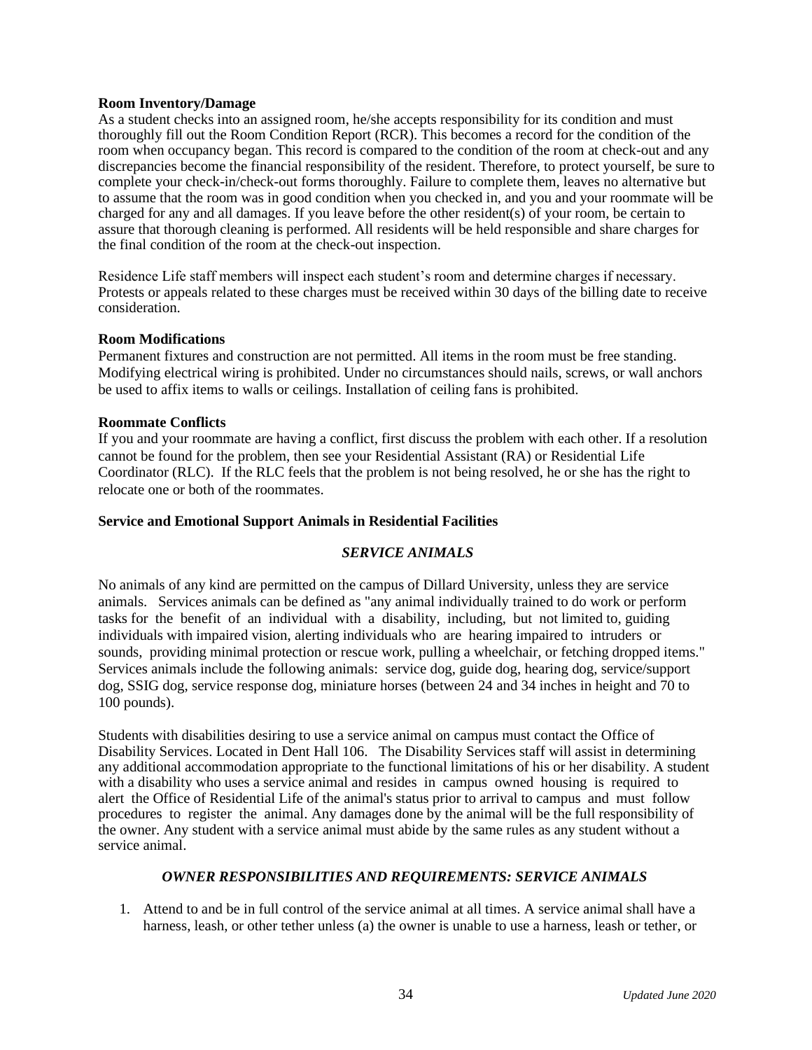**Room Inventory/Damage**

As a student checks into an assigned room, he/she accepts responsibility for its condition and must thoroughly fill out the Room Condition Report (RCR). This becomes a record for the condition of the room when occupancy began. This record is compared to the condition of the room at check-out and any discrepancies become the financial responsibility of the resident. Therefore, to protect yourself, be sure to complete your check-in/check-out forms thoroughly. Failure to complete them, leaves no alternative but to assume that the room was in good condition when you checked in, and you and your roommate will be charged for any and all damages. If you leave before the other resident(s) of your room, be certain to assure that thorough cleaning is performed. All residents will be held responsible and share charges for the final condition of the room at the check-out inspection.

Residence Life staff members will inspect each student's room and determine charges if necessary. Protests or appeals related to these charges must be received within 30 days of the billing date to receive consideration.

**Room Modifications**

Permanent fixtures and construction are not permitted. All items in the room must be free standing. Modifying electrical wiring is prohibited. Under no circumstances should nails, screws, or wall anchors be used to affix items to walls or ceilings. Installation of ceiling fans is prohibited.

**Roommate Conflicts**

If you and your roommate are having a conflict, first discuss the problem with each other. If a resolution cannot be found for the problem, then see your Residential Assistant (RA) or Residential Life Coordinator (RLC). If the RLC feels that the problem is not being resolved, he or she has the right to relocate one or both of the roommates.

**Service and Emotional Support Animals in Residential Facilities**

***SERVICE ANIMALS***

No animals of any kind are permitted on the campus of Dillard University, unless they are service animals. Services animals can be defined as "any animal individually trained to do work or perform tasks for the benefit of an individual with a disability, including, but not limited to, guiding individuals with impaired vision, alerting individuals who are hearing impaired to intruders or sounds, providing minimal protection or rescue work, pulling a wheelchair, or fetching dropped items." Services animals include the following animals: service dog, guide dog, hearing dog, service/support dog, SSIG dog, service response dog, miniature horses (between 24 and 34 inches in height and 70 to 100 pounds).

Students with disabilities desiring to use a service animal on campus must contact the Office of Disability Services. Located in Dent Hall 106. The Disability Services staff will assist in determining any additional accommodation appropriate to the functional limitations of his or her disability. A student with a disability who uses a service animal and resides in campus owned housing is required to alert the Office of Residential Life of the animal's status prior to arrival to campus and must follow procedures to register the animal. Any damages done by the animal will be the full responsibility of the owner. Any student with a service animal must abide by the same rules as any student without a service animal.

***OWNER RESPONSIBILITIES AND REQUIREMENTS: SERVICE ANIMALS***

1. Attend to and be in full control of the service animal at all times. A service animal shall have a harness, leash, or other tether unless (a) the owner is unable to use a harness, leash or tether, or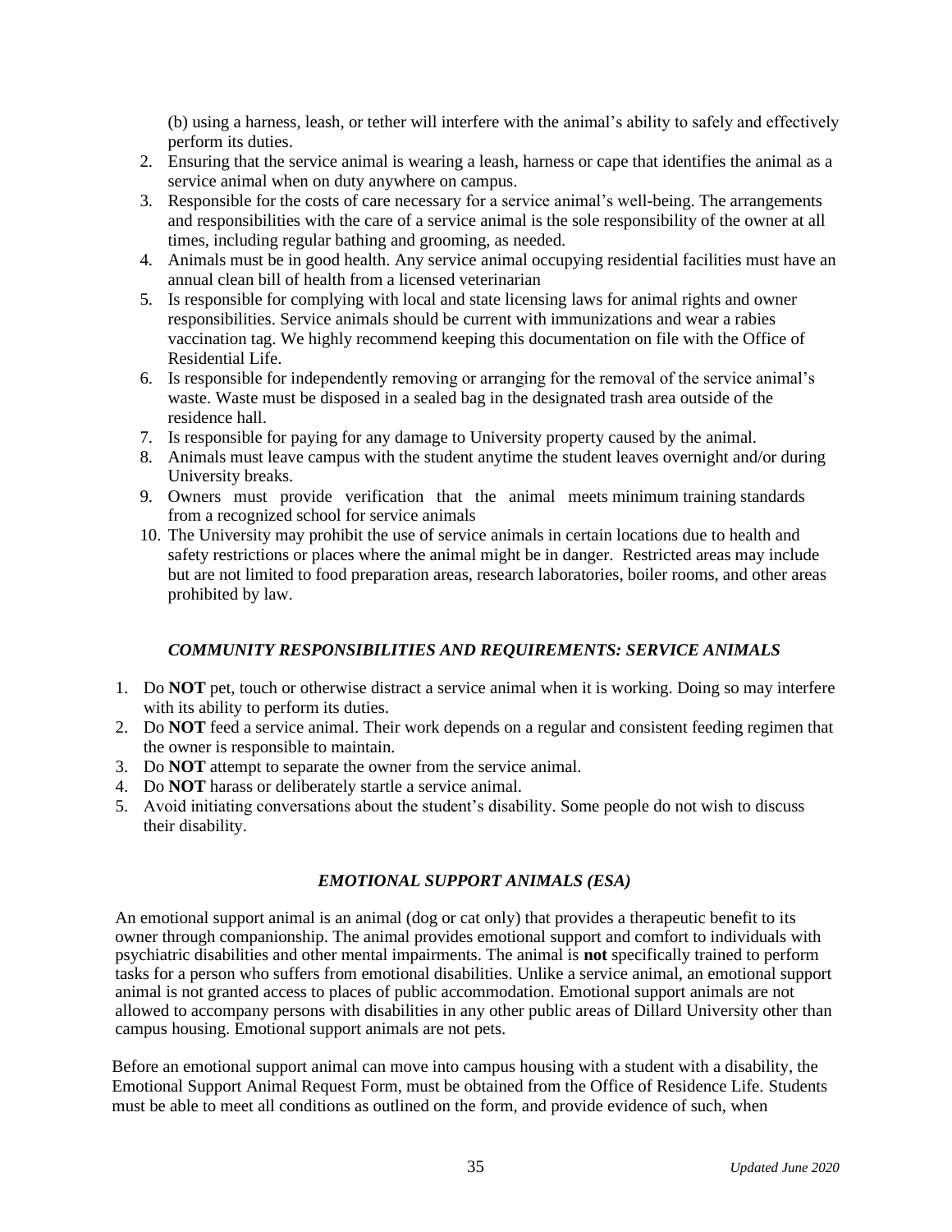(b) using a harness, leash, or tether will interfere with the animal's ability to safely and effectively perform its duties.

2. Ensuring that the service animal is wearing a leash, harness or cape that identifies the animal as a service animal when on duty anywhere on campus.
3. Responsible for the costs of care necessary for a service animal's well-being. The arrangements and responsibilities with the care of a service animal is the sole responsibility of the owner at all times, including regular bathing and grooming, as needed.
4. Animals must be in good health. Any service animal occupying residential facilities must have an annual clean bill of health from a licensed veterinarian
5. Is responsible for complying with local and state licensing laws for animal rights and owner responsibilities. Service animals should be current with immunizations and wear a rabies vaccination tag. We highly recommend keeping this documentation on file with the Office of Residential Life.
6. Is responsible for independently removing or arranging for the removal of the service animal's waste. Waste must be disposed in a sealed bag in the designated trash area outside of the residence hall.
7. Is responsible for paying for any damage to University property caused by the animal.
8. Animals must leave campus with the student anytime the student leaves overnight and/or during University breaks.
9. Owners must provide verification that the animal meets minimum training standards from a recognized school for service animals
10. The University may prohibit the use of service animals in certain locations due to health and safety restrictions or places where the animal might be in danger. Restricted areas may include but are not limited to food preparation areas, research laboratories, boiler rooms, and other areas prohibited by law.

### *COMMUNITY RESPONSIBILITIES AND REQUIREMENTS: SERVICE ANIMALS*

1. Do **NOT** pet, touch or otherwise distract a service animal when it is working. Doing so may interfere with its ability to perform its duties.
2. Do **NOT** feed a service animal. Their work depends on a regular and consistent feeding regimen that the owner is responsible to maintain.
3. Do **NOT** attempt to separate the owner from the service animal.
4. Do **NOT** harass or deliberately startle a service animal.
5. Avoid initiating conversations about the student's disability. Some people do not wish to discuss their disability.

### *EMOTIONAL SUPPORT ANIMALS (ESA)*

An emotional support animal is an animal (dog or cat only) that provides a therapeutic benefit to its owner through companionship. The animal provides emotional support and comfort to individuals with psychiatric disabilities and other mental impairments. The animal is **not** specifically trained to perform tasks for a person who suffers from emotional disabilities. Unlike a service animal, an emotional support animal is not granted access to places of public accommodation. Emotional support animals are not allowed to accompany persons with disabilities in any other public areas of Dillard University other than campus housing. Emotional support animals are not pets.

Before an emotional support animal can move into campus housing with a student with a disability, the Emotional Support Animal Request Form, must be obtained from the Office of Residence Life. Students must be able to meet all conditions as outlined on the form, and provide evidence of such, when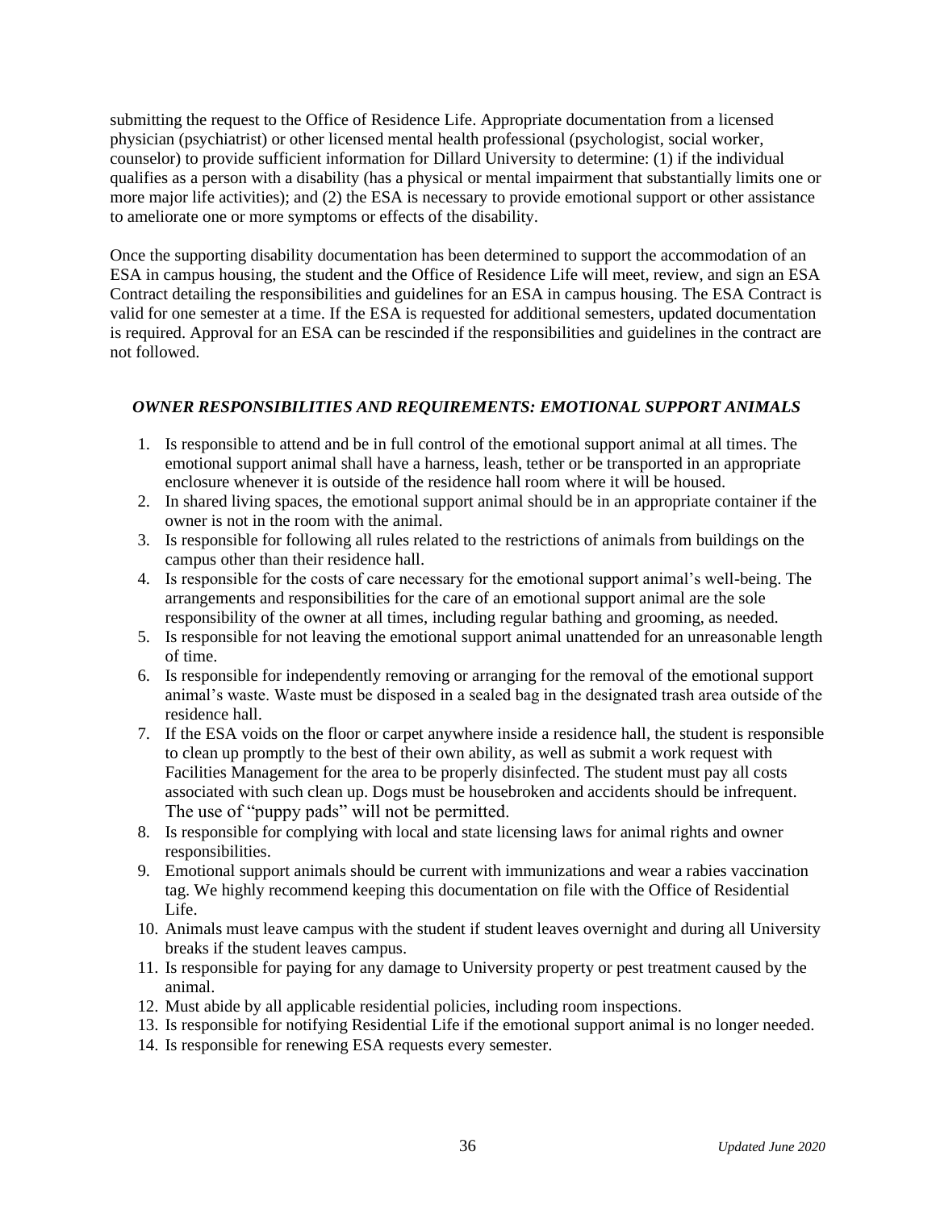submitting the request to the Office of Residence Life. Appropriate documentation from a licensed physician (psychiatrist) or other licensed mental health professional (psychologist, social worker, counselor) to provide sufficient information for Dillard University to determine: (1) if the individual qualifies as a person with a disability (has a physical or mental impairment that substantially limits one or more major life activities); and (2) the ESA is necessary to provide emotional support or other assistance to ameliorate one or more symptoms or effects of the disability.

Once the supporting disability documentation has been determined to support the accommodation of an ESA in campus housing, the student and the Office of Residence Life will meet, review, and sign an ESA Contract detailing the responsibilities and guidelines for an ESA in campus housing. The ESA Contract is valid for one semester at a time. If the ESA is requested for additional semesters, updated documentation is required. Approval for an ESA can be rescinded if the responsibilities and guidelines in the contract are not followed.

### *OWNER RESPONSIBILITIES AND REQUIREMENTS: EMOTIONAL SUPPORT ANIMALS*

1. Is responsible to attend and be in full control of the emotional support animal at all times. The emotional support animal shall have a harness, leash, tether or be transported in an appropriate enclosure whenever it is outside of the residence hall room where it will be housed.
2. In shared living spaces, the emotional support animal should be in an appropriate container if the owner is not in the room with the animal.
3. Is responsible for following all rules related to the restrictions of animals from buildings on the campus other than their residence hall.
4. Is responsible for the costs of care necessary for the emotional support animal's well-being. The arrangements and responsibilities for the care of an emotional support animal are the sole responsibility of the owner at all times, including regular bathing and grooming, as needed.
5. Is responsible for not leaving the emotional support animal unattended for an unreasonable length of time.
6. Is responsible for independently removing or arranging for the removal of the emotional support animal's waste. Waste must be disposed in a sealed bag in the designated trash area outside of the residence hall.
7. If the ESA voids on the floor or carpet anywhere inside a residence hall, the student is responsible to clean up promptly to the best of their own ability, as well as submit a work request with Facilities Management for the area to be properly disinfected. The student must pay all costs associated with such clean up. Dogs must be housebroken and accidents should be infrequent. The use of "puppy pads" will not be permitted.
8. Is responsible for complying with local and state licensing laws for animal rights and owner responsibilities.
9. Emotional support animals should be current with immunizations and wear a rabies vaccination tag. We highly recommend keeping this documentation on file with the Office of Residential Life.
10. Animals must leave campus with the student if student leaves overnight and during all University breaks if the student leaves campus.
11. Is responsible for paying for any damage to University property or pest treatment caused by the animal.
12. Must abide by all applicable residential policies, including room inspections.
13. Is responsible for notifying Residential Life if the emotional support animal is no longer needed.
14. Is responsible for renewing ESA requests every semester.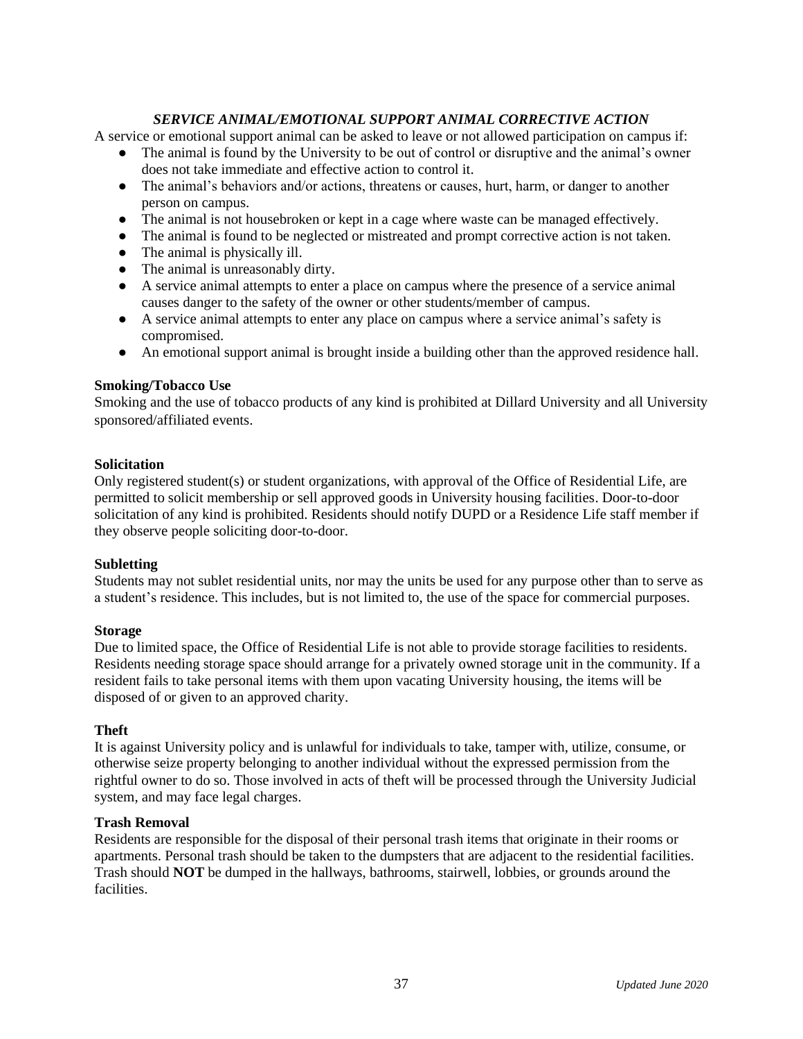### *SERVICE ANIMAL/EMOTIONAL SUPPORT ANIMAL CORRECTIVE ACTION*

A service or emotional support animal can be asked to leave or not allowed participation on campus if:

- The animal is found by the University to be out of control or disruptive and the animal's owner does not take immediate and effective action to control it.
- The animal's behaviors and/or actions, threatens or causes, hurt, harm, or danger to another person on campus.
- The animal is not housebroken or kept in a cage where waste can be managed effectively.
- The animal is found to be neglected or mistreated and prompt corrective action is not taken.
- The animal is physically ill.
- The animal is unreasonably dirty.
- A service animal attempts to enter a place on campus where the presence of a service animal causes danger to the safety of the owner or other students/member of campus.
- A service animal attempts to enter any place on campus where a service animal's safety is compromised.
- An emotional support animal is brought inside a building other than the approved residence hall.

**Smoking/Tobacco Use**

Smoking and the use of tobacco products of any kind is prohibited at Dillard University and all University sponsored/affiliated events.

**Solicitation**

Only registered student(s) or student organizations, with approval of the Office of Residential Life, are permitted to solicit membership or sell approved goods in University housing facilities. Door-to-door solicitation of any kind is prohibited. Residents should notify DUPD or a Residence Life staff member if they observe people soliciting door-to-door.

**Subletting**

Students may not sublet residential units, nor may the units be used for any purpose other than to serve as a student's residence. This includes, but is not limited to, the use of the space for commercial purposes.

**Storage**

Due to limited space, the Office of Residential Life is not able to provide storage facilities to residents. Residents needing storage space should arrange for a privately owned storage unit in the community. If a resident fails to take personal items with them upon vacating University housing, the items will be disposed of or given to an approved charity.

**Theft**

It is against University policy and is unlawful for individuals to take, tamper with, utilize, consume, or otherwise seize property belonging to another individual without the expressed permission from the rightful owner to do so. Those involved in acts of theft will be processed through the University Judicial system, and may face legal charges.

**Trash Removal**

Residents are responsible for the disposal of their personal trash items that originate in their rooms or apartments. Personal trash should be taken to the dumpsters that are adjacent to the residential facilities. Trash should **NOT** be dumped in the hallways, bathrooms, stairwell, lobbies, or grounds around the facilities.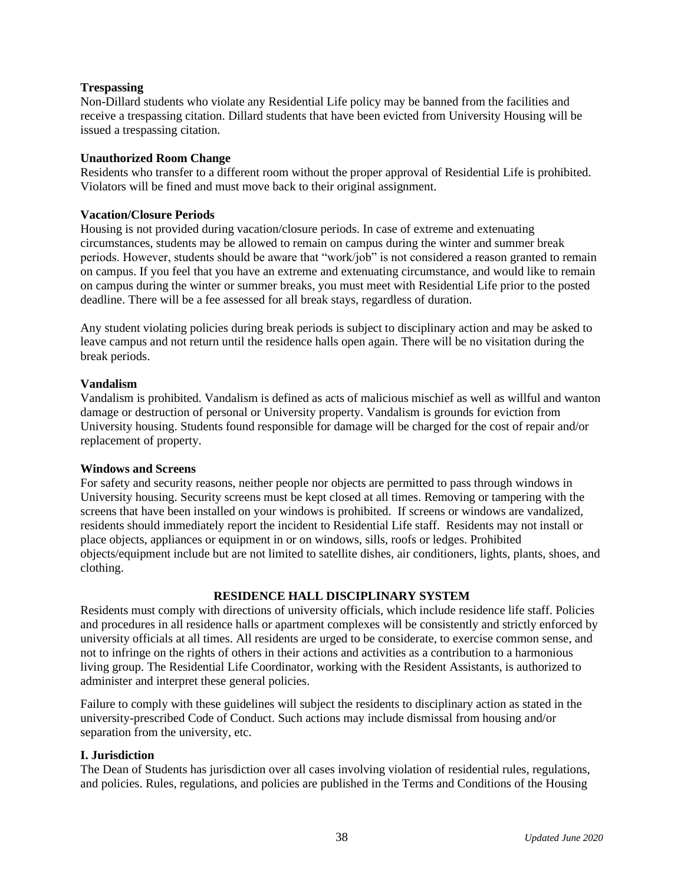**Trespassing**

Non-Dillard students who violate any Residential Life policy may be banned from the facilities and receive a trespassing citation. Dillard students that have been evicted from University Housing will be issued a trespassing citation.

**Unauthorized Room Change**

Residents who transfer to a different room without the proper approval of Residential Life is prohibited. Violators will be fined and must move back to their original assignment.

**Vacation/Closure Periods**

Housing is not provided during vacation/closure periods. In case of extreme and extenuating circumstances, students may be allowed to remain on campus during the winter and summer break periods. However, students should be aware that "work/job" is not considered a reason granted to remain on campus. If you feel that you have an extreme and extenuating circumstance, and would like to remain on campus during the winter or summer breaks, you must meet with Residential Life prior to the posted deadline. There will be a fee assessed for all break stays, regardless of duration.

Any student violating policies during break periods is subject to disciplinary action and may be asked to leave campus and not return until the residence halls open again. There will be no visitation during the break periods.

**Vandalism**

Vandalism is prohibited. Vandalism is defined as acts of malicious mischief as well as willful and wanton damage or destruction of personal or University property. Vandalism is grounds for eviction from University housing. Students found responsible for damage will be charged for the cost of repair and/or replacement of property.

**Windows and Screens**

For safety and security reasons, neither people nor objects are permitted to pass through windows in University housing. Security screens must be kept closed at all times. Removing or tampering with the screens that have been installed on your windows is prohibited. If screens or windows are vandalized, residents should immediately report the incident to Residential Life staff. Residents may not install or place objects, appliances or equipment in or on windows, sills, roofs or ledges. Prohibited objects/equipment include but are not limited to satellite dishes, air conditioners, lights, plants, shoes, and clothing.

## RESIDENCE HALL DISCIPLINARY SYSTEM

Residents must comply with directions of university officials, which include residence life staff. Policies and procedures in all residence halls or apartment complexes will be consistently and strictly enforced by university officials at all times. All residents are urged to be considerate, to exercise common sense, and not to infringe on the rights of others in their actions and activities as a contribution to a harmonious living group. The Residential Life Coordinator, working with the Resident Assistants, is authorized to administer and interpret these general policies.

Failure to comply with these guidelines will subject the residents to disciplinary action as stated in the university-prescribed Code of Conduct. Such actions may include dismissal from housing and/or separation from the university, etc.

**I. Jurisdiction**

The Dean of Students has jurisdiction over all cases involving violation of residential rules, regulations, and policies. Rules, regulations, and policies are published in the Terms and Conditions of the Housing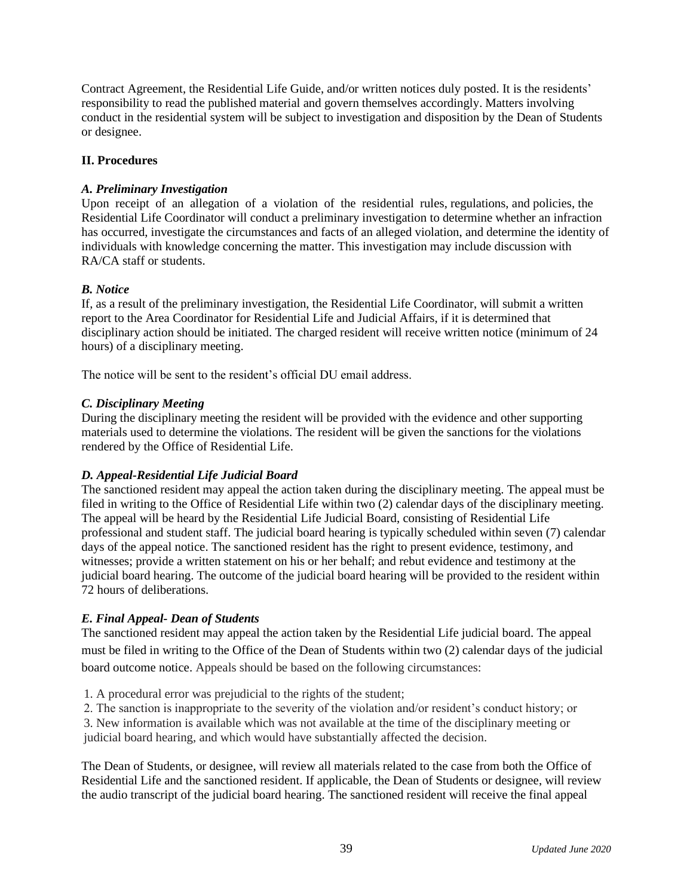Contract Agreement, the Residential Life Guide, and/or written notices duly posted. It is the residents' responsibility to read the published material and govern themselves accordingly. Matters involving conduct in the residential system will be subject to investigation and disposition by the Dean of Students or designee.

**II. Procedures**

***A. Preliminary Investigation***

Upon receipt of an allegation of a violation of the residential rules, regulations, and policies, the Residential Life Coordinator will conduct a preliminary investigation to determine whether an infraction has occurred, investigate the circumstances and facts of an alleged violation, and determine the identity of individuals with knowledge concerning the matter. This investigation may include discussion with RA/CA staff or students.

***B. Notice***

If, as a result of the preliminary investigation, the Residential Life Coordinator, will submit a written report to the Area Coordinator for Residential Life and Judicial Affairs, if it is determined that disciplinary action should be initiated. The charged resident will receive written notice (minimum of 24 hours) of a disciplinary meeting.

The notice will be sent to the resident's official DU email address.

***C. Disciplinary Meeting***

During the disciplinary meeting the resident will be provided with the evidence and other supporting materials used to determine the violations. The resident will be given the sanctions for the violations rendered by the Office of Residential Life.

***D. Appeal-Residential Life Judicial Board***

The sanctioned resident may appeal the action taken during the disciplinary meeting. The appeal must be filed in writing to the Office of Residential Life within two (2) calendar days of the disciplinary meeting. The appeal will be heard by the Residential Life Judicial Board, consisting of Residential Life professional and student staff. The judicial board hearing is typically scheduled within seven (7) calendar days of the appeal notice. The sanctioned resident has the right to present evidence, testimony, and witnesses; provide a written statement on his or her behalf; and rebut evidence and testimony at the judicial board hearing. The outcome of the judicial board hearing will be provided to the resident within 72 hours of deliberations.

***E. Final Appeal- Dean of Students***

The sanctioned resident may appeal the action taken by the Residential Life judicial board. The appeal must be filed in writing to the Office of the Dean of Students within two (2) calendar days of the judicial board outcome notice. Appeals should be based on the following circumstances:

1. A procedural error was prejudicial to the rights of the student;
2. The sanction is inappropriate to the severity of the violation and/or resident's conduct history; or
3. New information is available which was not available at the time of the disciplinary meeting or judicial board hearing, and which would have substantially affected the decision.

The Dean of Students, or designee, will review all materials related to the case from both the Office of Residential Life and the sanctioned resident. If applicable, the Dean of Students or designee, will review the audio transcript of the judicial board hearing. The sanctioned resident will receive the final appeal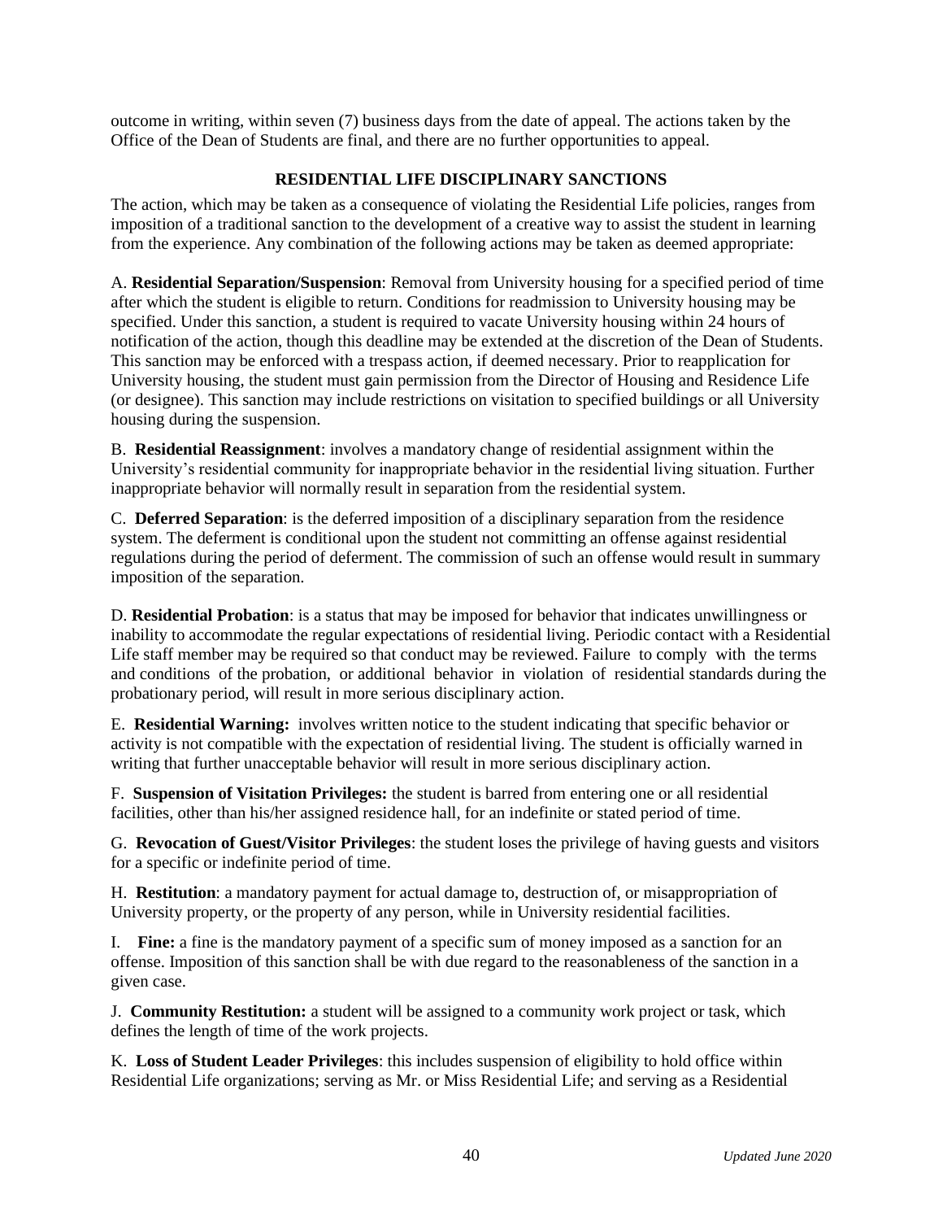outcome in writing, within seven (7) business days from the date of appeal. The actions taken by the Office of the Dean of Students are final, and there are no further opportunities to appeal.

## RESIDENTIAL LIFE DISCIPLINARY SANCTIONS

The action, which may be taken as a consequence of violating the Residential Life policies, ranges from imposition of a traditional sanction to the development of a creative way to assist the student in learning from the experience. Any combination of the following actions may be taken as deemed appropriate:

A. **Residential Separation/Suspension**: Removal from University housing for a specified period of time after which the student is eligible to return. Conditions for readmission to University housing may be specified. Under this sanction, a student is required to vacate University housing within 24 hours of notification of the action, though this deadline may be extended at the discretion of the Dean of Students. This sanction may be enforced with a trespass action, if deemed necessary. Prior to reapplication for University housing, the student must gain permission from the Director of Housing and Residence Life (or designee). This sanction may include restrictions on visitation to specified buildings or all University housing during the suspension.

B. **Residential Reassignment**: involves a mandatory change of residential assignment within the University's residential community for inappropriate behavior in the residential living situation. Further inappropriate behavior will normally result in separation from the residential system.

C. **Deferred Separation**: is the deferred imposition of a disciplinary separation from the residence system. The deferment is conditional upon the student not committing an offense against residential regulations during the period of deferment. The commission of such an offense would result in summary imposition of the separation.

D. **Residential Probation**: is a status that may be imposed for behavior that indicates unwillingness or inability to accommodate the regular expectations of residential living. Periodic contact with a Residential Life staff member may be required so that conduct may be reviewed. Failure to comply with the terms and conditions of the probation, or additional behavior in violation of residential standards during the probationary period, will result in more serious disciplinary action.

E. **Residential Warning:** involves written notice to the student indicating that specific behavior or activity is not compatible with the expectation of residential living. The student is officially warned in writing that further unacceptable behavior will result in more serious disciplinary action.

F. **Suspension of Visitation Privileges:** the student is barred from entering one or all residential facilities, other than his/her assigned residence hall, for an indefinite or stated period of time.

G. **Revocation of Guest/Visitor Privileges**: the student loses the privilege of having guests and visitors for a specific or indefinite period of time.

H. **Restitution**: a mandatory payment for actual damage to, destruction of, or misappropriation of University property, or the property of any person, while in University residential facilities.

I. **Fine:** a fine is the mandatory payment of a specific sum of money imposed as a sanction for an offense. Imposition of this sanction shall be with due regard to the reasonableness of the sanction in a given case.

J. **Community Restitution:** a student will be assigned to a community work project or task, which defines the length of time of the work projects.

K. **Loss of Student Leader Privileges**: this includes suspension of eligibility to hold office within Residential Life organizations; serving as Mr. or Miss Residential Life; and serving as a Residential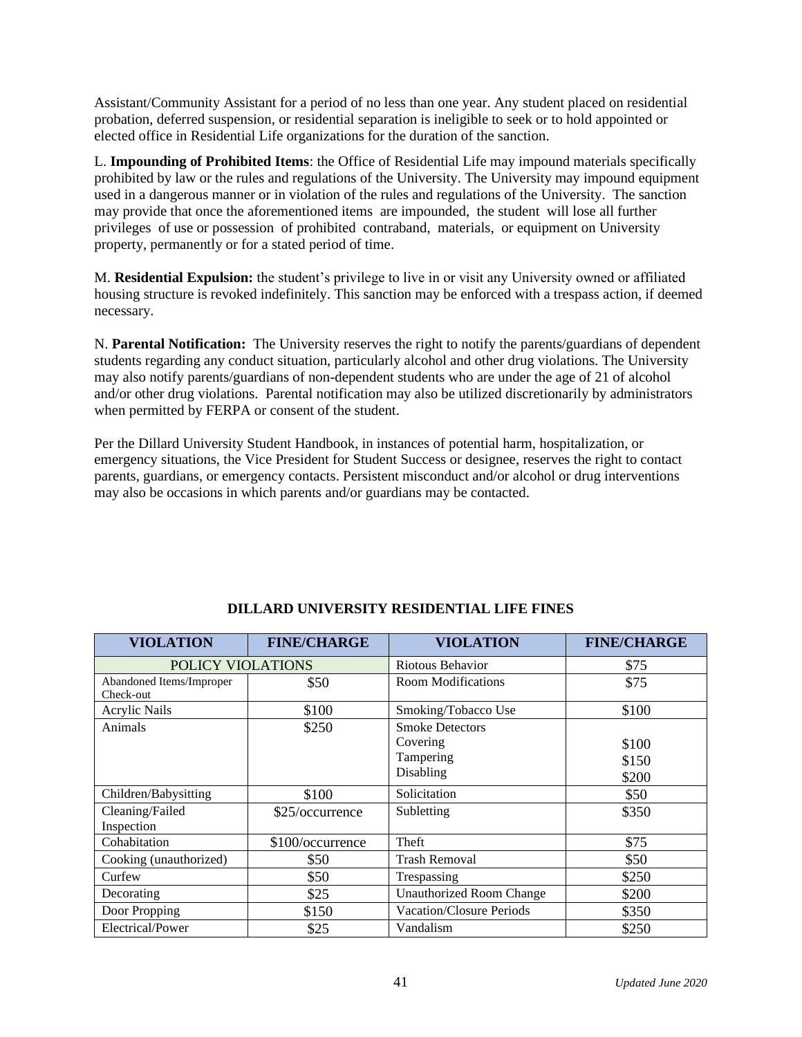Assistant/Community Assistant for a period of no less than one year. Any student placed on residential probation, deferred suspension, or residential separation is ineligible to seek or to hold appointed or elected office in Residential Life organizations for the duration of the sanction.

L. **Impounding of Prohibited Items**: the Office of Residential Life may impound materials specifically prohibited by law or the rules and regulations of the University. The University may impound equipment used in a dangerous manner or in violation of the rules and regulations of the University. The sanction may provide that once the aforementioned items are impounded, the student will lose all further privileges of use or possession of prohibited contraband, materials, or equipment on University property, permanently or for a stated period of time.

M. **Residential Expulsion:** the student's privilege to live in or visit any University owned or affiliated housing structure is revoked indefinitely. This sanction may be enforced with a trespass action, if deemed necessary.

N. **Parental Notification:** The University reserves the right to notify the parents/guardians of dependent students regarding any conduct situation, particularly alcohol and other drug violations. The University may also notify parents/guardians of non-dependent students who are under the age of 21 of alcohol and/or other drug violations. Parental notification may also be utilized discretionarily by administrators when permitted by FERPA or consent of the student.

Per the Dillard University Student Handbook, in instances of potential harm, hospitalization, or emergency situations, the Vice President for Student Success or designee, reserves the right to contact parents, guardians, or emergency contacts. Persistent misconduct and/or alcohol or drug interventions may also be occasions in which parents and/or guardians may be contacted.

**DILLARD UNIVERSITY RESIDENTIAL LIFE FINES**

| VIOLATION | FINE/CHARGE | VIOLATION | FINE/CHARGE |
|---|---|---|---|
| POLICY VIOLATIONS | | Riotous Behavior | $75 |
| Abandoned Items/Improper Check-out | $50 | Room Modifications | $75 |
| Acrylic Nails | $100 | Smoking/Tobacco Use | $100 |
| Animals | $250 | Smoke Detectors<br>Covering<br>Tampering<br>Disabling | <br>$100<br>$150<br>$200 |
| Children/Babysitting | $100 | Solicitation | $50 |
| Cleaning/Failed Inspection | $25/occurrence | Subletting | $350 |
| Cohabitation | $100/occurrence | Theft | $75 |
| Cooking (unauthorized) | $50 | Trash Removal | $50 |
| Curfew | $50 | Trespassing | $250 |
| Decorating | $25 | Unauthorized Room Change | $200 |
| Door Propping | $150 | Vacation/Closure Periods | $350 |
| Electrical/Power | $25 | Vandalism | $250 |

*Updated June 2020*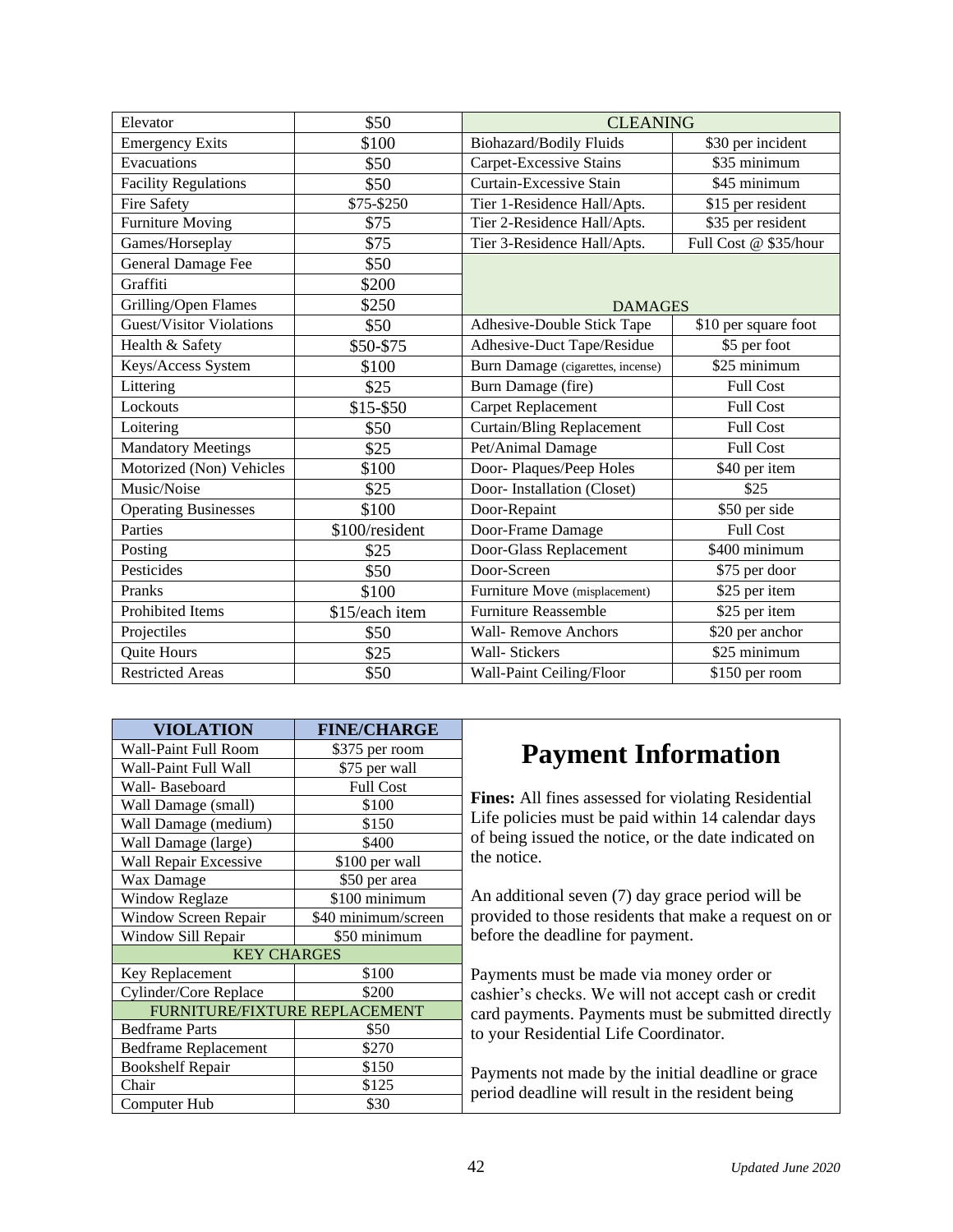| Elevator | $50 | CLEANING | |
|---|---|---|---|
| Emergency Exits | $100 | Biohazard/Bodily Fluids | $30 per incident |
| Evacuations | $50 | Carpet-Excessive Stains | $35 minimum |
| Facility Regulations | $50 | Curtain-Excessive Stain | $45 minimum |
| Fire Safety | $75-$250 | Tier 1-Residence Hall/Apts. | $15 per resident |
| Furniture Moving | $75 | Tier 2-Residence Hall/Apts. | $35 per resident |
| Games/Horseplay | $75 | Tier 3-Residence Hall/Apts. | Full Cost @ $35/hour |
| General Damage Fee | $50 | DAMAGES | |
| Graffiti | $200 | | |
| Grilling/Open Flames | $250 | | |
| Guest/Visitor Violations | $50 | Adhesive-Double Stick Tape | $10 per square foot |
| Health & Safety | $50-$75 | Adhesive-Duct Tape/Residue | $5 per foot |
| Keys/Access System | $100 | Burn Damage (cigarettes, incense) | $25 minimum |
| Littering | $25 | Burn Damage (fire) | Full Cost |
| Lockouts | $15-$50 | Carpet Replacement | Full Cost |
| Loitering | $50 | Curtain/Bling Replacement | Full Cost |
| Mandatory Meetings | $25 | Pet/Animal Damage | Full Cost |
| Motorized (Non) Vehicles | $100 | Door- Plaques/Peep Holes | $40 per item |
| Music/Noise | $25 | Door- Installation (Closet) | $25 |
| Operating Businesses | $100 | Door-Repaint | $50 per side |
| Parties | $100/resident | Door-Frame Damage | Full Cost |
| Posting | $25 | Door-Glass Replacement | $400 minimum |
| Pesticides | $50 | Door-Screen | $75 per door |
| Pranks | $100 | Furniture Move (misplacement) | $25 per item |
| Prohibited Items | $15/each item | Furniture Reassemble | $25 per item |
| Projectiles | $50 | Wall- Remove Anchors | $20 per anchor |
| Quite Hours | $25 | Wall- Stickers | $25 minimum |
| Restricted Areas | $50 | Wall-Paint Ceiling/Floor | $150 per room |

| VIOLATION | FINE/CHARGE |
|---|---|
| Wall-Paint Full Room | $375 per room |
| Wall-Paint Full Wall | $75 per wall |
| Wall- Baseboard | Full Cost |
| Wall Damage (small) | $100 |
| Wall Damage (medium) | $150 |
| Wall Damage (large) | $400 |
| Wall Repair Excessive | $100 per wall |
| Wax Damage | $50 per area |
| Window Reglaze | $100 minimum |
| Window Screen Repair | $40 minimum/screen |
| Window Sill Repair | $50 minimum |
| KEY CHARGES | |
| Key Replacement | $100 |
| Cylinder/Core Replace | $200 |
| FURNITURE/FIXTURE REPLACEMENT | |
| Bedframe Parts | $50 |
| Bedframe Replacement | $270 |
| Bookshelf Repair | $150 |
| Chair | $125 |
| Computer Hub | $30 |

# Payment Information

**Fines:** All fines assessed for violating Residential Life policies must be paid within 14 calendar days of being issued the notice, or the date indicated on the notice.

An additional seven (7) day grace period will be provided to those residents that make a request on or before the deadline for payment.

Payments must be made via money order or cashier's checks. We will not accept cash or credit card payments. Payments must be submitted directly to your Residential Life Coordinator.

Payments not made by the initial deadline or grace period deadline will result in the resident being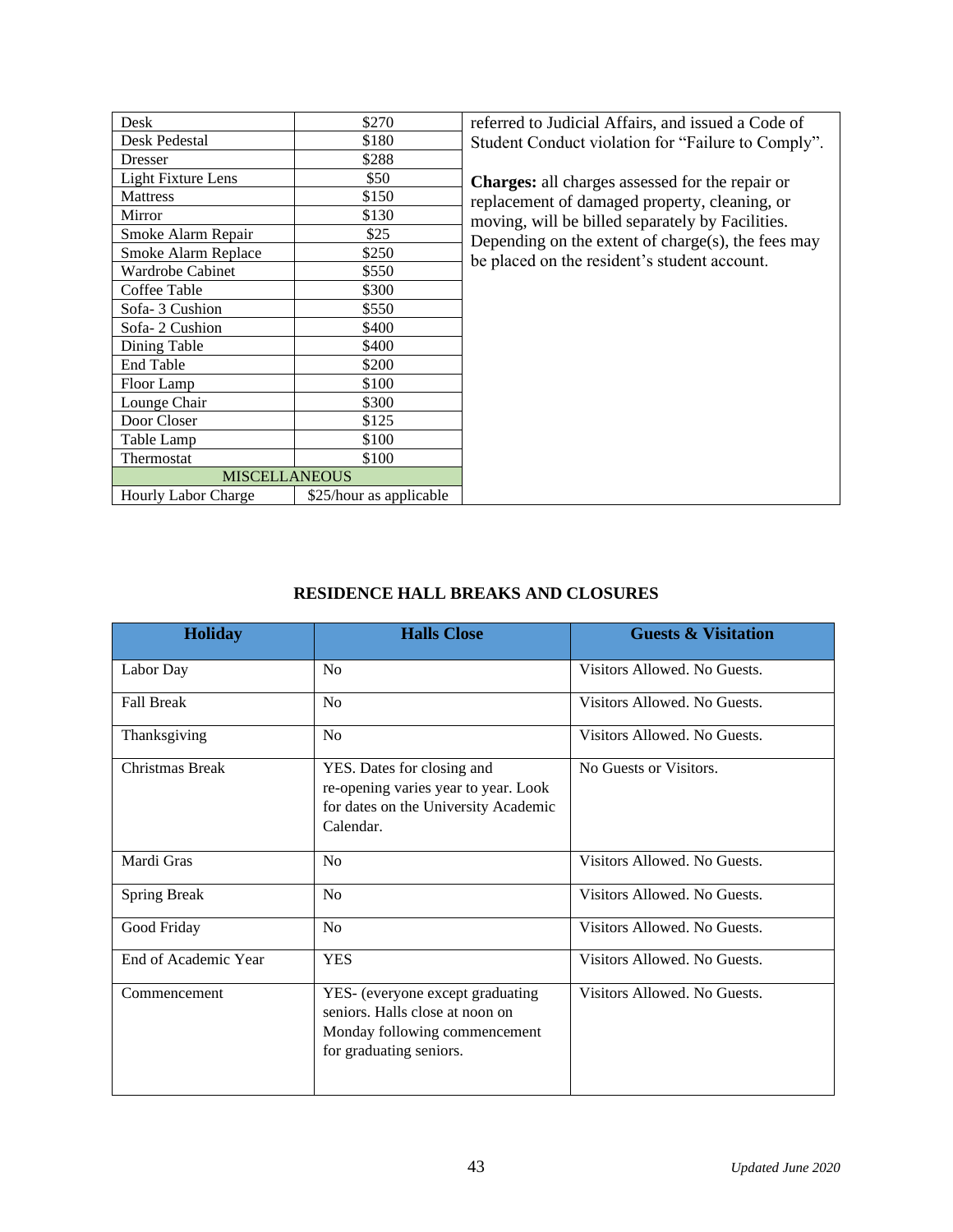| Desk | $270 |
|---|---|
| Desk Pedestal | $180 |
| Dresser | $288 |
| Light Fixture Lens | $50 |
| Mattress | $150 |
| Mirror | $130 |
| Smoke Alarm Repair | $25 |
| Smoke Alarm Replace | $250 |
| Wardrobe Cabinet | $550 |
| Coffee Table | $300 |
| Sofa- 3 Cushion | $550 |
| Sofa- 2 Cushion | $400 |
| Dining Table | $400 |
| End Table | $200 |
| Floor Lamp | $100 |
| Lounge Chair | $300 |
| Door Closer | $125 |
| Table Lamp | $100 |
| Thermostat | $100 |
| MISCELLANEOUS | |
| Hourly Labor Charge | $25/hour as applicable |

referred to Judicial Affairs, and issued a Code of Student Conduct violation for "Failure to Comply".

**Charges:** all charges assessed for the repair or replacement of damaged property, cleaning, or moving, will be billed separately by Facilities. Depending on the extent of charge(s), the fees may be placed on the resident's student account.

## RESIDENCE HALL BREAKS AND CLOSURES

| Holiday | Halls Close | Guests & Visitation |
|---|---|---|
| Labor Day | No | Visitors Allowed. No Guests. |
| Fall Break | No | Visitors Allowed. No Guests. |
| Thanksgiving | No | Visitors Allowed. No Guests. |
| Christmas Break | YES. Dates for closing and re-opening varies year to year. Look for dates on the University Academic Calendar. | No Guests or Visitors. |
| Mardi Gras | No | Visitors Allowed. No Guests. |
| Spring Break | No | Visitors Allowed. No Guests. |
| Good Friday | No | Visitors Allowed. No Guests. |
| End of Academic Year | YES | Visitors Allowed. No Guests. |
| Commencement | YES- (everyone except graduating seniors. Halls close at noon on Monday following commencement for graduating seniors. | Visitors Allowed. No Guests. |

*Updated June 2020*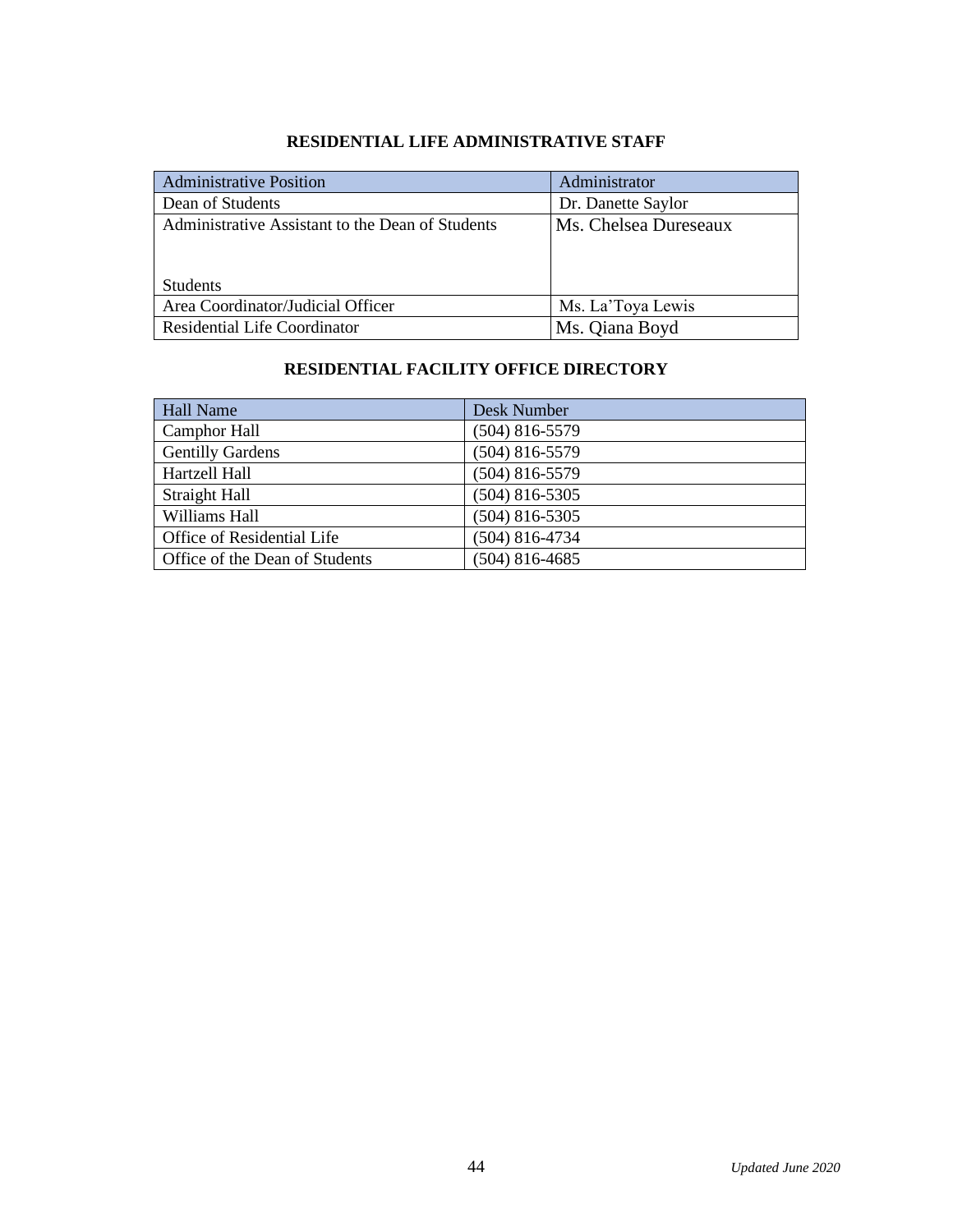**RESIDENTIAL LIFE ADMINISTRATIVE STAFF**

| Administrative Position | Administrator |
|---|---|
| Dean of Students | Dr. Danette Saylor |
| Administrative Assistant to the Dean of Students<br><br>Students | Ms. Chelsea Dureseaux |
| Area Coordinator/Judicial Officer | Ms. La'Toya Lewis |
| Residential Life Coordinator | Ms. Qiana Boyd |

**RESIDENTIAL FACILITY OFFICE DIRECTORY**

| Hall Name | Desk Number |
|---|---|
| Camphor Hall | (504) 816-5579 |
| Gentilly Gardens | (504) 816-5579 |
| Hartzell Hall | (504) 816-5579 |
| Straight Hall | (504) 816-5305 |
| Williams Hall | (504) 816-5305 |
| Office of Residential Life | (504) 816-4734 |
| Office of the Dean of Students | (504) 816-4685 |

*Updated June 2020*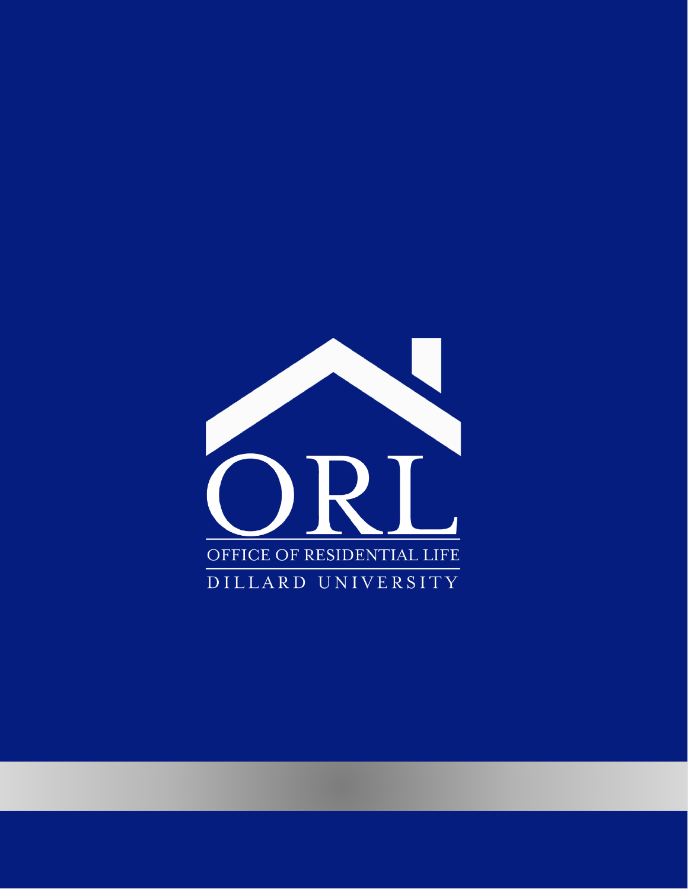ORL

OFFICE OF RESIDENTIAL LIFE

DILLARD UNIVERSITY